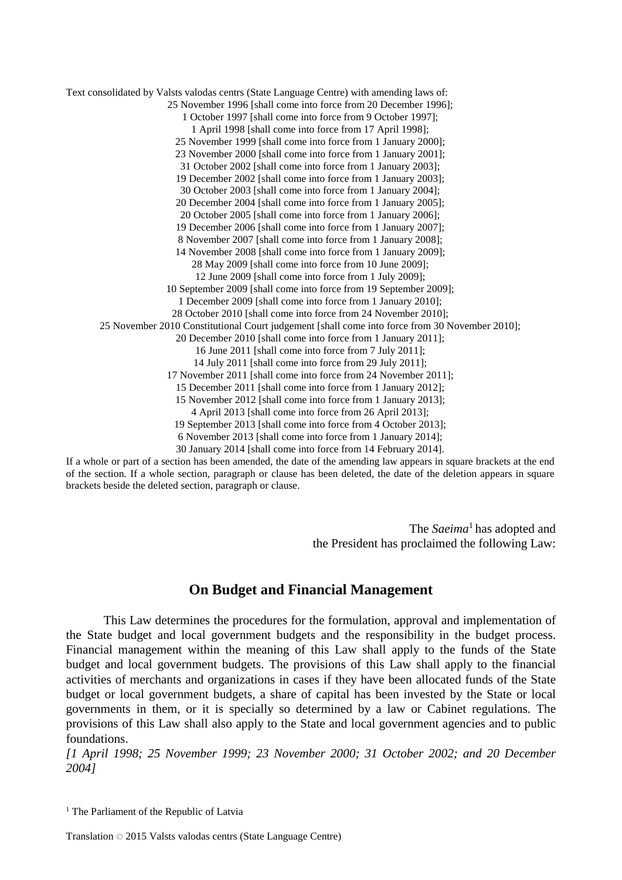Text consolidated by Valsts valodas centrs (State Language Centre) with amending laws of:

25 November 1996 [shall come into force from 20 December 1996];
1 October 1997 [shall come into force from 9 October 1997];
1 April 1998 [shall come into force from 17 April 1998];
25 November 1999 [shall come into force from 1 January 2000];
23 November 2000 [shall come into force from 1 January 2001];
31 October 2002 [shall come into force from 1 January 2003];
19 December 2002 [shall come into force from 1 January 2003];
30 October 2003 [shall come into force from 1 January 2004];
20 December 2004 [shall come into force from 1 January 2005];
20 October 2005 [shall come into force from 1 January 2006];
19 December 2006 [shall come into force from 1 January 2007];
8 November 2007 [shall come into force from 1 January 2008];
14 November 2008 [shall come into force from 1 January 2009];
28 May 2009 [shall come into force from 10 June 2009];
12 June 2009 [shall come into force from 1 July 2009];
10 September 2009 [shall come into force from 19 September 2009];
1 December 2009 [shall come into force from 1 January 2010];
28 October 2010 [shall come into force from 24 November 2010];
25 November 2010 Constitutional Court judgement [shall come into force from 30 November 2010];
20 December 2010 [shall come into force from 1 January 2011];
16 June 2011 [shall come into force from 7 July 2011];
14 July 2011 [shall come into force from 29 July 2011];
17 November 2011 [shall come into force from 24 November 2011];
15 December 2011 [shall come into force from 1 January 2012];
15 November 2012 [shall come into force from 1 January 2013];
4 April 2013 [shall come into force from 26 April 2013];
19 September 2013 [shall come into force from 4 October 2013];
6 November 2013 [shall come into force from 1 January 2014];
30 January 2014 [shall come into force from 14 February 2014].

If a whole or part of a section has been amended, the date of the amending law appears in square brackets at the end of the section. If a whole section, paragraph or clause has been deleted, the date of the deletion appears in square brackets beside the deleted section, paragraph or clause.

The *Saeima*[1] has adopted and
the President has proclaimed the following Law:

# On Budget and Financial Management

This Law determines the procedures for the formulation, approval and implementation of the State budget and local government budgets and the responsibility in the budget process. Financial management within the meaning of this Law shall apply to the funds of the State budget and local government budgets. The provisions of this Law shall apply to the financial activities of merchants and organizations in cases if they have been allocated funds of the State budget or local government budgets, a share of capital has been invested by the State or local governments in them, or it is specially so determined by a law or Cabinet regulations. The provisions of this Law shall also apply to the State and local government agencies and to public foundations.

*[1 April 1998; 25 November 1999; 23 November 2000; 31 October 2002; and 20 December 2004]*

[1] The Parliament of the Republic of Latvia

Translation © 2015 Valsts valodas centrs (State Language Centre)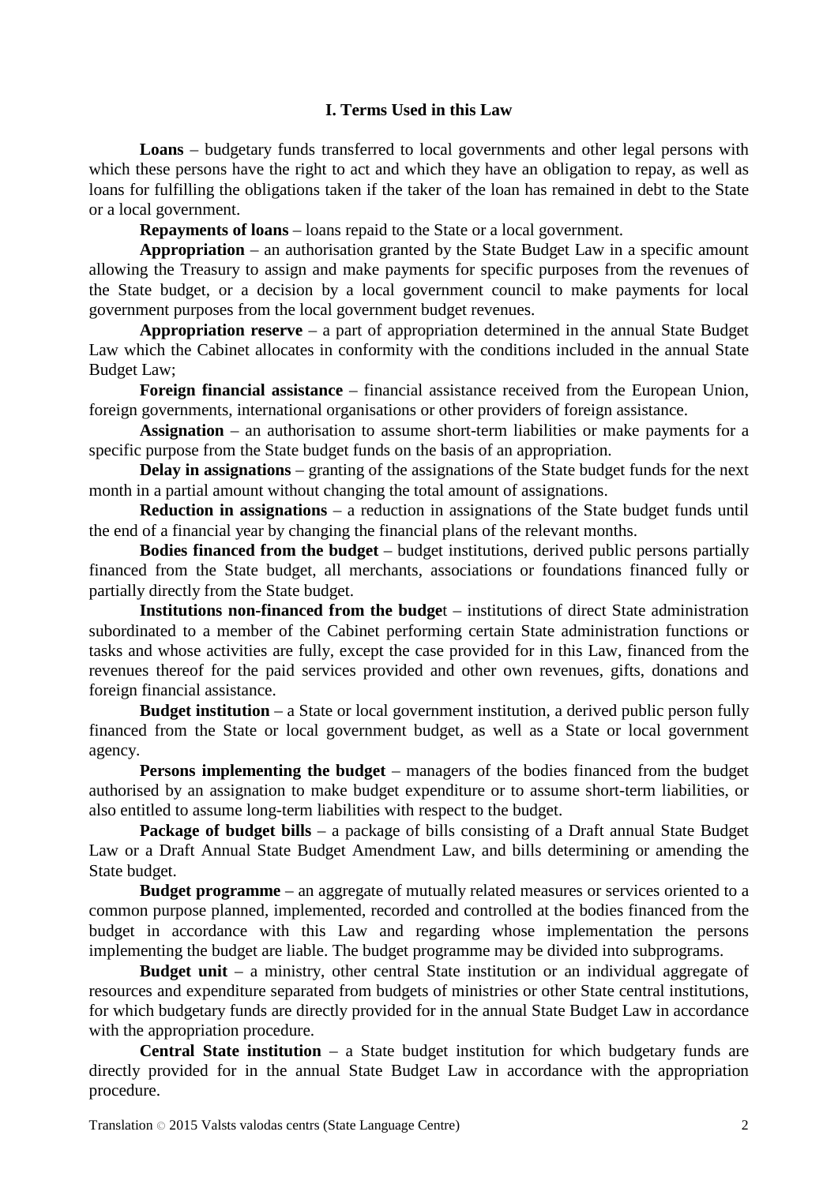## I. Terms Used in this Law

**Loans** – budgetary funds transferred to local governments and other legal persons with which these persons have the right to act and which they have an obligation to repay, as well as loans for fulfilling the obligations taken if the taker of the loan has remained in debt to the State or a local government.

**Repayments of loans** – loans repaid to the State or a local government.

**Appropriation** – an authorisation granted by the State Budget Law in a specific amount allowing the Treasury to assign and make payments for specific purposes from the revenues of the State budget, or a decision by a local government council to make payments for local government purposes from the local government budget revenues.

**Appropriation reserve** – a part of appropriation determined in the annual State Budget Law which the Cabinet allocates in conformity with the conditions included in the annual State Budget Law;

**Foreign financial assistance** – financial assistance received from the European Union, foreign governments, international organisations or other providers of foreign assistance.

**Assignation** – an authorisation to assume short-term liabilities or make payments for a specific purpose from the State budget funds on the basis of an appropriation.

**Delay in assignations** – granting of the assignations of the State budget funds for the next month in a partial amount without changing the total amount of assignations.

**Reduction in assignations** – a reduction in assignations of the State budget funds until the end of a financial year by changing the financial plans of the relevant months.

**Bodies financed from the budget** – budget institutions, derived public persons partially financed from the State budget, all merchants, associations or foundations financed fully or partially directly from the State budget.

**Institutions non-financed from the budget** – institutions of direct State administration subordinated to a member of the Cabinet performing certain State administration functions or tasks and whose activities are fully, except the case provided for in this Law, financed from the revenues thereof for the paid services provided and other own revenues, gifts, donations and foreign financial assistance.

**Budget institution** – a State or local government institution, a derived public person fully financed from the State or local government budget, as well as a State or local government agency.

**Persons implementing the budget** – managers of the bodies financed from the budget authorised by an assignation to make budget expenditure or to assume short-term liabilities, or also entitled to assume long-term liabilities with respect to the budget.

**Package of budget bills** – a package of bills consisting of a Draft annual State Budget Law or a Draft Annual State Budget Amendment Law, and bills determining or amending the State budget.

**Budget programme** – an aggregate of mutually related measures or services oriented to a common purpose planned, implemented, recorded and controlled at the bodies financed from the budget in accordance with this Law and regarding whose implementation the persons implementing the budget are liable. The budget programme may be divided into subprograms.

**Budget unit** – a ministry, other central State institution or an individual aggregate of resources and expenditure separated from budgets of ministries or other State central institutions, for which budgetary funds are directly provided for in the annual State Budget Law in accordance with the appropriation procedure.

**Central State institution** – a State budget institution for which budgetary funds are directly provided for in the annual State Budget Law in accordance with the appropriation procedure.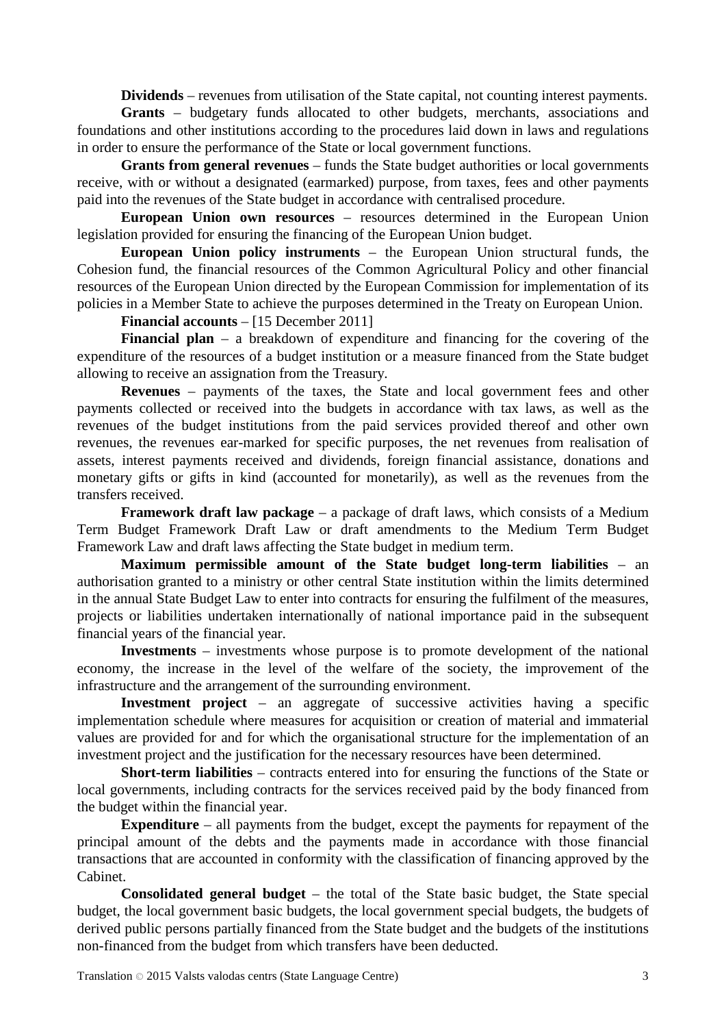**Dividends** – revenues from utilisation of the State capital, not counting interest payments.

**Grants** – budgetary funds allocated to other budgets, merchants, associations and foundations and other institutions according to the procedures laid down in laws and regulations in order to ensure the performance of the State or local government functions.

**Grants from general revenues** – funds the State budget authorities or local governments receive, with or without a designated (earmarked) purpose, from taxes, fees and other payments paid into the revenues of the State budget in accordance with centralised procedure.

**European Union own resources** – resources determined in the European Union legislation provided for ensuring the financing of the European Union budget.

**European Union policy instruments** – the European Union structural funds, the Cohesion fund, the financial resources of the Common Agricultural Policy and other financial resources of the European Union directed by the European Commission for implementation of its policies in a Member State to achieve the purposes determined in the Treaty on European Union.

**Financial accounts** – [15 December 2011]

**Financial plan** – a breakdown of expenditure and financing for the covering of the expenditure of the resources of a budget institution or a measure financed from the State budget allowing to receive an assignation from the Treasury.

**Revenues** – payments of the taxes, the State and local government fees and other payments collected or received into the budgets in accordance with tax laws, as well as the revenues of the budget institutions from the paid services provided thereof and other own revenues, the revenues ear-marked for specific purposes, the net revenues from realisation of assets, interest payments received and dividends, foreign financial assistance, donations and monetary gifts or gifts in kind (accounted for monetarily), as well as the revenues from the transfers received.

**Framework draft law package** – a package of draft laws, which consists of a Medium Term Budget Framework Draft Law or draft amendments to the Medium Term Budget Framework Law and draft laws affecting the State budget in medium term.

**Maximum permissible amount of the State budget long-term liabilities** – an authorisation granted to a ministry or other central State institution within the limits determined in the annual State Budget Law to enter into contracts for ensuring the fulfilment of the measures, projects or liabilities undertaken internationally of national importance paid in the subsequent financial years of the financial year.

**Investments** – investments whose purpose is to promote development of the national economy, the increase in the level of the welfare of the society, the improvement of the infrastructure and the arrangement of the surrounding environment.

**Investment project** – an aggregate of successive activities having a specific implementation schedule where measures for acquisition or creation of material and immaterial values are provided for and for which the organisational structure for the implementation of an investment project and the justification for the necessary resources have been determined.

**Short-term liabilities** – contracts entered into for ensuring the functions of the State or local governments, including contracts for the services received paid by the body financed from the budget within the financial year.

**Expenditure** – all payments from the budget, except the payments for repayment of the principal amount of the debts and the payments made in accordance with those financial transactions that are accounted in conformity with the classification of financing approved by the Cabinet.

**Consolidated general budget** – the total of the State basic budget, the State special budget, the local government basic budgets, the local government special budgets, the budgets of derived public persons partially financed from the State budget and the budgets of the institutions non-financed from the budget from which transfers have been deducted.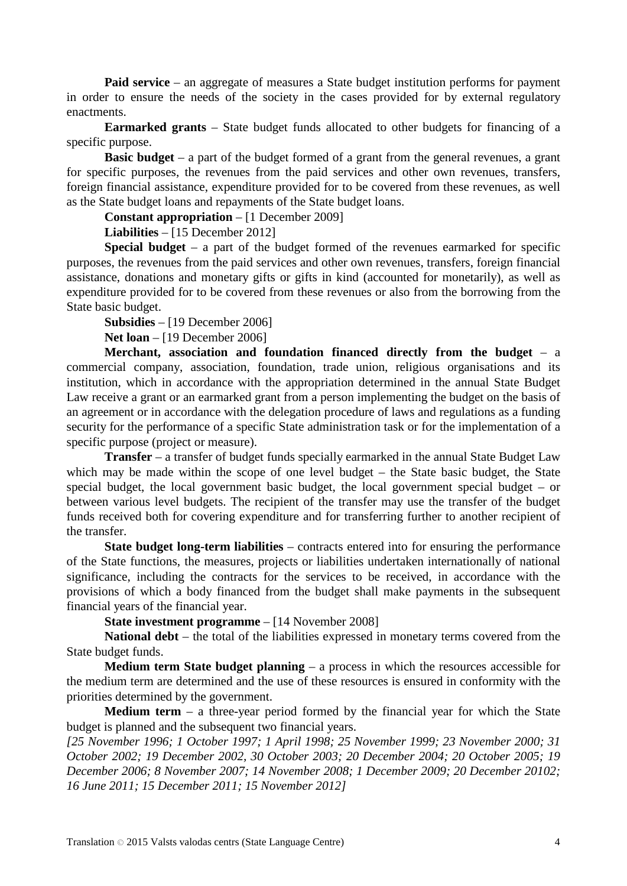**Paid service** – an aggregate of measures a State budget institution performs for payment in order to ensure the needs of the society in the cases provided for by external regulatory enactments.

**Earmarked grants** – State budget funds allocated to other budgets for financing of a specific purpose.

**Basic budget** – a part of the budget formed of a grant from the general revenues, a grant for specific purposes, the revenues from the paid services and other own revenues, transfers, foreign financial assistance, expenditure provided for to be covered from these revenues, as well as the State budget loans and repayments of the State budget loans.

**Constant appropriation** – [1 December 2009]

**Liabilities** – [15 December 2012]

**Special budget** – a part of the budget formed of the revenues earmarked for specific purposes, the revenues from the paid services and other own revenues, transfers, foreign financial assistance, donations and monetary gifts or gifts in kind (accounted for monetarily), as well as expenditure provided for to be covered from these revenues or also from the borrowing from the State basic budget.

**Subsidies** – [19 December 2006]

**Net loan** – [19 December 2006]

**Merchant, association and foundation financed directly from the budget** – a commercial company, association, foundation, trade union, religious organisations and its institution, which in accordance with the appropriation determined in the annual State Budget Law receive a grant or an earmarked grant from a person implementing the budget on the basis of an agreement or in accordance with the delegation procedure of laws and regulations as a funding security for the performance of a specific State administration task or for the implementation of a specific purpose (project or measure).

**Transfer** – a transfer of budget funds specially earmarked in the annual State Budget Law which may be made within the scope of one level budget – the State basic budget, the State special budget, the local government basic budget, the local government special budget – or between various level budgets. The recipient of the transfer may use the transfer of the budget funds received both for covering expenditure and for transferring further to another recipient of the transfer.

**State budget long-term liabilities** – contracts entered into for ensuring the performance of the State functions, the measures, projects or liabilities undertaken internationally of national significance, including the contracts for the services to be received, in accordance with the provisions of which a body financed from the budget shall make payments in the subsequent financial years of the financial year.

**State investment programme** – [14 November 2008]

**National debt** – the total of the liabilities expressed in monetary terms covered from the State budget funds.

**Medium term State budget planning** – a process in which the resources accessible for the medium term are determined and the use of these resources is ensured in conformity with the priorities determined by the government.

**Medium term** – a three-year period formed by the financial year for which the State budget is planned and the subsequent two financial years.

*[25 November 1996; 1 October 1997; 1 April 1998; 25 November 1999; 23 November 2000; 31 October 2002; 19 December 2002, 30 October 2003; 20 December 2004; 20 October 2005; 19 December 2006; 8 November 2007; 14 November 2008; 1 December 2009; 20 December 20102; 16 June 2011; 15 December 2011; 15 November 2012]*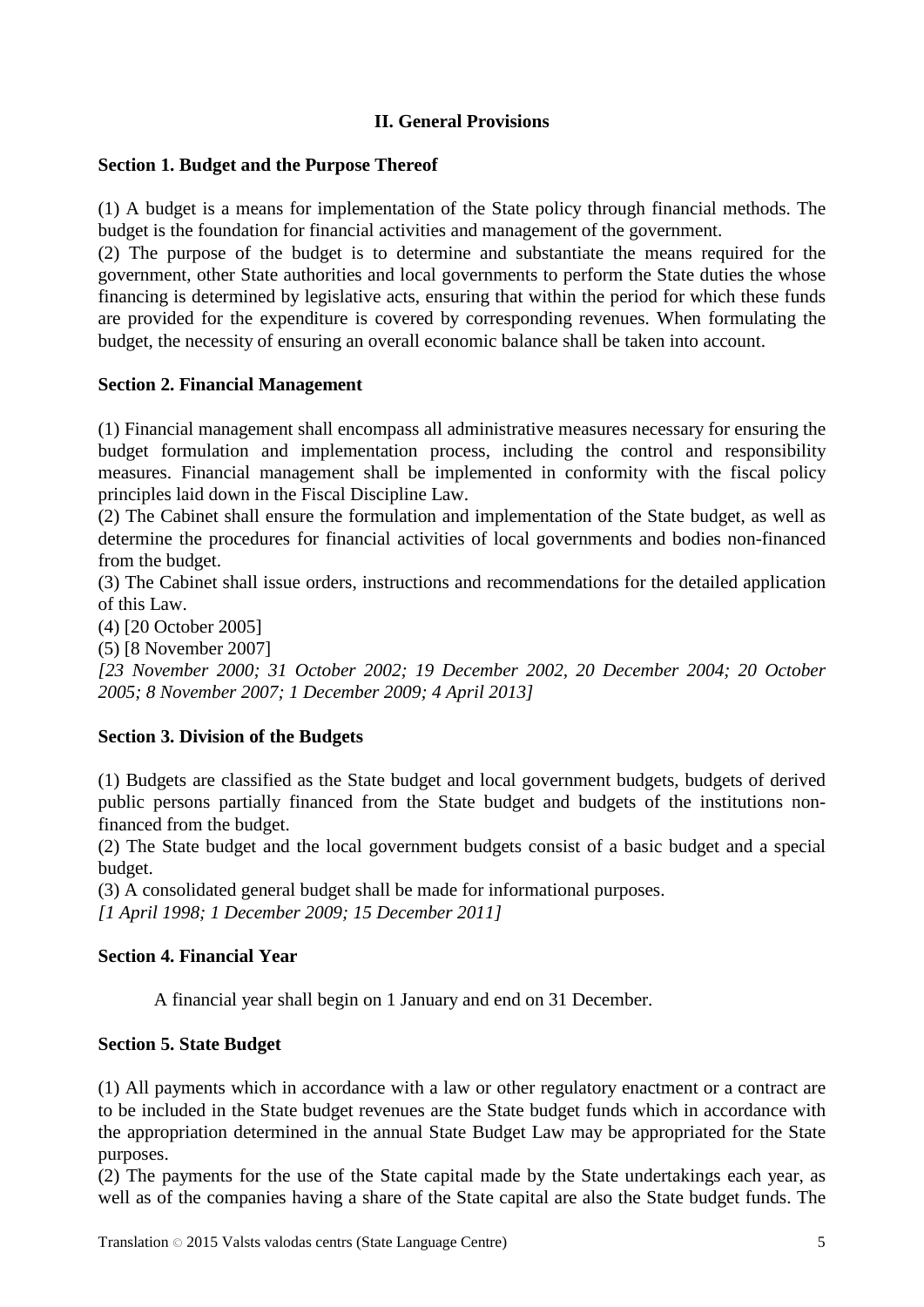## II. General Provisions

### Section 1. Budget and the Purpose Thereof

(1) A budget is a means for implementation of the State policy through financial methods. The budget is the foundation for financial activities and management of the government.
(2) The purpose of the budget is to determine and substantiate the means required for the government, other State authorities and local governments to perform the State duties the whose financing is determined by legislative acts, ensuring that within the period for which these funds are provided for the expenditure is covered by corresponding revenues. When formulating the budget, the necessity of ensuring an overall economic balance shall be taken into account.

### Section 2. Financial Management

(1) Financial management shall encompass all administrative measures necessary for ensuring the budget formulation and implementation process, including the control and responsibility measures. Financial management shall be implemented in conformity with the fiscal policy principles laid down in the Fiscal Discipline Law.
(2) The Cabinet shall ensure the formulation and implementation of the State budget, as well as determine the procedures for financial activities of local governments and bodies non-financed from the budget.
(3) The Cabinet shall issue orders, instructions and recommendations for the detailed application of this Law.
(4) [20 October 2005]
(5) [8 November 2007]
*[23 November 2000; 31 October 2002; 19 December 2002, 20 December 2004; 20 October 2005; 8 November 2007; 1 December 2009; 4 April 2013]*

### Section 3. Division of the Budgets

(1) Budgets are classified as the State budget and local government budgets, budgets of derived public persons partially financed from the State budget and budgets of the institutions non-financed from the budget.
(2) The State budget and the local government budgets consist of a basic budget and a special budget.
(3) A consolidated general budget shall be made for informational purposes.
*[1 April 1998; 1 December 2009; 15 December 2011]*

### Section 4. Financial Year

A financial year shall begin on 1 January and end on 31 December.

### Section 5. State Budget

(1) All payments which in accordance with a law or other regulatory enactment or a contract are to be included in the State budget revenues are the State budget funds which in accordance with the appropriation determined in the annual State Budget Law may be appropriated for the State purposes.
(2) The payments for the use of the State capital made by the State undertakings each year, as well as of the companies having a share of the State capital are also the State budget funds. The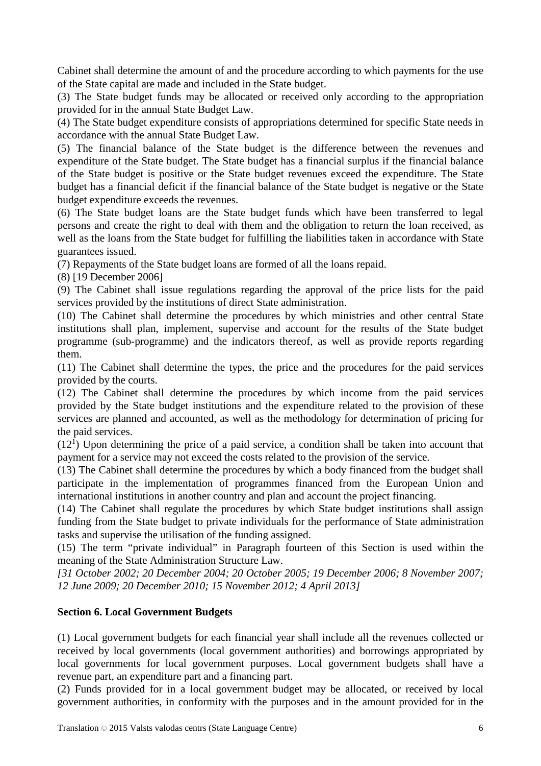Cabinet shall determine the amount of and the procedure according to which payments for the use of the State capital are made and included in the State budget.

(3) The State budget funds may be allocated or received only according to the appropriation provided for in the annual State Budget Law.

(4) The State budget expenditure consists of appropriations determined for specific State needs in accordance with the annual State Budget Law.

(5) The financial balance of the State budget is the difference between the revenues and expenditure of the State budget. The State budget has a financial surplus if the financial balance of the State budget is positive or the State budget revenues exceed the expenditure. The State budget has a financial deficit if the financial balance of the State budget is negative or the State budget expenditure exceeds the revenues.

(6) The State budget loans are the State budget funds which have been transferred to legal persons and create the right to deal with them and the obligation to return the loan received, as well as the loans from the State budget for fulfilling the liabilities taken in accordance with State guarantees issued.

(7) Repayments of the State budget loans are formed of all the loans repaid.

(8) [19 December 2006]

(9) The Cabinet shall issue regulations regarding the approval of the price lists for the paid services provided by the institutions of direct State administration.

(10) The Cabinet shall determine the procedures by which ministries and other central State institutions shall plan, implement, supervise and account for the results of the State budget programme (sub-programme) and the indicators thereof, as well as provide reports regarding them.

(11) The Cabinet shall determine the types, the price and the procedures for the paid services provided by the courts.

(12) The Cabinet shall determine the procedures by which income from the paid services provided by the State budget institutions and the expenditure related to the provision of these services are planned and accounted, as well as the methodology for determination of pricing for the paid services.

($12^1$) Upon determining the price of a paid service, a condition shall be taken into account that payment for a service may not exceed the costs related to the provision of the service.

(13) The Cabinet shall determine the procedures by which a body financed from the budget shall participate in the implementation of programmes financed from the European Union and international institutions in another country and plan and account the project financing.

(14) The Cabinet shall regulate the procedures by which State budget institutions shall assign funding from the State budget to private individuals for the performance of State administration tasks and supervise the utilisation of the funding assigned.

(15) The term "private individual" in Paragraph fourteen of this Section is used within the meaning of the State Administration Structure Law.

*[31 October 2002; 20 December 2004; 20 October 2005; 19 December 2006; 8 November 2007; 12 June 2009; 20 December 2010; 15 November 2012; 4 April 2013]*

**Section 6. Local Government Budgets**

(1) Local government budgets for each financial year shall include all the revenues collected or received by local governments (local government authorities) and borrowings appropriated by local governments for local government purposes. Local government budgets shall have a revenue part, an expenditure part and a financing part.

(2) Funds provided for in a local government budget may be allocated, or received by local government authorities, in conformity with the purposes and in the amount provided for in the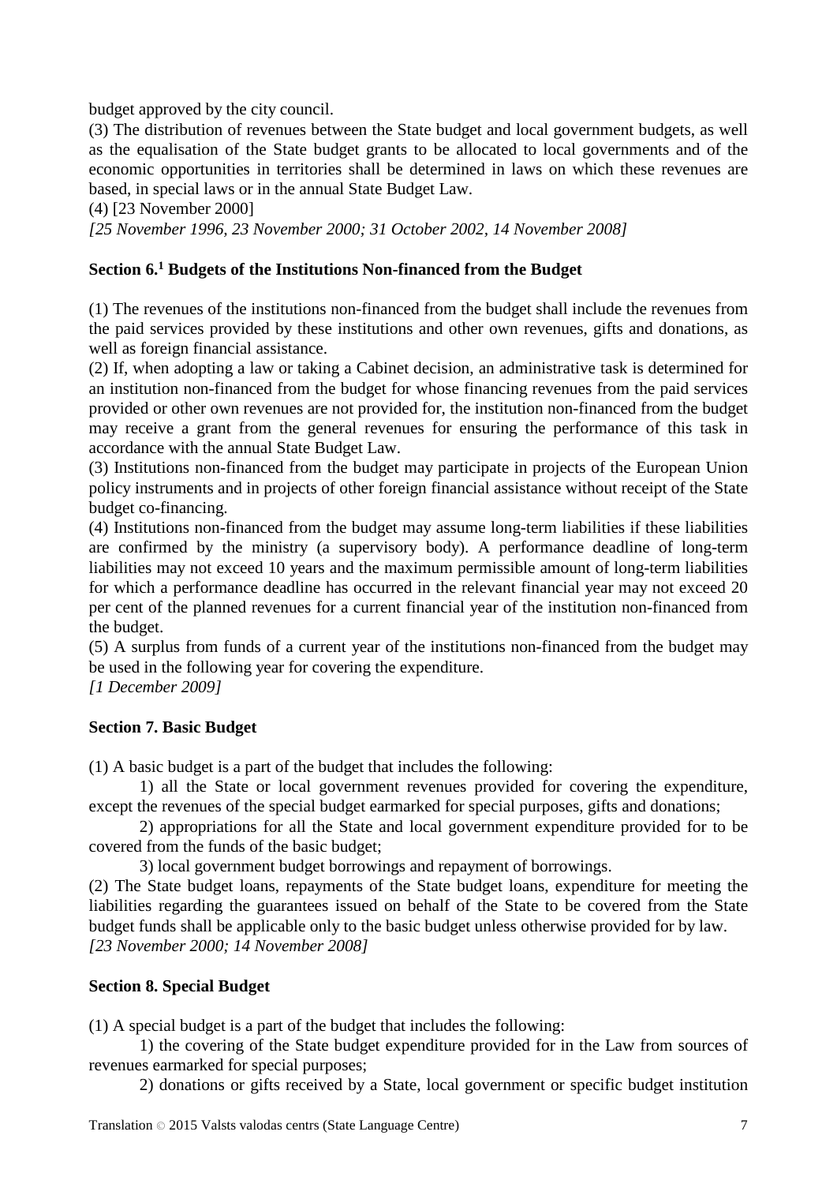budget approved by the city council.

(3) The distribution of revenues between the State budget and local government budgets, as well as the equalisation of the State budget grants to be allocated to local governments and of the economic opportunities in territories shall be determined in laws on which these revenues are based, in special laws or in the annual State Budget Law.

(4) [23 November 2000]

*[25 November 1996, 23 November 2000; 31 October 2002, 14 November 2008]*

### Section 6.[1] Budgets of the Institutions Non-financed from the Budget

(1) The revenues of the institutions non-financed from the budget shall include the revenues from the paid services provided by these institutions and other own revenues, gifts and donations, as well as foreign financial assistance.

(2) If, when adopting a law or taking a Cabinet decision, an administrative task is determined for an institution non-financed from the budget for whose financing revenues from the paid services provided or other own revenues are not provided for, the institution non-financed from the budget may receive a grant from the general revenues for ensuring the performance of this task in accordance with the annual State Budget Law.

(3) Institutions non-financed from the budget may participate in projects of the European Union policy instruments and in projects of other foreign financial assistance without receipt of the State budget co-financing.

(4) Institutions non-financed from the budget may assume long-term liabilities if these liabilities are confirmed by the ministry (a supervisory body). A performance deadline of long-term liabilities may not exceed 10 years and the maximum permissible amount of long-term liabilities for which a performance deadline has occurred in the relevant financial year may not exceed 20 per cent of the planned revenues for a current financial year of the institution non-financed from the budget.

(5) A surplus from funds of a current year of the institutions non-financed from the budget may be used in the following year for covering the expenditure.

*[1 December 2009]*

### Section 7. Basic Budget

(1) A basic budget is a part of the budget that includes the following:

1) all the State or local government revenues provided for covering the expenditure, except the revenues of the special budget earmarked for special purposes, gifts and donations;

2) appropriations for all the State and local government expenditure provided for to be covered from the funds of the basic budget;

3) local government budget borrowings and repayment of borrowings.

(2) The State budget loans, repayments of the State budget loans, expenditure for meeting the liabilities regarding the guarantees issued on behalf of the State to be covered from the State budget funds shall be applicable only to the basic budget unless otherwise provided for by law.

*[23 November 2000; 14 November 2008]*

### Section 8. Special Budget

(1) A special budget is a part of the budget that includes the following:

1) the covering of the State budget expenditure provided for in the Law from sources of revenues earmarked for special purposes;

2) donations or gifts received by a State, local government or specific budget institution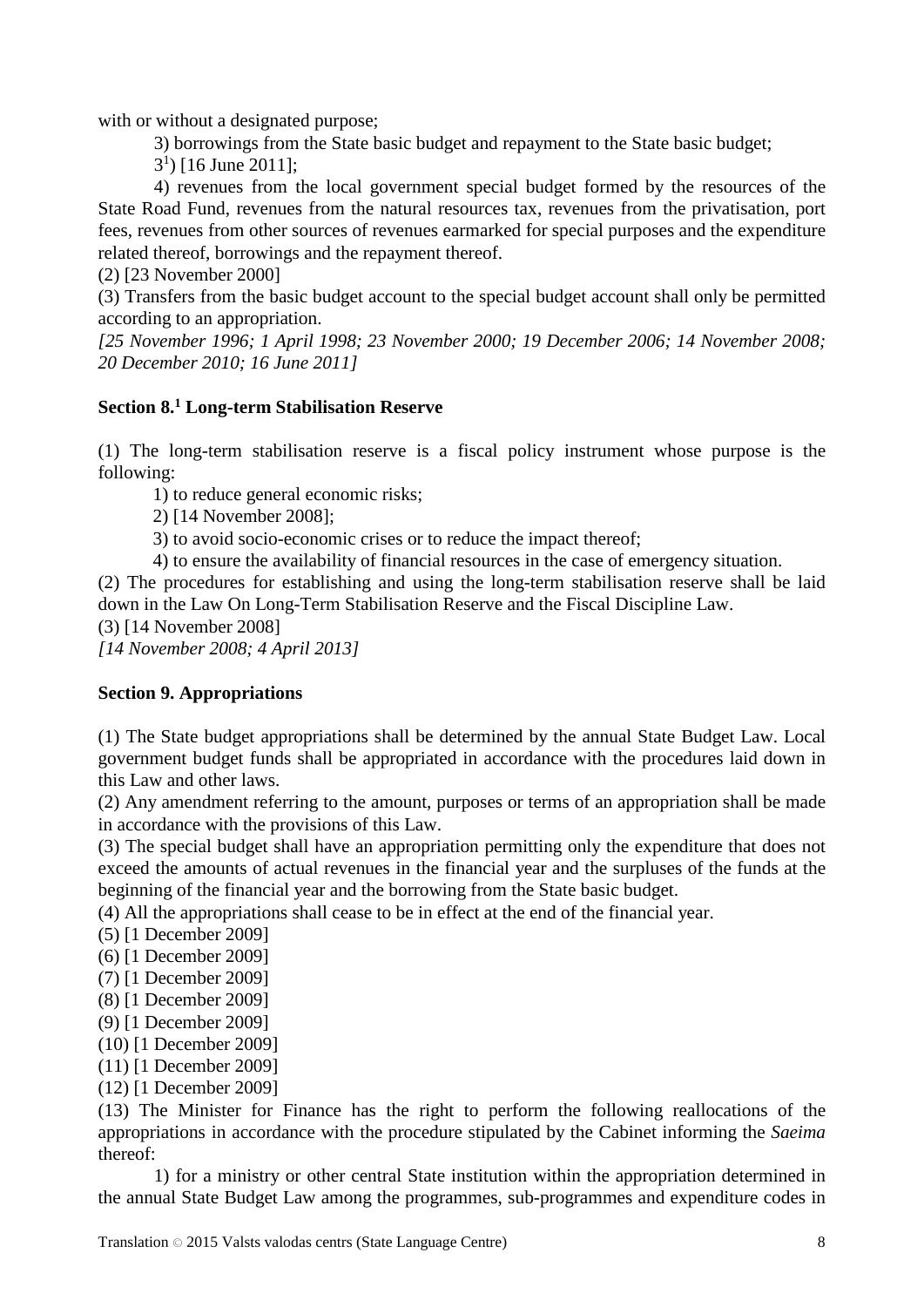with or without a designated purpose;

3) borrowings from the State basic budget and repayment to the State basic budget;

3[1]) [16 June 2011];

4) revenues from the local government special budget formed by the resources of the State Road Fund, revenues from the natural resources tax, revenues from the privatisation, port fees, revenues from other sources of revenues earmarked for special purposes and the expenditure related thereof, borrowings and the repayment thereof.

(2) [23 November 2000]

(3) Transfers from the basic budget account to the special budget account shall only be permitted according to an appropriation.

*[25 November 1996; 1 April 1998; 23 November 2000; 19 December 2006; 14 November 2008; 20 December 2010; 16 June 2011]*

**Section 8.[1] Long-term Stabilisation Reserve**

(1) The long-term stabilisation reserve is a fiscal policy instrument whose purpose is the following:

1) to reduce general economic risks;

2) [14 November 2008];

3) to avoid socio-economic crises or to reduce the impact thereof;

4) to ensure the availability of financial resources in the case of emergency situation.

(2) The procedures for establishing and using the long-term stabilisation reserve shall be laid down in the Law On Long-Term Stabilisation Reserve and the Fiscal Discipline Law.

(3) [14 November 2008]

*[14 November 2008; 4 April 2013]*

**Section 9. Appropriations**

(1) The State budget appropriations shall be determined by the annual State Budget Law. Local government budget funds shall be appropriated in accordance with the procedures laid down in this Law and other laws.

(2) Any amendment referring to the amount, purposes or terms of an appropriation shall be made in accordance with the provisions of this Law.

(3) The special budget shall have an appropriation permitting only the expenditure that does not exceed the amounts of actual revenues in the financial year and the surpluses of the funds at the beginning of the financial year and the borrowing from the State basic budget.

(4) All the appropriations shall cease to be in effect at the end of the financial year.

(5) [1 December 2009]

(6) [1 December 2009]

(7) [1 December 2009]

(8) [1 December 2009]

(9) [1 December 2009]

(10) [1 December 2009]

(11) [1 December 2009]

(12) [1 December 2009]

(13) The Minister for Finance has the right to perform the following reallocations of the appropriations in accordance with the procedure stipulated by the Cabinet informing the *Saeima* thereof:

1) for a ministry or other central State institution within the appropriation determined in the annual State Budget Law among the programmes, sub-programmes and expenditure codes in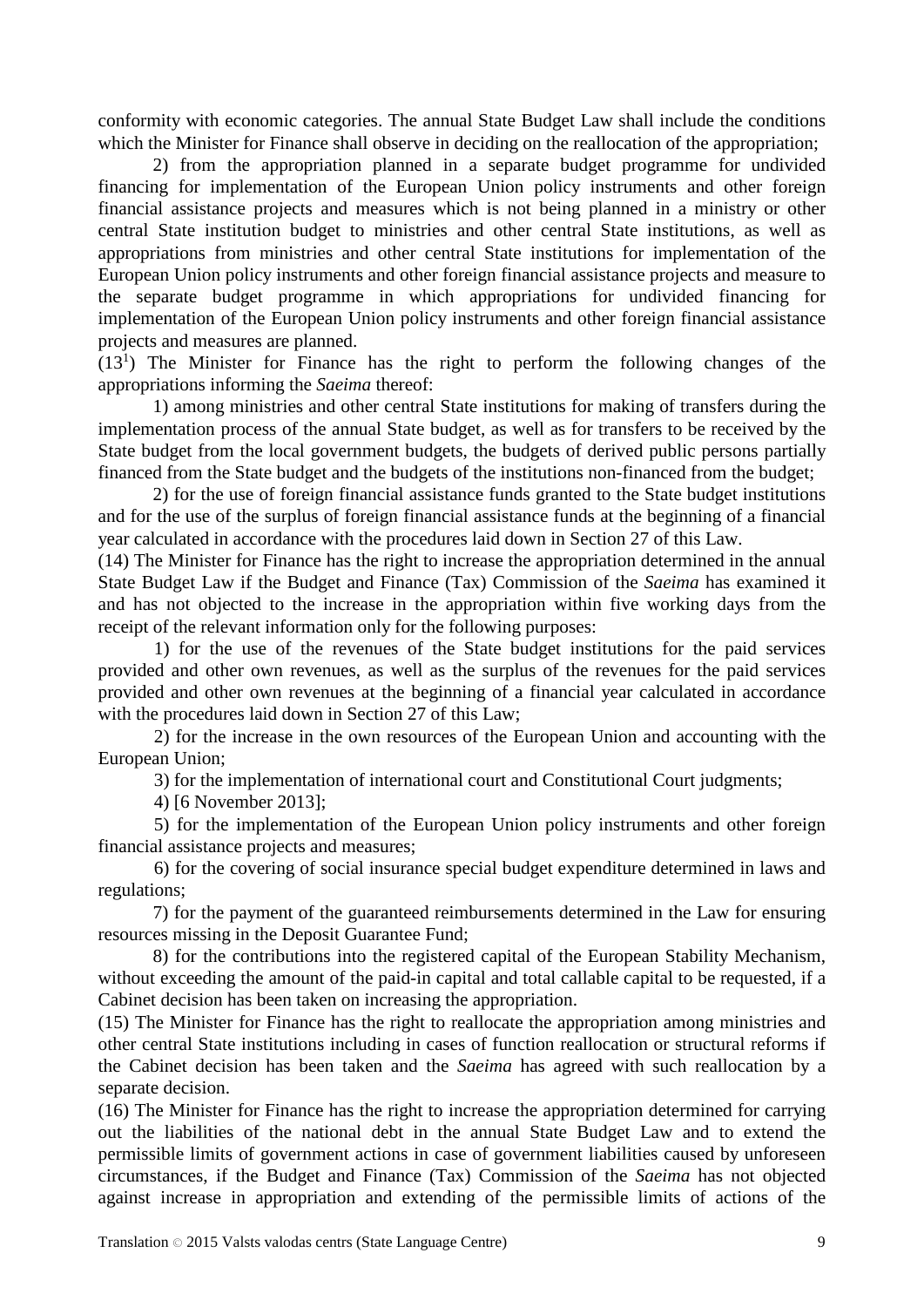conformity with economic categories. The annual State Budget Law shall include the conditions which the Minister for Finance shall observe in deciding on the reallocation of the appropriation;

2) from the appropriation planned in a separate budget programme for undivided financing for implementation of the European Union policy instruments and other foreign financial assistance projects and measures which is not being planned in a ministry or other central State institution budget to ministries and other central State institutions, as well as appropriations from ministries and other central State institutions for implementation of the European Union policy instruments and other foreign financial assistance projects and measure to the separate budget programme in which appropriations for undivided financing for implementation of the European Union policy instruments and other foreign financial assistance projects and measures are planned.

(13[1]) The Minister for Finance has the right to perform the following changes of the appropriations informing the *Saeima* thereof:

1) among ministries and other central State institutions for making of transfers during the implementation process of the annual State budget, as well as for transfers to be received by the State budget from the local government budgets, the budgets of derived public persons partially financed from the State budget and the budgets of the institutions non-financed from the budget;

2) for the use of foreign financial assistance funds granted to the State budget institutions and for the use of the surplus of foreign financial assistance funds at the beginning of a financial year calculated in accordance with the procedures laid down in Section 27 of this Law.

(14) The Minister for Finance has the right to increase the appropriation determined in the annual State Budget Law if the Budget and Finance (Tax) Commission of the *Saeima* has examined it and has not objected to the increase in the appropriation within five working days from the receipt of the relevant information only for the following purposes:

1) for the use of the revenues of the State budget institutions for the paid services provided and other own revenues, as well as the surplus of the revenues for the paid services provided and other own revenues at the beginning of a financial year calculated in accordance with the procedures laid down in Section 27 of this Law;

2) for the increase in the own resources of the European Union and accounting with the European Union;

3) for the implementation of international court and Constitutional Court judgments;

4) [6 November 2013];

5) for the implementation of the European Union policy instruments and other foreign financial assistance projects and measures;

6) for the covering of social insurance special budget expenditure determined in laws and regulations;

7) for the payment of the guaranteed reimbursements determined in the Law for ensuring resources missing in the Deposit Guarantee Fund;

8) for the contributions into the registered capital of the European Stability Mechanism, without exceeding the amount of the paid-in capital and total callable capital to be requested, if a Cabinet decision has been taken on increasing the appropriation.

(15) The Minister for Finance has the right to reallocate the appropriation among ministries and other central State institutions including in cases of function reallocation or structural reforms if the Cabinet decision has been taken and the *Saeima* has agreed with such reallocation by a separate decision.

(16) The Minister for Finance has the right to increase the appropriation determined for carrying out the liabilities of the national debt in the annual State Budget Law and to extend the permissible limits of government actions in case of government liabilities caused by unforeseen circumstances, if the Budget and Finance (Tax) Commission of the *Saeima* has not objected against increase in appropriation and extending of the permissible limits of actions of the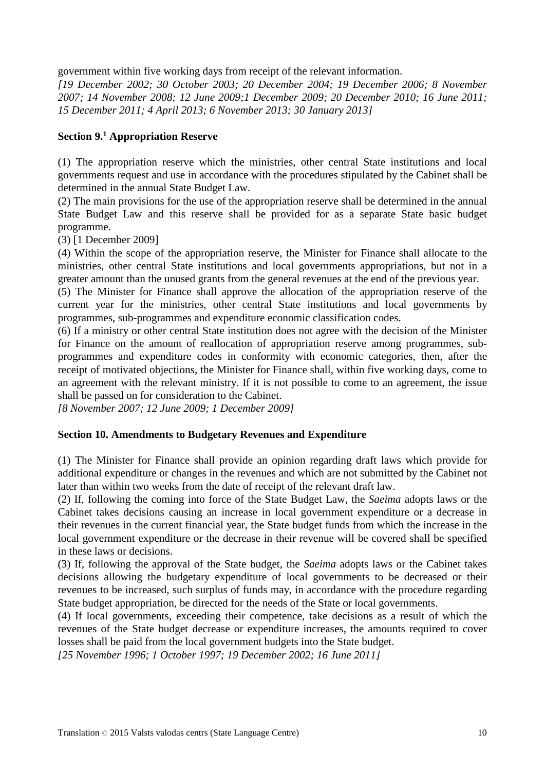government within five working days from receipt of the relevant information.

*[19 December 2002; 30 October 2003; 20 December 2004; 19 December 2006; 8 November 2007; 14 November 2008; 12 June 2009;1 December 2009; 20 December 2010; 16 June 2011; 15 December 2011; 4 April 2013; 6 November 2013; 30 January 2013]*

**Section 9.[1] Appropriation Reserve**

(1) The appropriation reserve which the ministries, other central State institutions and local governments request and use in accordance with the procedures stipulated by the Cabinet shall be determined in the annual State Budget Law.

(2) The main provisions for the use of the appropriation reserve shall be determined in the annual State Budget Law and this reserve shall be provided for as a separate State basic budget programme.

(3) [1 December 2009]

(4) Within the scope of the appropriation reserve, the Minister for Finance shall allocate to the ministries, other central State institutions and local governments appropriations, but not in a greater amount than the unused grants from the general revenues at the end of the previous year.

(5) The Minister for Finance shall approve the allocation of the appropriation reserve of the current year for the ministries, other central State institutions and local governments by programmes, sub-programmes and expenditure economic classification codes.

(6) If a ministry or other central State institution does not agree with the decision of the Minister for Finance on the amount of reallocation of appropriation reserve among programmes, sub-programmes and expenditure codes in conformity with economic categories, then, after the receipt of motivated objections, the Minister for Finance shall, within five working days, come to an agreement with the relevant ministry. If it is not possible to come to an agreement, the issue shall be passed on for consideration to the Cabinet.

*[8 November 2007; 12 June 2009; 1 December 2009]*

**Section 10. Amendments to Budgetary Revenues and Expenditure**

(1) The Minister for Finance shall provide an opinion regarding draft laws which provide for additional expenditure or changes in the revenues and which are not submitted by the Cabinet not later than within two weeks from the date of receipt of the relevant draft law.

(2) If, following the coming into force of the State Budget Law, the *Saeima* adopts laws or the Cabinet takes decisions causing an increase in local government expenditure or a decrease in their revenues in the current financial year, the State budget funds from which the increase in the local government expenditure or the decrease in their revenue will be covered shall be specified in these laws or decisions.

(3) If, following the approval of the State budget, the *Saeima* adopts laws or the Cabinet takes decisions allowing the budgetary expenditure of local governments to be decreased or their revenues to be increased, such surplus of funds may, in accordance with the procedure regarding State budget appropriation, be directed for the needs of the State or local governments.

(4) If local governments, exceeding their competence, take decisions as a result of which the revenues of the State budget decrease or expenditure increases, the amounts required to cover losses shall be paid from the local government budgets into the State budget.

*[25 November 1996; 1 October 1997; 19 December 2002; 16 June 2011]*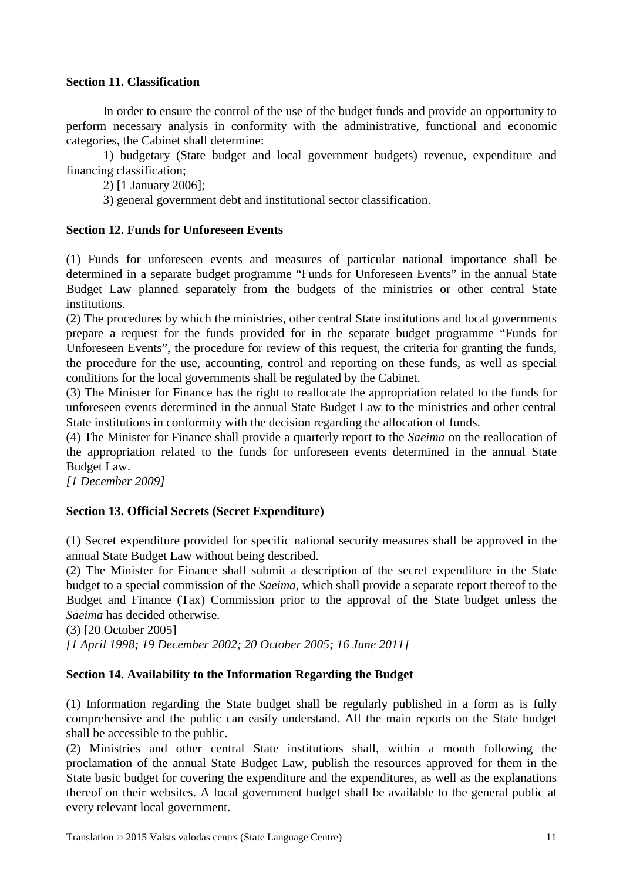**Section 11. Classification**

In order to ensure the control of the use of the budget funds and provide an opportunity to perform necessary analysis in conformity with the administrative, functional and economic categories, the Cabinet shall determine:

1) budgetary (State budget and local government budgets) revenue, expenditure and financing classification;

2) [1 January 2006];

3) general government debt and institutional sector classification.

**Section 12. Funds for Unforeseen Events**

(1) Funds for unforeseen events and measures of particular national importance shall be determined in a separate budget programme "Funds for Unforeseen Events" in the annual State Budget Law planned separately from the budgets of the ministries or other central State institutions.

(2) The procedures by which the ministries, other central State institutions and local governments prepare a request for the funds provided for in the separate budget programme "Funds for Unforeseen Events", the procedure for review of this request, the criteria for granting the funds, the procedure for the use, accounting, control and reporting on these funds, as well as special conditions for the local governments shall be regulated by the Cabinet.

(3) The Minister for Finance has the right to reallocate the appropriation related to the funds for unforeseen events determined in the annual State Budget Law to the ministries and other central State institutions in conformity with the decision regarding the allocation of funds.

(4) The Minister for Finance shall provide a quarterly report to the *Saeima* on the reallocation of the appropriation related to the funds for unforeseen events determined in the annual State Budget Law.

*[1 December 2009]*

**Section 13. Official Secrets (Secret Expenditure)**

(1) Secret expenditure provided for specific national security measures shall be approved in the annual State Budget Law without being described.

(2) The Minister for Finance shall submit a description of the secret expenditure in the State budget to a special commission of the *Saeima*, which shall provide a separate report thereof to the Budget and Finance (Tax) Commission prior to the approval of the State budget unless the *Saeima* has decided otherwise.

(3) [20 October 2005]

*[1 April 1998; 19 December 2002; 20 October 2005; 16 June 2011]*

**Section 14. Availability to the Information Regarding the Budget**

(1) Information regarding the State budget shall be regularly published in a form as is fully comprehensive and the public can easily understand. All the main reports on the State budget shall be accessible to the public.

(2) Ministries and other central State institutions shall, within a month following the proclamation of the annual State Budget Law, publish the resources approved for them in the State basic budget for covering the expenditure and the expenditures, as well as the explanations thereof on their websites. A local government budget shall be available to the general public at every relevant local government.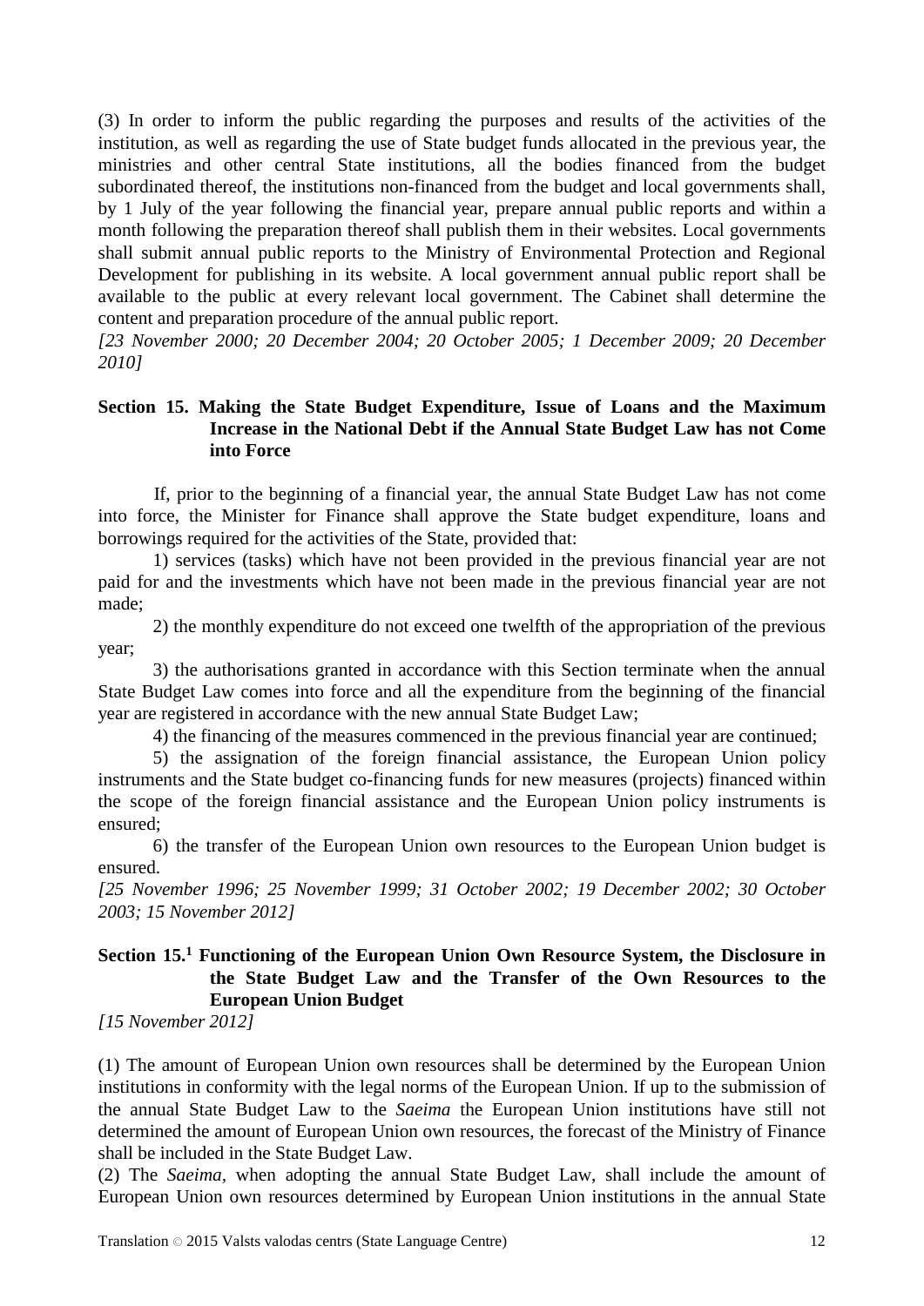(3) In order to inform the public regarding the purposes and results of the activities of the institution, as well as regarding the use of State budget funds allocated in the previous year, the ministries and other central State institutions, all the bodies financed from the budget subordinated thereof, the institutions non-financed from the budget and local governments shall, by 1 July of the year following the financial year, prepare annual public reports and within a month following the preparation thereof shall publish them in their websites. Local governments shall submit annual public reports to the Ministry of Environmental Protection and Regional Development for publishing in its website. A local government annual public report shall be available to the public at every relevant local government. The Cabinet shall determine the content and preparation procedure of the annual public report.

*[23 November 2000; 20 December 2004; 20 October 2005; 1 December 2009; 20 December 2010]*

### Section 15. Making the State Budget Expenditure, Issue of Loans and the Maximum Increase in the National Debt if the Annual State Budget Law has not Come into Force

If, prior to the beginning of a financial year, the annual State Budget Law has not come into force, the Minister for Finance shall approve the State budget expenditure, loans and borrowings required for the activities of the State, provided that:

1) services (tasks) which have not been provided in the previous financial year are not paid for and the investments which have not been made in the previous financial year are not made;

2) the monthly expenditure do not exceed one twelfth of the appropriation of the previous year;

3) the authorisations granted in accordance with this Section terminate when the annual State Budget Law comes into force and all the expenditure from the beginning of the financial year are registered in accordance with the new annual State Budget Law;

4) the financing of the measures commenced in the previous financial year are continued;

5) the assignation of the foreign financial assistance, the European Union policy instruments and the State budget co-financing funds for new measures (projects) financed within the scope of the foreign financial assistance and the European Union policy instruments is ensured;

6) the transfer of the European Union own resources to the European Union budget is ensured.

*[25 November 1996; 25 November 1999; 31 October 2002; 19 December 2002; 30 October 2003; 15 November 2012]*

### Section 15.[1] Functioning of the European Union Own Resource System, the Disclosure in the State Budget Law and the Transfer of the Own Resources to the European Union Budget

*[15 November 2012]*

(1) The amount of European Union own resources shall be determined by the European Union institutions in conformity with the legal norms of the European Union. If up to the submission of the annual State Budget Law to the *Saeima* the European Union institutions have still not determined the amount of European Union own resources, the forecast of the Ministry of Finance shall be included in the State Budget Law.

(2) The *Saeima*, when adopting the annual State Budget Law, shall include the amount of European Union own resources determined by European Union institutions in the annual State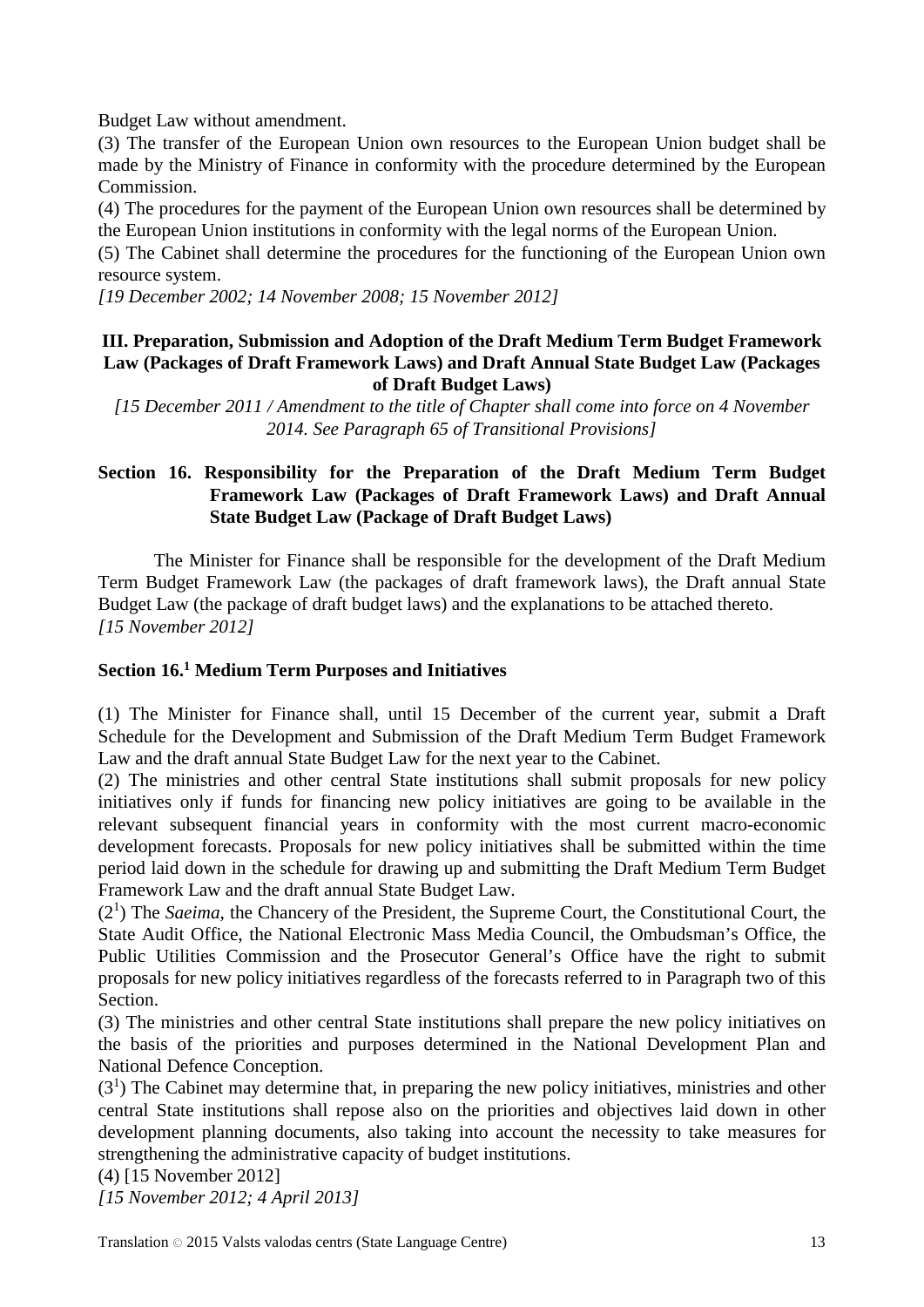Budget Law without amendment.

(3) The transfer of the European Union own resources to the European Union budget shall be made by the Ministry of Finance in conformity with the procedure determined by the European Commission.

(4) The procedures for the payment of the European Union own resources shall be determined by the European Union institutions in conformity with the legal norms of the European Union.

(5) The Cabinet shall determine the procedures for the functioning of the European Union own resource system.

*[19 December 2002; 14 November 2008; 15 November 2012]*

## III. Preparation, Submission and Adoption of the Draft Medium Term Budget Framework Law (Packages of Draft Framework Laws) and Draft Annual State Budget Law (Packages of Draft Budget Laws)

*[15 December 2011 / Amendment to the title of Chapter shall come into force on 4 November 2014. See Paragraph 65 of Transitional Provisions]*

### Section 16. Responsibility for the Preparation of the Draft Medium Term Budget Framework Law (Packages of Draft Framework Laws) and Draft Annual State Budget Law (Package of Draft Budget Laws)

The Minister for Finance shall be responsible for the development of the Draft Medium Term Budget Framework Law (the packages of draft framework laws), the Draft annual State Budget Law (the package of draft budget laws) and the explanations to be attached thereto.

*[15 November 2012]*

### Section 16.[1] Medium Term Purposes and Initiatives

(1) The Minister for Finance shall, until 15 December of the current year, submit a Draft Schedule for the Development and Submission of the Draft Medium Term Budget Framework Law and the draft annual State Budget Law for the next year to the Cabinet.

(2) The ministries and other central State institutions shall submit proposals for new policy initiatives only if funds for financing new policy initiatives are going to be available in the relevant subsequent financial years in conformity with the most current macro-economic development forecasts. Proposals for new policy initiatives shall be submitted within the time period laid down in the schedule for drawing up and submitting the Draft Medium Term Budget Framework Law and the draft annual State Budget Law.

(2[1]) The *Saeima*, the Chancery of the President, the Supreme Court, the Constitutional Court, the State Audit Office, the National Electronic Mass Media Council, the Ombudsman's Office, the Public Utilities Commission and the Prosecutor General's Office have the right to submit proposals for new policy initiatives regardless of the forecasts referred to in Paragraph two of this Section.

(3) The ministries and other central State institutions shall prepare the new policy initiatives on the basis of the priorities and purposes determined in the National Development Plan and National Defence Conception.

(3[1]) The Cabinet may determine that, in preparing the new policy initiatives, ministries and other central State institutions shall repose also on the priorities and objectives laid down in other development planning documents, also taking into account the necessity to take measures for strengthening the administrative capacity of budget institutions.

(4) [15 November 2012]

*[15 November 2012; 4 April 2013]*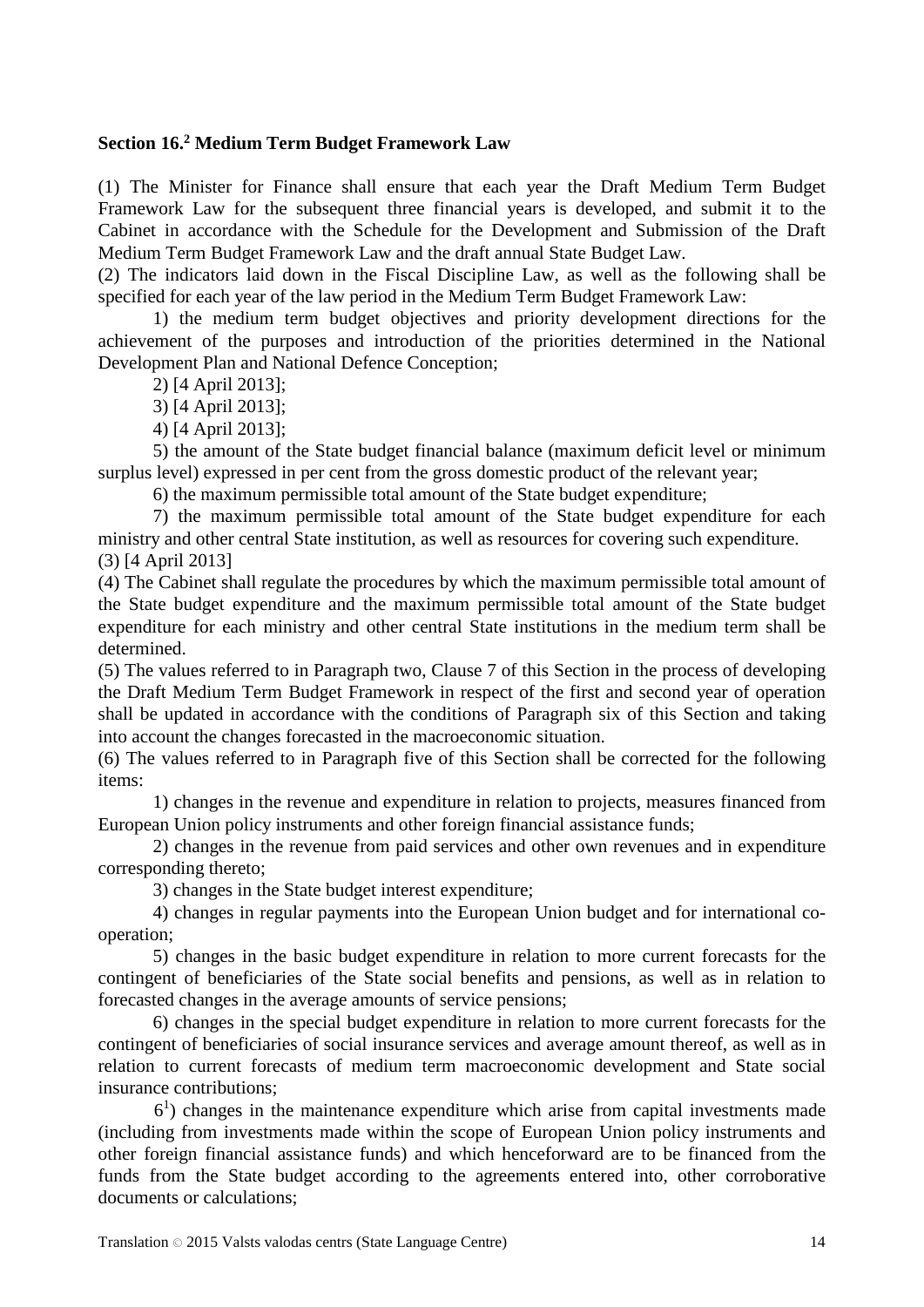### Section 16.[2] Medium Term Budget Framework Law

(1) The Minister for Finance shall ensure that each year the Draft Medium Term Budget Framework Law for the subsequent three financial years is developed, and submit it to the Cabinet in accordance with the Schedule for the Development and Submission of the Draft Medium Term Budget Framework Law and the draft annual State Budget Law.

(2) The indicators laid down in the Fiscal Discipline Law, as well as the following shall be specified for each year of the law period in the Medium Term Budget Framework Law:

1) the medium term budget objectives and priority development directions for the achievement of the purposes and introduction of the priorities determined in the National Development Plan and National Defence Conception;

2) [4 April 2013];

3) [4 April 2013];

4) [4 April 2013];

5) the amount of the State budget financial balance (maximum deficit level or minimum surplus level) expressed in per cent from the gross domestic product of the relevant year;

6) the maximum permissible total amount of the State budget expenditure;

7) the maximum permissible total amount of the State budget expenditure for each ministry and other central State institution, as well as resources for covering such expenditure.

(3) [4 April 2013]

(4) The Cabinet shall regulate the procedures by which the maximum permissible total amount of the State budget expenditure and the maximum permissible total amount of the State budget expenditure for each ministry and other central State institutions in the medium term shall be determined.

(5) The values referred to in Paragraph two, Clause 7 of this Section in the process of developing the Draft Medium Term Budget Framework in respect of the first and second year of operation shall be updated in accordance with the conditions of Paragraph six of this Section and taking into account the changes forecasted in the macroeconomic situation.

(6) The values referred to in Paragraph five of this Section shall be corrected for the following items:

1) changes in the revenue and expenditure in relation to projects, measures financed from European Union policy instruments and other foreign financial assistance funds;

2) changes in the revenue from paid services and other own revenues and in expenditure corresponding thereto;

3) changes in the State budget interest expenditure;

4) changes in regular payments into the European Union budget and for international co-operation;

5) changes in the basic budget expenditure in relation to more current forecasts for the contingent of beneficiaries of the State social benefits and pensions, as well as in relation to forecasted changes in the average amounts of service pensions;

6) changes in the special budget expenditure in relation to more current forecasts for the contingent of beneficiaries of social insurance services and average amount thereof, as well as in relation to current forecasts of medium term macroeconomic development and State social insurance contributions;

6[1]) changes in the maintenance expenditure which arise from capital investments made (including from investments made within the scope of European Union policy instruments and other foreign financial assistance funds) and which henceforward are to be financed from the funds from the State budget according to the agreements entered into, other corroborative documents or calculations;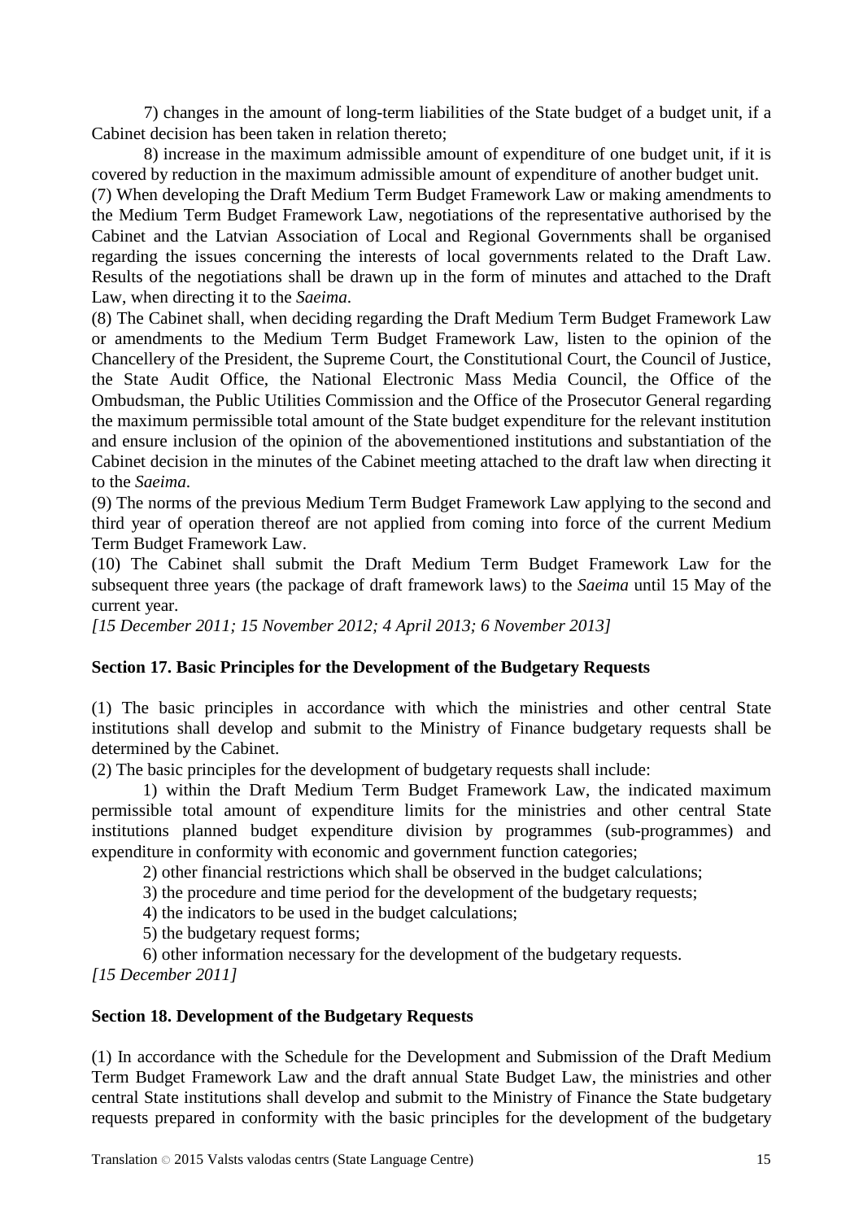7) changes in the amount of long-term liabilities of the State budget of a budget unit, if a Cabinet decision has been taken in relation thereto;

8) increase in the maximum admissible amount of expenditure of one budget unit, if it is covered by reduction in the maximum admissible amount of expenditure of another budget unit.

(7) When developing the Draft Medium Term Budget Framework Law or making amendments to the Medium Term Budget Framework Law, negotiations of the representative authorised by the Cabinet and the Latvian Association of Local and Regional Governments shall be organised regarding the issues concerning the interests of local governments related to the Draft Law. Results of the negotiations shall be drawn up in the form of minutes and attached to the Draft Law, when directing it to the *Saeima*.

(8) The Cabinet shall, when deciding regarding the Draft Medium Term Budget Framework Law or amendments to the Medium Term Budget Framework Law, listen to the opinion of the Chancellery of the President, the Supreme Court, the Constitutional Court, the Council of Justice, the State Audit Office, the National Electronic Mass Media Council, the Office of the Ombudsman, the Public Utilities Commission and the Office of the Prosecutor General regarding the maximum permissible total amount of the State budget expenditure for the relevant institution and ensure inclusion of the opinion of the abovementioned institutions and substantiation of the Cabinet decision in the minutes of the Cabinet meeting attached to the draft law when directing it to the *Saeima*.

(9) The norms of the previous Medium Term Budget Framework Law applying to the second and third year of operation thereof are not applied from coming into force of the current Medium Term Budget Framework Law.

(10) The Cabinet shall submit the Draft Medium Term Budget Framework Law for the subsequent three years (the package of draft framework laws) to the *Saeima* until 15 May of the current year.

*[15 December 2011; 15 November 2012; 4 April 2013; 6 November 2013]*

**Section 17. Basic Principles for the Development of the Budgetary Requests**

(1) The basic principles in accordance with which the ministries and other central State institutions shall develop and submit to the Ministry of Finance budgetary requests shall be determined by the Cabinet.

(2) The basic principles for the development of budgetary requests shall include:

1) within the Draft Medium Term Budget Framework Law, the indicated maximum permissible total amount of expenditure limits for the ministries and other central State institutions planned budget expenditure division by programmes (sub-programmes) and expenditure in conformity with economic and government function categories;

2) other financial restrictions which shall be observed in the budget calculations;

3) the procedure and time period for the development of the budgetary requests;

4) the indicators to be used in the budget calculations;

5) the budgetary request forms;

6) other information necessary for the development of the budgetary requests.

*[15 December 2011]*

**Section 18. Development of the Budgetary Requests**

(1) In accordance with the Schedule for the Development and Submission of the Draft Medium Term Budget Framework Law and the draft annual State Budget Law, the ministries and other central State institutions shall develop and submit to the Ministry of Finance the State budgetary requests prepared in conformity with the basic principles for the development of the budgetary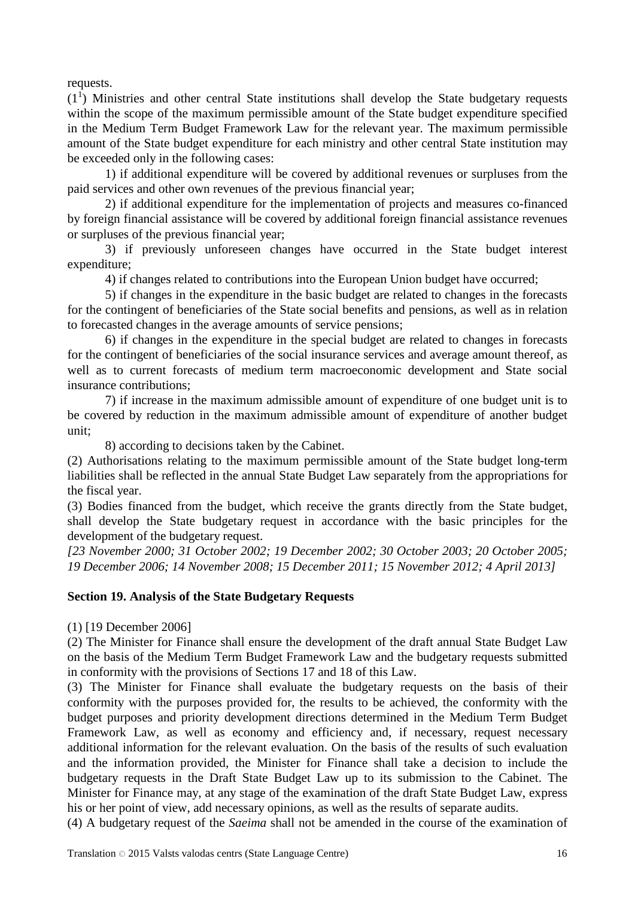requests.

(1[1]) Ministries and other central State institutions shall develop the State budgetary requests within the scope of the maximum permissible amount of the State budget expenditure specified in the Medium Term Budget Framework Law for the relevant year. The maximum permissible amount of the State budget expenditure for each ministry and other central State institution may be exceeded only in the following cases:

1) if additional expenditure will be covered by additional revenues or surpluses from the paid services and other own revenues of the previous financial year;

2) if additional expenditure for the implementation of projects and measures co-financed by foreign financial assistance will be covered by additional foreign financial assistance revenues or surpluses of the previous financial year;

3) if previously unforeseen changes have occurred in the State budget interest expenditure;

4) if changes related to contributions into the European Union budget have occurred;

5) if changes in the expenditure in the basic budget are related to changes in the forecasts for the contingent of beneficiaries of the State social benefits and pensions, as well as in relation to forecasted changes in the average amounts of service pensions;

6) if changes in the expenditure in the special budget are related to changes in forecasts for the contingent of beneficiaries of the social insurance services and average amount thereof, as well as to current forecasts of medium term macroeconomic development and State social insurance contributions;

7) if increase in the maximum admissible amount of expenditure of one budget unit is to be covered by reduction in the maximum admissible amount of expenditure of another budget unit;

8) according to decisions taken by the Cabinet.

(2) Authorisations relating to the maximum permissible amount of the State budget long-term liabilities shall be reflected in the annual State Budget Law separately from the appropriations for the fiscal year.

(3) Bodies financed from the budget, which receive the grants directly from the State budget, shall develop the State budgetary request in accordance with the basic principles for the development of the budgetary request.

*[23 November 2000; 31 October 2002; 19 December 2002; 30 October 2003; 20 October 2005; 19 December 2006; 14 November 2008; 15 December 2011; 15 November 2012; 4 April 2013]*

**Section 19. Analysis of the State Budgetary Requests**

(1) [19 December 2006]

(2) The Minister for Finance shall ensure the development of the draft annual State Budget Law on the basis of the Medium Term Budget Framework Law and the budgetary requests submitted in conformity with the provisions of Sections 17 and 18 of this Law.

(3) The Minister for Finance shall evaluate the budgetary requests on the basis of their conformity with the purposes provided for, the results to be achieved, the conformity with the budget purposes and priority development directions determined in the Medium Term Budget Framework Law, as well as economy and efficiency and, if necessary, request necessary additional information for the relevant evaluation. On the basis of the results of such evaluation and the information provided, the Minister for Finance shall take a decision to include the budgetary requests in the Draft State Budget Law up to its submission to the Cabinet. The Minister for Finance may, at any stage of the examination of the draft State Budget Law, express his or her point of view, add necessary opinions, as well as the results of separate audits.

(4) A budgetary request of the *Saeima* shall not be amended in the course of the examination of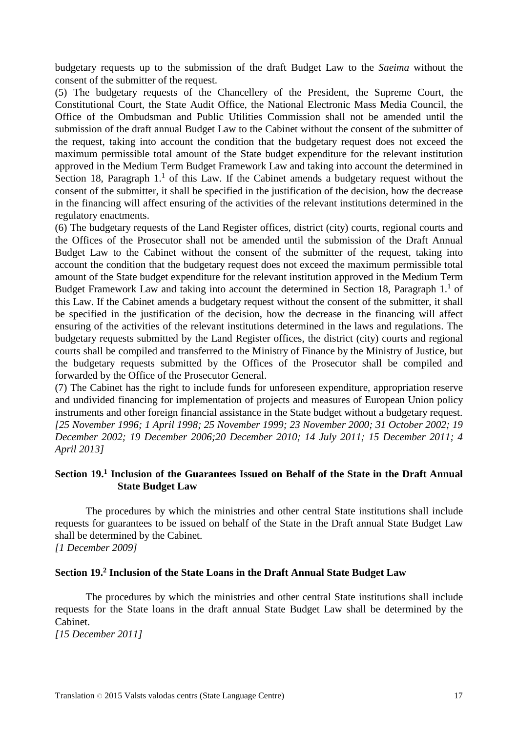budgetary requests up to the submission of the draft Budget Law to the *Saeima* without the consent of the submitter of the request.

(5) The budgetary requests of the Chancellery of the President, the Supreme Court, the Constitutional Court, the State Audit Office, the National Electronic Mass Media Council, the Office of the Ombudsman and Public Utilities Commission shall not be amended until the submission of the draft annual Budget Law to the Cabinet without the consent of the submitter of the request, taking into account the condition that the budgetary request does not exceed the maximum permissible total amount of the State budget expenditure for the relevant institution approved in the Medium Term Budget Framework Law and taking into account the determined in Section 18, Paragraph 1.[1] of this Law. If the Cabinet amends a budgetary request without the consent of the submitter, it shall be specified in the justification of the decision, how the decrease in the financing will affect ensuring of the activities of the relevant institutions determined in the regulatory enactments.

(6) The budgetary requests of the Land Register offices, district (city) courts, regional courts and the Offices of the Prosecutor shall not be amended until the submission of the Draft Annual Budget Law to the Cabinet without the consent of the submitter of the request, taking into account the condition that the budgetary request does not exceed the maximum permissible total amount of the State budget expenditure for the relevant institution approved in the Medium Term Budget Framework Law and taking into account the determined in Section 18, Paragraph 1.[1] of this Law. If the Cabinet amends a budgetary request without the consent of the submitter, it shall be specified in the justification of the decision, how the decrease in the financing will affect ensuring of the activities of the relevant institutions determined in the laws and regulations. The budgetary requests submitted by the Land Register offices, the district (city) courts and regional courts shall be compiled and transferred to the Ministry of Finance by the Ministry of Justice, but the budgetary requests submitted by the Offices of the Prosecutor shall be compiled and forwarded by the Office of the Prosecutor General.

(7) The Cabinet has the right to include funds for unforeseen expenditure, appropriation reserve and undivided financing for implementation of projects and measures of European Union policy instruments and other foreign financial assistance in the State budget without a budgetary request.

*[25 November 1996; 1 April 1998; 25 November 1999; 23 November 2000; 31 October 2002; 19 December 2002; 19 December 2006;20 December 2010; 14 July 2011; 15 December 2011; 4 April 2013]*

### Section 19.[1] Inclusion of the Guarantees Issued on Behalf of the State in the Draft Annual State Budget Law

The procedures by which the ministries and other central State institutions shall include requests for guarantees to be issued on behalf of the State in the Draft annual State Budget Law shall be determined by the Cabinet.

*[1 December 2009]*

### Section 19.[2] Inclusion of the State Loans in the Draft Annual State Budget Law

The procedures by which the ministries and other central State institutions shall include requests for the State loans in the draft annual State Budget Law shall be determined by the Cabinet.

*[15 December 2011]*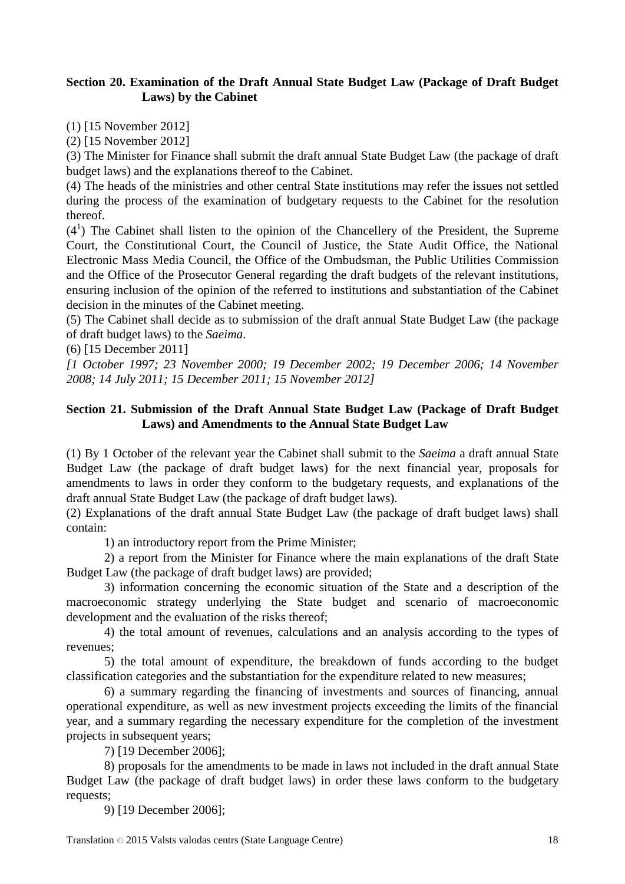**Section 20. Examination of the Draft Annual State Budget Law (Package of Draft Budget Laws) by the Cabinet**

(1) [15 November 2012]

(2) [15 November 2012]

(3) The Minister for Finance shall submit the draft annual State Budget Law (the package of draft budget laws) and the explanations thereof to the Cabinet.

(4) The heads of the ministries and other central State institutions may refer the issues not settled during the process of the examination of budgetary requests to the Cabinet for the resolution thereof.

($4^1$) The Cabinet shall listen to the opinion of the Chancellery of the President, the Supreme Court, the Constitutional Court, the Council of Justice, the State Audit Office, the National Electronic Mass Media Council, the Office of the Ombudsman, the Public Utilities Commission and the Office of the Prosecutor General regarding the draft budgets of the relevant institutions, ensuring inclusion of the opinion of the referred to institutions and substantiation of the Cabinet decision in the minutes of the Cabinet meeting.

(5) The Cabinet shall decide as to submission of the draft annual State Budget Law (the package of draft budget laws) to the *Saeima*.

(6) [15 December 2011]

*[1 October 1997; 23 November 2000; 19 December 2002; 19 December 2006; 14 November 2008; 14 July 2011; 15 December 2011; 15 November 2012]*

**Section 21. Submission of the Draft Annual State Budget Law (Package of Draft Budget Laws) and Amendments to the Annual State Budget Law**

(1) By 1 October of the relevant year the Cabinet shall submit to the *Saeima* a draft annual State Budget Law (the package of draft budget laws) for the next financial year, proposals for amendments to laws in order they conform to the budgetary requests, and explanations of the draft annual State Budget Law (the package of draft budget laws).

(2) Explanations of the draft annual State Budget Law (the package of draft budget laws) shall contain:

1) an introductory report from the Prime Minister;

2) a report from the Minister for Finance where the main explanations of the draft State Budget Law (the package of draft budget laws) are provided;

3) information concerning the economic situation of the State and a description of the macroeconomic strategy underlying the State budget and scenario of macroeconomic development and the evaluation of the risks thereof;

4) the total amount of revenues, calculations and an analysis according to the types of revenues;

5) the total amount of expenditure, the breakdown of funds according to the budget classification categories and the substantiation for the expenditure related to new measures;

6) a summary regarding the financing of investments and sources of financing, annual operational expenditure, as well as new investment projects exceeding the limits of the financial year, and a summary regarding the necessary expenditure for the completion of the investment projects in subsequent years;

7) [19 December 2006];

8) proposals for the amendments to be made in laws not included in the draft annual State Budget Law (the package of draft budget laws) in order these laws conform to the budgetary requests;

9) [19 December 2006];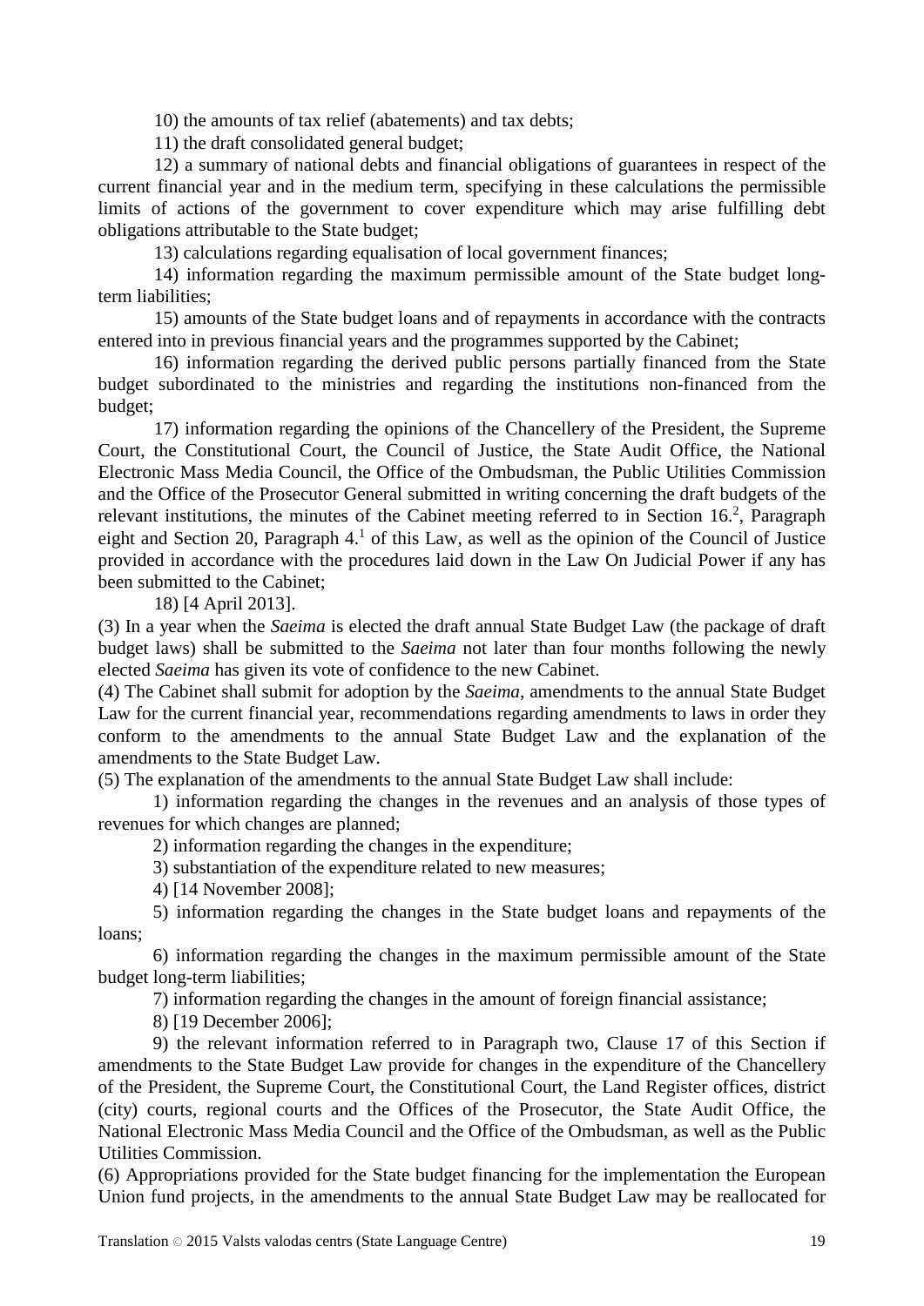10) the amounts of tax relief (abatements) and tax debts;

11) the draft consolidated general budget;

12) a summary of national debts and financial obligations of guarantees in respect of the current financial year and in the medium term, specifying in these calculations the permissible limits of actions of the government to cover expenditure which may arise fulfilling debt obligations attributable to the State budget;

13) calculations regarding equalisation of local government finances;

14) information regarding the maximum permissible amount of the State budget long-term liabilities;

15) amounts of the State budget loans and of repayments in accordance with the contracts entered into in previous financial years and the programmes supported by the Cabinet;

16) information regarding the derived public persons partially financed from the State budget subordinated to the ministries and regarding the institutions non-financed from the budget;

17) information regarding the opinions of the Chancellery of the President, the Supreme Court, the Constitutional Court, the Council of Justice, the State Audit Office, the National Electronic Mass Media Council, the Office of the Ombudsman, the Public Utilities Commission and the Office of the Prosecutor General submitted in writing concerning the draft budgets of the relevant institutions, the minutes of the Cabinet meeting referred to in Section 16.[2], Paragraph eight and Section 20, Paragraph 4.[1] of this Law, as well as the opinion of the Council of Justice provided in accordance with the procedures laid down in the Law On Judicial Power if any has been submitted to the Cabinet;

18) [4 April 2013].

(3) In a year when the *Saeima* is elected the draft annual State Budget Law (the package of draft budget laws) shall be submitted to the *Saeima* not later than four months following the newly elected *Saeima* has given its vote of confidence to the new Cabinet.

(4) The Cabinet shall submit for adoption by the *Saeima*, amendments to the annual State Budget Law for the current financial year, recommendations regarding amendments to laws in order they conform to the amendments to the annual State Budget Law and the explanation of the amendments to the State Budget Law.

(5) The explanation of the amendments to the annual State Budget Law shall include:

1) information regarding the changes in the revenues and an analysis of those types of revenues for which changes are planned;

2) information regarding the changes in the expenditure;

3) substantiation of the expenditure related to new measures;

4) [14 November 2008];

5) information regarding the changes in the State budget loans and repayments of the loans;

6) information regarding the changes in the maximum permissible amount of the State budget long-term liabilities;

7) information regarding the changes in the amount of foreign financial assistance;

8) [19 December 2006];

9) the relevant information referred to in Paragraph two, Clause 17 of this Section if amendments to the State Budget Law provide for changes in the expenditure of the Chancellery of the President, the Supreme Court, the Constitutional Court, the Land Register offices, district (city) courts, regional courts and the Offices of the Prosecutor, the State Audit Office, the National Electronic Mass Media Council and the Office of the Ombudsman, as well as the Public Utilities Commission.

(6) Appropriations provided for the State budget financing for the implementation the European Union fund projects, in the amendments to the annual State Budget Law may be reallocated for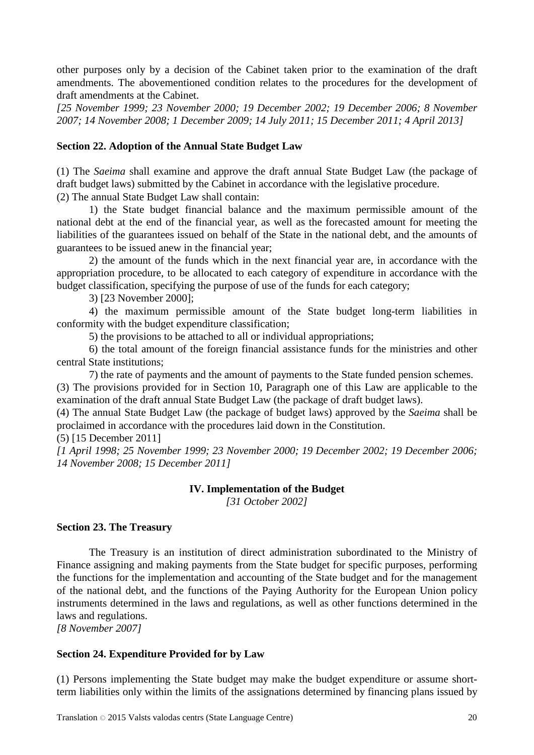other purposes only by a decision of the Cabinet taken prior to the examination of the draft amendments. The abovementioned condition relates to the procedures for the development of draft amendments at the Cabinet.

*[25 November 1999; 23 November 2000; 19 December 2002; 19 December 2006; 8 November 2007; 14 November 2008; 1 December 2009; 14 July 2011; 15 December 2011; 4 April 2013]*

**Section 22. Adoption of the Annual State Budget Law**

(1) The *Saeima* shall examine and approve the draft annual State Budget Law (the package of draft budget laws) submitted by the Cabinet in accordance with the legislative procedure.

(2) The annual State Budget Law shall contain:

1) the State budget financial balance and the maximum permissible amount of the national debt at the end of the financial year, as well as the forecasted amount for meeting the liabilities of the guarantees issued on behalf of the State in the national debt, and the amounts of guarantees to be issued anew in the financial year;

2) the amount of the funds which in the next financial year are, in accordance with the appropriation procedure, to be allocated to each category of expenditure in accordance with the budget classification, specifying the purpose of use of the funds for each category;

3) [23 November 2000];

4) the maximum permissible amount of the State budget long-term liabilities in conformity with the budget expenditure classification;

5) the provisions to be attached to all or individual appropriations;

6) the total amount of the foreign financial assistance funds for the ministries and other central State institutions;

7) the rate of payments and the amount of payments to the State funded pension schemes.

(3) The provisions provided for in Section 10, Paragraph one of this Law are applicable to the examination of the draft annual State Budget Law (the package of draft budget laws).

(4) The annual State Budget Law (the package of budget laws) approved by the *Saeima* shall be proclaimed in accordance with the procedures laid down in the Constitution.

(5) [15 December 2011]

*[1 April 1998; 25 November 1999; 23 November 2000; 19 December 2002; 19 December 2006; 14 November 2008; 15 December 2011]*

## IV. Implementation of the Budget

*[31 October 2002]*

**Section 23. The Treasury**

The Treasury is an institution of direct administration subordinated to the Ministry of Finance assigning and making payments from the State budget for specific purposes, performing the functions for the implementation and accounting of the State budget and for the management of the national debt, and the functions of the Paying Authority for the European Union policy instruments determined in the laws and regulations, as well as other functions determined in the laws and regulations.

*[8 November 2007]*

**Section 24. Expenditure Provided for by Law**

(1) Persons implementing the State budget may make the budget expenditure or assume short-term liabilities only within the limits of the assignations determined by financing plans issued by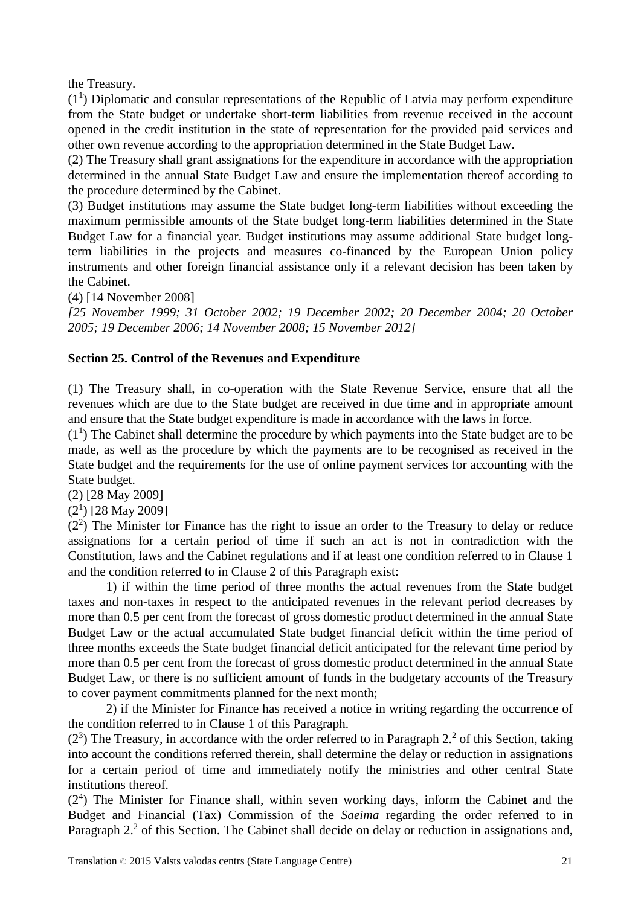the Treasury.

($1^1$) Diplomatic and consular representations of the Republic of Latvia may perform expenditure from the State budget or undertake short-term liabilities from revenue received in the account opened in the credit institution in the state of representation for the provided paid services and other own revenue according to the appropriation determined in the State Budget Law.

(2) The Treasury shall grant assignations for the expenditure in accordance with the appropriation determined in the annual State Budget Law and ensure the implementation thereof according to the procedure determined by the Cabinet.

(3) Budget institutions may assume the State budget long-term liabilities without exceeding the maximum permissible amounts of the State budget long-term liabilities determined in the State Budget Law for a financial year. Budget institutions may assume additional State budget long-term liabilities in the projects and measures co-financed by the European Union policy instruments and other foreign financial assistance only if a relevant decision has been taken by the Cabinet.

(4) [14 November 2008]

*[25 November 1999; 31 October 2002; 19 December 2002; 20 December 2004; 20 October 2005; 19 December 2006; 14 November 2008; 15 November 2012]*

**Section 25. Control of the Revenues and Expenditure**

(1) The Treasury shall, in co-operation with the State Revenue Service, ensure that all the revenues which are due to the State budget are received in due time and in appropriate amount and ensure that the State budget expenditure is made in accordance with the laws in force.

($1^1$) The Cabinet shall determine the procedure by which payments into the State budget are to be made, as well as the procedure by which the payments are to be recognised as received in the State budget and the requirements for the use of online payment services for accounting with the State budget.

(2) [28 May 2009]

($2^1$) [28 May 2009]

($2^2$) The Minister for Finance has the right to issue an order to the Treasury to delay or reduce assignations for a certain period of time if such an act is not in contradiction with the Constitution, laws and the Cabinet regulations and if at least one condition referred to in Clause 1 and the condition referred to in Clause 2 of this Paragraph exist:

1) if within the time period of three months the actual revenues from the State budget taxes and non-taxes in respect to the anticipated revenues in the relevant period decreases by more than 0.5 per cent from the forecast of gross domestic product determined in the annual State Budget Law or the actual accumulated State budget financial deficit within the time period of three months exceeds the State budget financial deficit anticipated for the relevant time period by more than 0.5 per cent from the forecast of gross domestic product determined in the annual State Budget Law, or there is no sufficient amount of funds in the budgetary accounts of the Treasury to cover payment commitments planned for the next month;

2) if the Minister for Finance has received a notice in writing regarding the occurrence of the condition referred to in Clause 1 of this Paragraph.

($2^3$) The Treasury, in accordance with the order referred to in Paragraph $2.^2$ of this Section, taking into account the conditions referred therein, shall determine the delay or reduction in assignations for a certain period of time and immediately notify the ministries and other central State institutions thereof.

($2^4$) The Minister for Finance shall, within seven working days, inform the Cabinet and the Budget and Financial (Tax) Commission of the *Saeima* regarding the order referred to in Paragraph $2.^2$ of this Section. The Cabinet shall decide on delay or reduction in assignations and,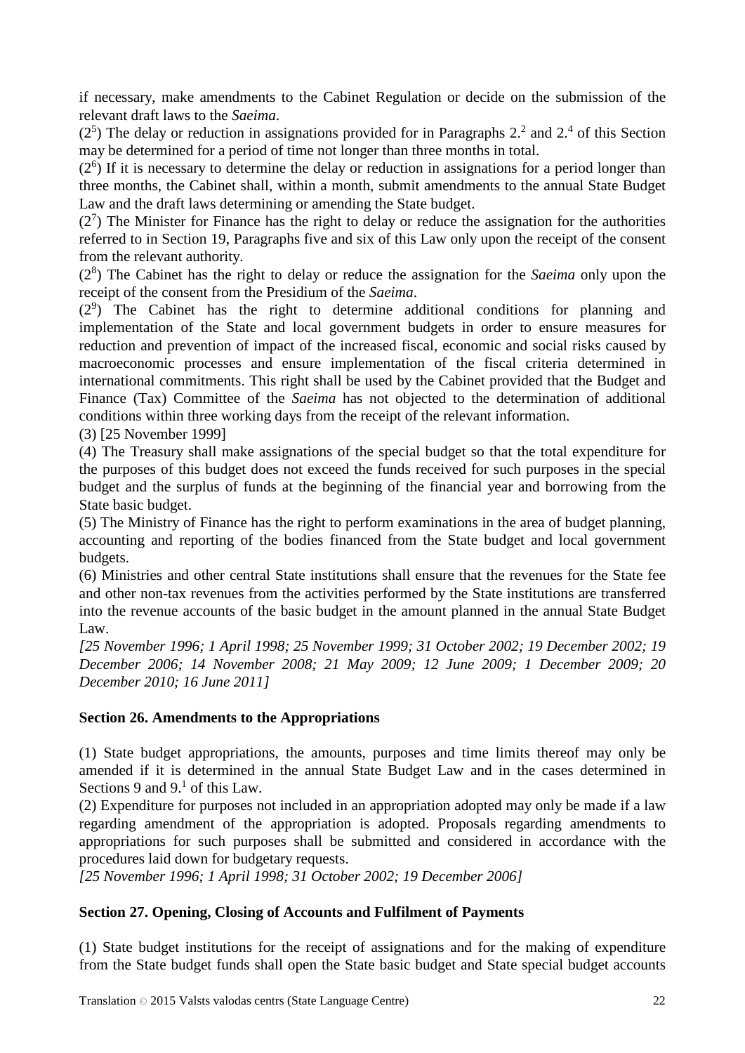if necessary, make amendments to the Cabinet Regulation or decide on the submission of the relevant draft laws to the *Saeima*.

($2^5$) The delay or reduction in assignations provided for in Paragraphs $2.^2$ and $2.^4$ of this Section may be determined for a period of time not longer than three months in total.

($2^6$) If it is necessary to determine the delay or reduction in assignations for a period longer than three months, the Cabinet shall, within a month, submit amendments to the annual State Budget Law and the draft laws determining or amending the State budget.

($2^7$) The Minister for Finance has the right to delay or reduce the assignation for the authorities referred to in Section 19, Paragraphs five and six of this Law only upon the receipt of the consent from the relevant authority.

($2^8$) The Cabinet has the right to delay or reduce the assignation for the *Saeima* only upon the receipt of the consent from the Presidium of the *Saeima*.

($2^9$) The Cabinet has the right to determine additional conditions for planning and implementation of the State and local government budgets in order to ensure measures for reduction and prevention of impact of the increased fiscal, economic and social risks caused by macroeconomic processes and ensure implementation of the fiscal criteria determined in international commitments. This right shall be used by the Cabinet provided that the Budget and Finance (Tax) Committee of the *Saeima* has not objected to the determination of additional conditions within three working days from the receipt of the relevant information.

(3) [25 November 1999]

(4) The Treasury shall make assignations of the special budget so that the total expenditure for the purposes of this budget does not exceed the funds received for such purposes in the special budget and the surplus of funds at the beginning of the financial year and borrowing from the State basic budget.

(5) The Ministry of Finance has the right to perform examinations in the area of budget planning, accounting and reporting of the bodies financed from the State budget and local government budgets.

(6) Ministries and other central State institutions shall ensure that the revenues for the State fee and other non-tax revenues from the activities performed by the State institutions are transferred into the revenue accounts of the basic budget in the amount planned in the annual State Budget Law.

*[25 November 1996; 1 April 1998; 25 November 1999; 31 October 2002; 19 December 2002; 19 December 2006; 14 November 2008; 21 May 2009; 12 June 2009; 1 December 2009; 20 December 2010; 16 June 2011]*

**Section 26. Amendments to the Appropriations**

(1) State budget appropriations, the amounts, purposes and time limits thereof may only be amended if it is determined in the annual State Budget Law and in the cases determined in Sections 9 and $9.^1$ of this Law.

(2) Expenditure for purposes not included in an appropriation adopted may only be made if a law regarding amendment of the appropriation is adopted. Proposals regarding amendments to appropriations for such purposes shall be submitted and considered in accordance with the procedures laid down for budgetary requests.

*[25 November 1996; 1 April 1998; 31 October 2002; 19 December 2006]*

**Section 27. Opening, Closing of Accounts and Fulfilment of Payments**

(1) State budget institutions for the receipt of assignations and for the making of expenditure from the State budget funds shall open the State basic budget and State special budget accounts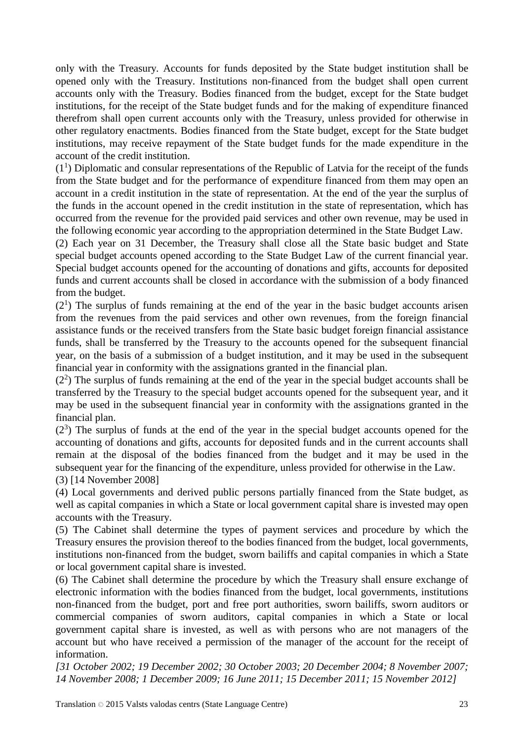only with the Treasury. Accounts for funds deposited by the State budget institution shall be opened only with the Treasury. Institutions non-financed from the budget shall open current accounts only with the Treasury. Bodies financed from the budget, except for the State budget institutions, for the receipt of the State budget funds and for the making of expenditure financed therefrom shall open current accounts only with the Treasury, unless provided for otherwise in other regulatory enactments. Bodies financed from the State budget, except for the State budget institutions, may receive repayment of the State budget funds for the made expenditure in the account of the credit institution.

($1^1$) Diplomatic and consular representations of the Republic of Latvia for the receipt of the funds from the State budget and for the performance of expenditure financed from them may open an account in a credit institution in the state of representation. At the end of the year the surplus of the funds in the account opened in the credit institution in the state of representation, which has occurred from the revenue for the provided paid services and other own revenue, may be used in the following economic year according to the appropriation determined in the State Budget Law.

(2) Each year on 31 December, the Treasury shall close all the State basic budget and State special budget accounts opened according to the State Budget Law of the current financial year. Special budget accounts opened for the accounting of donations and gifts, accounts for deposited funds and current accounts shall be closed in accordance with the submission of a body financed from the budget.

($2^1$) The surplus of funds remaining at the end of the year in the basic budget accounts arisen from the revenues from the paid services and other own revenues, from the foreign financial assistance funds or the received transfers from the State basic budget foreign financial assistance funds, shall be transferred by the Treasury to the accounts opened for the subsequent financial year, on the basis of a submission of a budget institution, and it may be used in the subsequent financial year in conformity with the assignations granted in the financial plan.

($2^2$) The surplus of funds remaining at the end of the year in the special budget accounts shall be transferred by the Treasury to the special budget accounts opened for the subsequent year, and it may be used in the subsequent financial year in conformity with the assignations granted in the financial plan.

($2^3$) The surplus of funds at the end of the year in the special budget accounts opened for the accounting of donations and gifts, accounts for deposited funds and in the current accounts shall remain at the disposal of the bodies financed from the budget and it may be used in the subsequent year for the financing of the expenditure, unless provided for otherwise in the Law.

(3) [14 November 2008]

(4) Local governments and derived public persons partially financed from the State budget, as well as capital companies in which a State or local government capital share is invested may open accounts with the Treasury.

(5) The Cabinet shall determine the types of payment services and procedure by which the Treasury ensures the provision thereof to the bodies financed from the budget, local governments, institutions non-financed from the budget, sworn bailiffs and capital companies in which a State or local government capital share is invested.

(6) The Cabinet shall determine the procedure by which the Treasury shall ensure exchange of electronic information with the bodies financed from the budget, local governments, institutions non-financed from the budget, port and free port authorities, sworn bailiffs, sworn auditors or commercial companies of sworn auditors, capital companies in which a State or local government capital share is invested, as well as with persons who are not managers of the account but who have received a permission of the manager of the account for the receipt of information.

*[31 October 2002; 19 December 2002; 30 October 2003; 20 December 2004; 8 November 2007; 14 November 2008; 1 December 2009; 16 June 2011; 15 December 2011; 15 November 2012]*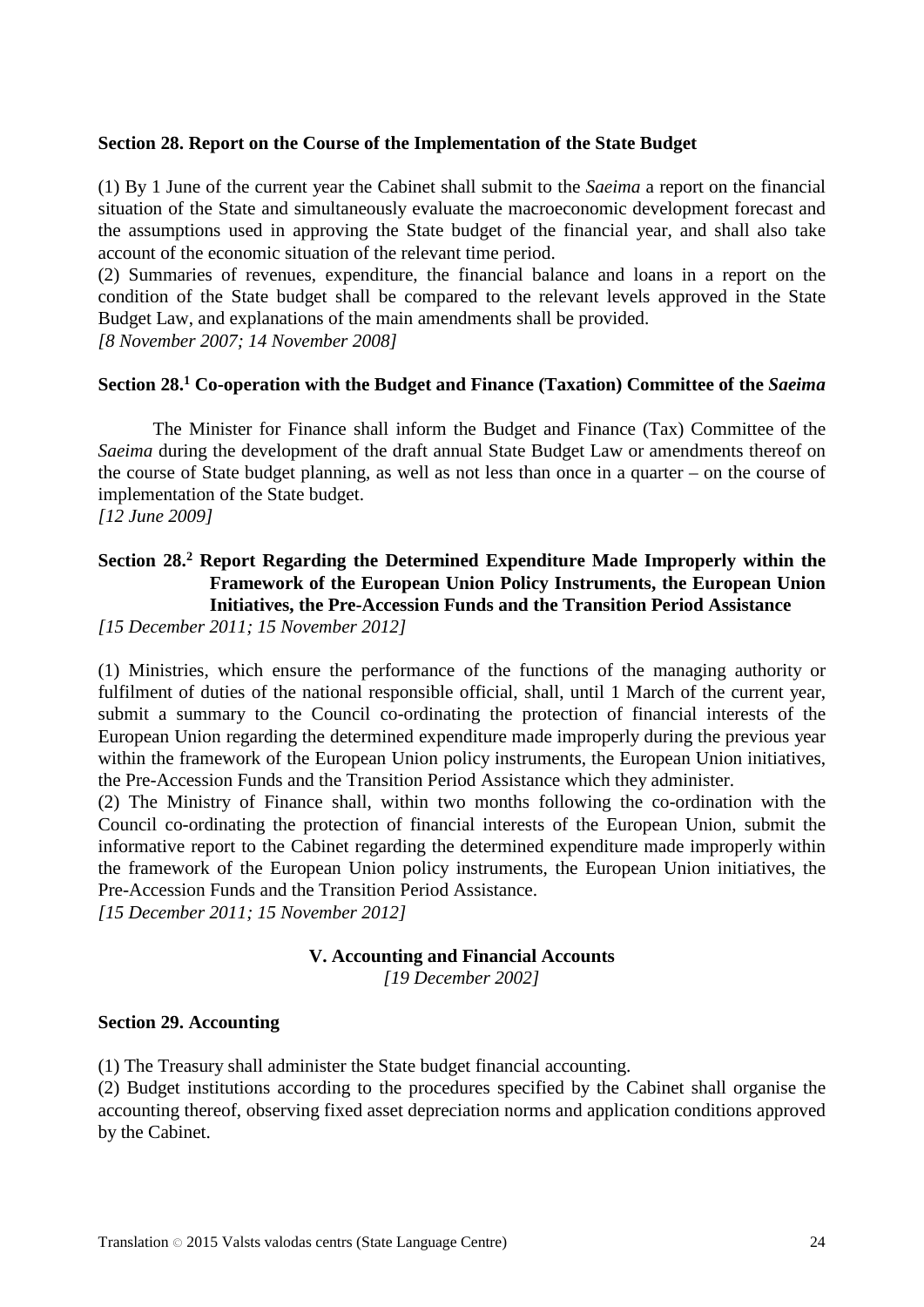**Section 28. Report on the Course of the Implementation of the State Budget**

(1) By 1 June of the current year the Cabinet shall submit to the *Saeima* a report on the financial situation of the State and simultaneously evaluate the macroeconomic development forecast and the assumptions used in approving the State budget of the financial year, and shall also take account of the economic situation of the relevant time period.

(2) Summaries of revenues, expenditure, the financial balance and loans in a report on the condition of the State budget shall be compared to the relevant levels approved in the State Budget Law, and explanations of the main amendments shall be provided.

*[8 November 2007; 14 November 2008]*

**Section 28.[1] Co-operation with the Budget and Finance (Taxation) Committee of the *Saeima***

The Minister for Finance shall inform the Budget and Finance (Tax) Committee of the *Saeima* during the development of the draft annual State Budget Law or amendments thereof on the course of State budget planning, as well as not less than once in a quarter – on the course of implementation of the State budget.

*[12 June 2009]*

**Section 28.[2] Report Regarding the Determined Expenditure Made Improperly within the Framework of the European Union Policy Instruments, the European Union Initiatives, the Pre-Accession Funds and the Transition Period Assistance**

*[15 December 2011; 15 November 2012]*

(1) Ministries, which ensure the performance of the functions of the managing authority or fulfilment of duties of the national responsible official, shall, until 1 March of the current year, submit a summary to the Council co-ordinating the protection of financial interests of the European Union regarding the determined expenditure made improperly during the previous year within the framework of the European Union policy instruments, the European Union initiatives, the Pre-Accession Funds and the Transition Period Assistance which they administer.

(2) The Ministry of Finance shall, within two months following the co-ordination with the Council co-ordinating the protection of financial interests of the European Union, submit the informative report to the Cabinet regarding the determined expenditure made improperly within the framework of the European Union policy instruments, the European Union initiatives, the Pre-Accession Funds and the Transition Period Assistance.

*[15 December 2011; 15 November 2012]*

## V. Accounting and Financial Accounts

*[19 December 2002]*

**Section 29. Accounting**

(1) The Treasury shall administer the State budget financial accounting.

(2) Budget institutions according to the procedures specified by the Cabinet shall organise the accounting thereof, observing fixed asset depreciation norms and application conditions approved by the Cabinet.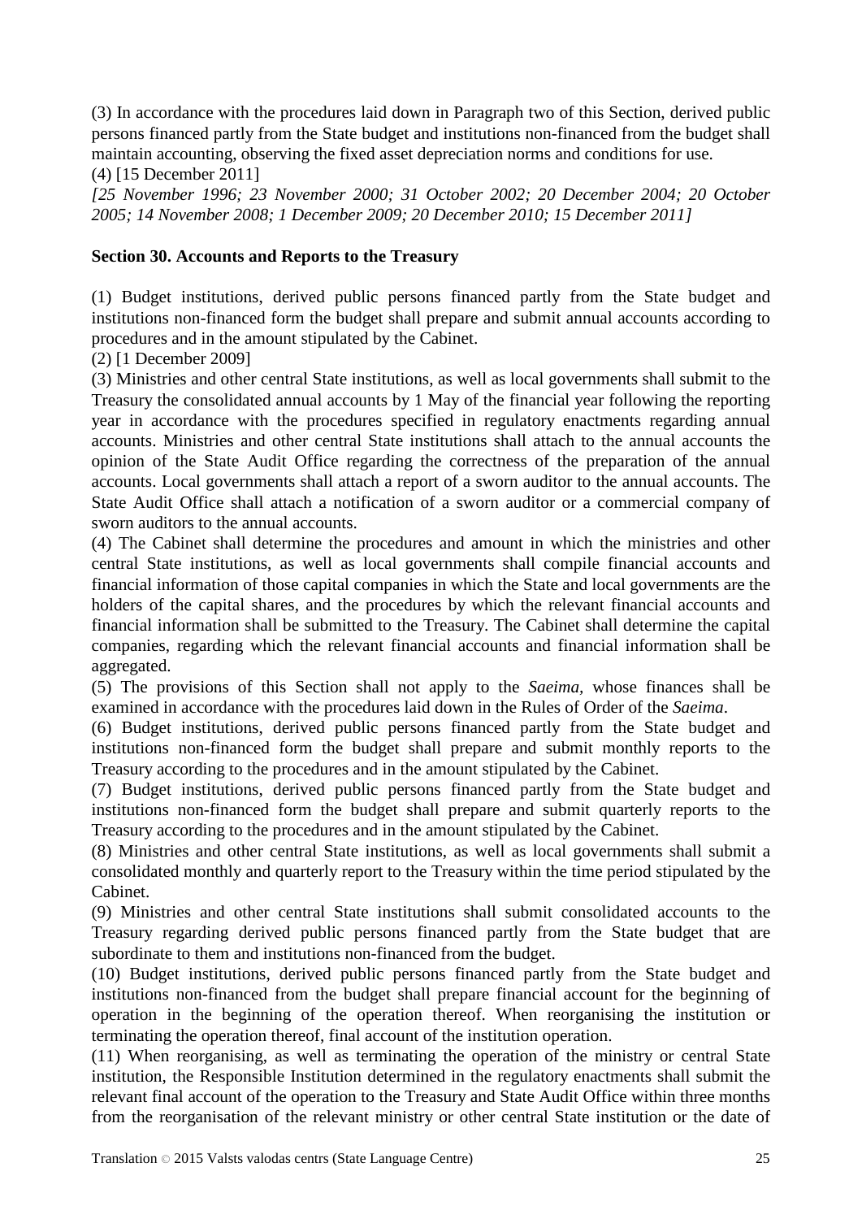(3) In accordance with the procedures laid down in Paragraph two of this Section, derived public persons financed partly from the State budget and institutions non-financed from the budget shall maintain accounting, observing the fixed asset depreciation norms and conditions for use.

(4) [15 December 2011]

*[25 November 1996; 23 November 2000; 31 October 2002; 20 December 2004; 20 October 2005; 14 November 2008; 1 December 2009; 20 December 2010; 15 December 2011]*

**Section 30. Accounts and Reports to the Treasury**

(1) Budget institutions, derived public persons financed partly from the State budget and institutions non-financed form the budget shall prepare and submit annual accounts according to procedures and in the amount stipulated by the Cabinet.

(2) [1 December 2009]

(3) Ministries and other central State institutions, as well as local governments shall submit to the Treasury the consolidated annual accounts by 1 May of the financial year following the reporting year in accordance with the procedures specified in regulatory enactments regarding annual accounts. Ministries and other central State institutions shall attach to the annual accounts the opinion of the State Audit Office regarding the correctness of the preparation of the annual accounts. Local governments shall attach a report of a sworn auditor to the annual accounts. The State Audit Office shall attach a notification of a sworn auditor or a commercial company of sworn auditors to the annual accounts.

(4) The Cabinet shall determine the procedures and amount in which the ministries and other central State institutions, as well as local governments shall compile financial accounts and financial information of those capital companies in which the State and local governments are the holders of the capital shares, and the procedures by which the relevant financial accounts and financial information shall be submitted to the Treasury. The Cabinet shall determine the capital companies, regarding which the relevant financial accounts and financial information shall be aggregated.

(5) The provisions of this Section shall not apply to the *Saeima*, whose finances shall be examined in accordance with the procedures laid down in the Rules of Order of the *Saeima*.

(6) Budget institutions, derived public persons financed partly from the State budget and institutions non-financed form the budget shall prepare and submit monthly reports to the Treasury according to the procedures and in the amount stipulated by the Cabinet.

(7) Budget institutions, derived public persons financed partly from the State budget and institutions non-financed form the budget shall prepare and submit quarterly reports to the Treasury according to the procedures and in the amount stipulated by the Cabinet.

(8) Ministries and other central State institutions, as well as local governments shall submit a consolidated monthly and quarterly report to the Treasury within the time period stipulated by the Cabinet.

(9) Ministries and other central State institutions shall submit consolidated accounts to the Treasury regarding derived public persons financed partly from the State budget that are subordinate to them and institutions non-financed from the budget.

(10) Budget institutions, derived public persons financed partly from the State budget and institutions non-financed from the budget shall prepare financial account for the beginning of operation in the beginning of the operation thereof. When reorganising the institution or terminating the operation thereof, final account of the institution operation.

(11) When reorganising, as well as terminating the operation of the ministry or central State institution, the Responsible Institution determined in the regulatory enactments shall submit the relevant final account of the operation to the Treasury and State Audit Office within three months from the reorganisation of the relevant ministry or other central State institution or the date of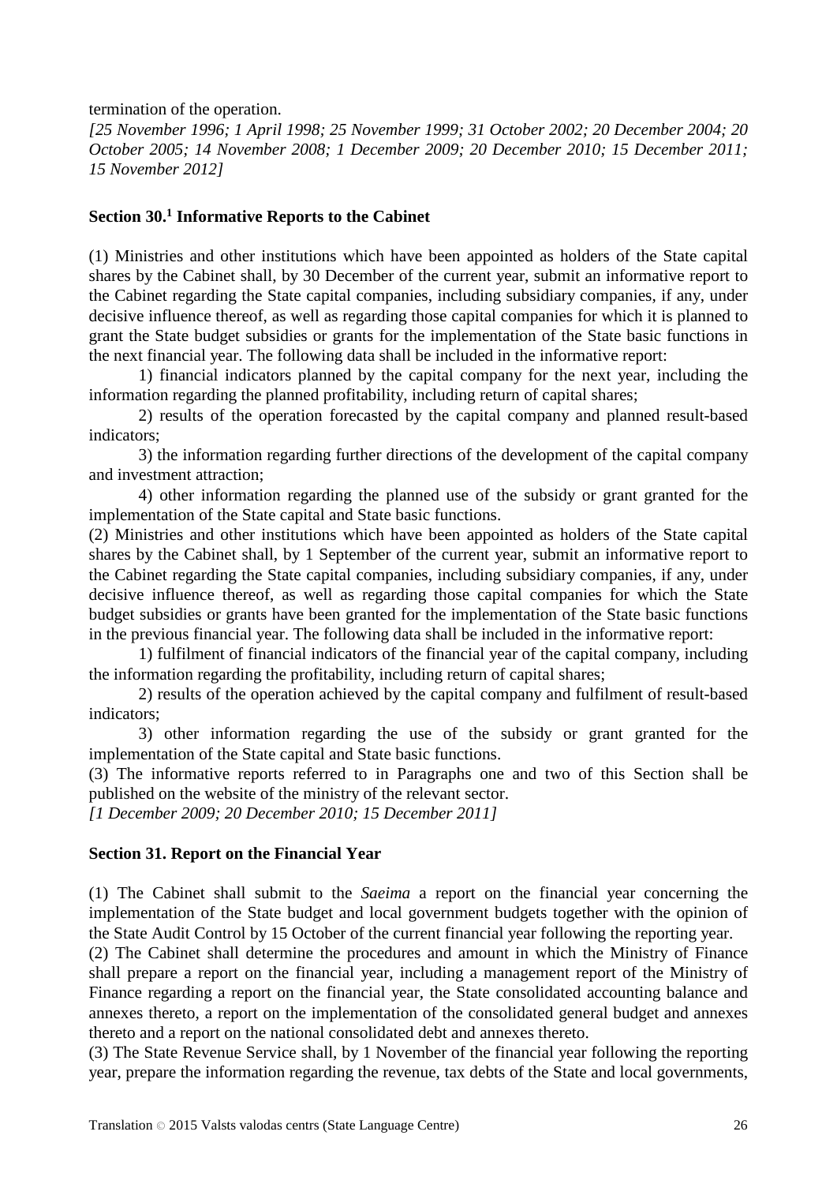termination of the operation.

*[25 November 1996; 1 April 1998; 25 November 1999; 31 October 2002; 20 December 2004; 20 October 2005; 14 November 2008; 1 December 2009; 20 December 2010; 15 December 2011; 15 November 2012]*

### Section 30.[1] Informative Reports to the Cabinet

(1) Ministries and other institutions which have been appointed as holders of the State capital shares by the Cabinet shall, by 30 December of the current year, submit an informative report to the Cabinet regarding the State capital companies, including subsidiary companies, if any, under decisive influence thereof, as well as regarding those capital companies for which it is planned to grant the State budget subsidies or grants for the implementation of the State basic functions in the next financial year. The following data shall be included in the informative report:

1) financial indicators planned by the capital company for the next year, including the information regarding the planned profitability, including return of capital shares;

2) results of the operation forecasted by the capital company and planned result-based indicators;

3) the information regarding further directions of the development of the capital company and investment attraction;

4) other information regarding the planned use of the subsidy or grant granted for the implementation of the State capital and State basic functions.

(2) Ministries and other institutions which have been appointed as holders of the State capital shares by the Cabinet shall, by 1 September of the current year, submit an informative report to the Cabinet regarding the State capital companies, including subsidiary companies, if any, under decisive influence thereof, as well as regarding those capital companies for which the State budget subsidies or grants have been granted for the implementation of the State basic functions in the previous financial year. The following data shall be included in the informative report:

1) fulfilment of financial indicators of the financial year of the capital company, including the information regarding the profitability, including return of capital shares;

2) results of the operation achieved by the capital company and fulfilment of result-based indicators;

3) other information regarding the use of the subsidy or grant granted for the implementation of the State capital and State basic functions.

(3) The informative reports referred to in Paragraphs one and two of this Section shall be published on the website of the ministry of the relevant sector.

*[1 December 2009; 20 December 2010; 15 December 2011]*

### Section 31. Report on the Financial Year

(1) The Cabinet shall submit to the *Saeima* a report on the financial year concerning the implementation of the State budget and local government budgets together with the opinion of the State Audit Control by 15 October of the current financial year following the reporting year.

(2) The Cabinet shall determine the procedures and amount in which the Ministry of Finance shall prepare a report on the financial year, including a management report of the Ministry of Finance regarding a report on the financial year, the State consolidated accounting balance and annexes thereto, a report on the implementation of the consolidated general budget and annexes thereto and a report on the national consolidated debt and annexes thereto.

(3) The State Revenue Service shall, by 1 November of the financial year following the reporting year, prepare the information regarding the revenue, tax debts of the State and local governments,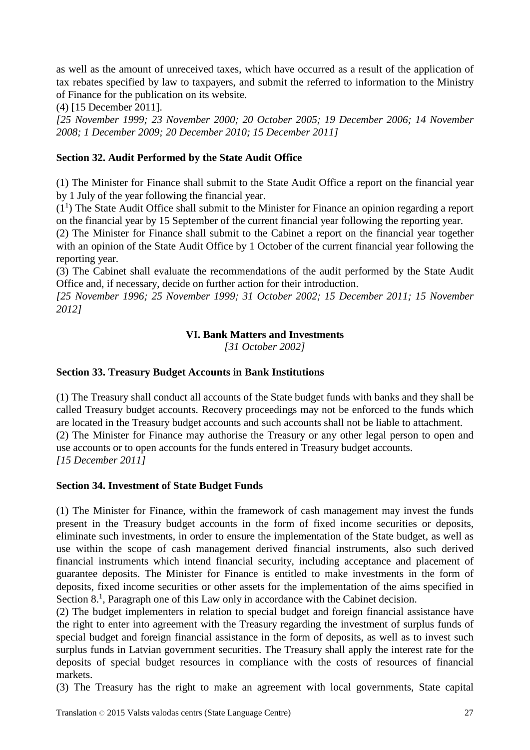as well as the amount of unreceived taxes, which have occurred as a result of the application of tax rebates specified by law to taxpayers, and submit the referred to information to the Ministry of Finance for the publication on its website.

(4) [15 December 2011].

*[25 November 1999; 23 November 2000; 20 October 2005; 19 December 2006; 14 November 2008; 1 December 2009; 20 December 2010; 15 December 2011]*

**Section 32. Audit Performed by the State Audit Office**

(1) The Minister for Finance shall submit to the State Audit Office a report on the financial year by 1 July of the year following the financial year.

($1^1$) The State Audit Office shall submit to the Minister for Finance an opinion regarding a report on the financial year by 15 September of the current financial year following the reporting year.

(2) The Minister for Finance shall submit to the Cabinet a report on the financial year together with an opinion of the State Audit Office by 1 October of the current financial year following the reporting year.

(3) The Cabinet shall evaluate the recommendations of the audit performed by the State Audit Office and, if necessary, decide on further action for their introduction.

*[25 November 1996; 25 November 1999; 31 October 2002; 15 December 2011; 15 November 2012]*

## VI. Bank Matters and Investments

*[31 October 2002]*

**Section 33. Treasury Budget Accounts in Bank Institutions**

(1) The Treasury shall conduct all accounts of the State budget funds with banks and they shall be called Treasury budget accounts. Recovery proceedings may not be enforced to the funds which are located in the Treasury budget accounts and such accounts shall not be liable to attachment.

(2) The Minister for Finance may authorise the Treasury or any other legal person to open and use accounts or to open accounts for the funds entered in Treasury budget accounts.

*[15 December 2011]*

**Section 34. Investment of State Budget Funds**

(1) The Minister for Finance, within the framework of cash management may invest the funds present in the Treasury budget accounts in the form of fixed income securities or deposits, eliminate such investments, in order to ensure the implementation of the State budget, as well as use within the scope of cash management derived financial instruments, also such derived financial instruments which intend financial security, including acceptance and placement of guarantee deposits. The Minister for Finance is entitled to make investments in the form of deposits, fixed income securities or other assets for the implementation of the aims specified in Section $8.^1$, Paragraph one of this Law only in accordance with the Cabinet decision.

(2) The budget implementers in relation to special budget and foreign financial assistance have the right to enter into agreement with the Treasury regarding the investment of surplus funds of special budget and foreign financial assistance in the form of deposits, as well as to invest such surplus funds in Latvian government securities. The Treasury shall apply the interest rate for the deposits of special budget resources in compliance with the costs of resources of financial markets.

(3) The Treasury has the right to make an agreement with local governments, State capital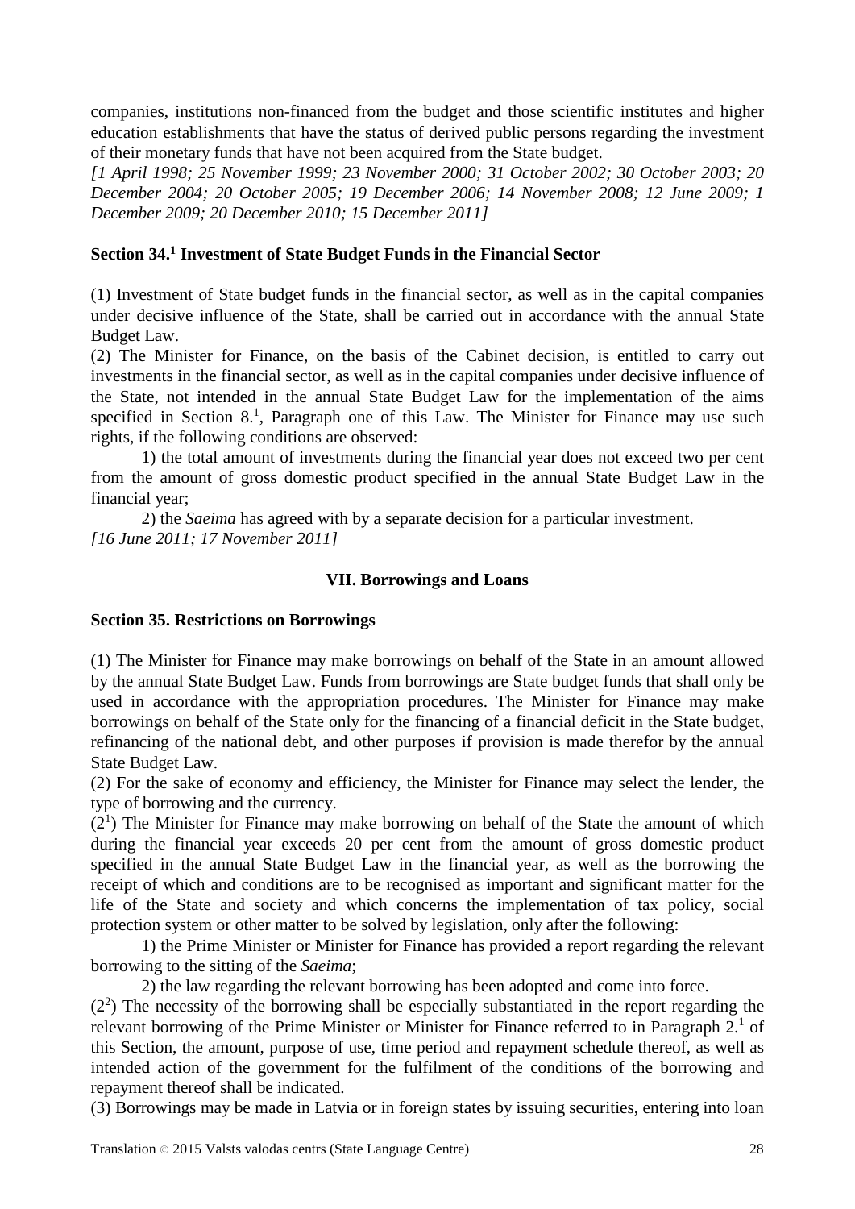companies, institutions non-financed from the budget and those scientific institutes and higher education establishments that have the status of derived public persons regarding the investment of their monetary funds that have not been acquired from the State budget.

*[1 April 1998; 25 November 1999; 23 November 2000; 31 October 2002; 30 October 2003; 20 December 2004; 20 October 2005; 19 December 2006; 14 November 2008; 12 June 2009; 1 December 2009; 20 December 2010; 15 December 2011]*

### Section 34.[1] Investment of State Budget Funds in the Financial Sector

(1) Investment of State budget funds in the financial sector, as well as in the capital companies under decisive influence of the State, shall be carried out in accordance with the annual State Budget Law.

(2) The Minister for Finance, on the basis of the Cabinet decision, is entitled to carry out investments in the financial sector, as well as in the capital companies under decisive influence of the State, not intended in the annual State Budget Law for the implementation of the aims specified in Section 8.[1], Paragraph one of this Law. The Minister for Finance may use such rights, if the following conditions are observed:

1) the total amount of investments during the financial year does not exceed two per cent from the amount of gross domestic product specified in the annual State Budget Law in the financial year;

2) the *Saeima* has agreed with by a separate decision for a particular investment.

*[16 June 2011; 17 November 2011]*

## VII. Borrowings and Loans

### Section 35. Restrictions on Borrowings

(1) The Minister for Finance may make borrowings on behalf of the State in an amount allowed by the annual State Budget Law. Funds from borrowings are State budget funds that shall only be used in accordance with the appropriation procedures. The Minister for Finance may make borrowings on behalf of the State only for the financing of a financial deficit in the State budget, refinancing of the national debt, and other purposes if provision is made therefor by the annual State Budget Law.

(2) For the sake of economy and efficiency, the Minister for Finance may select the lender, the type of borrowing and the currency.

(2[1]) The Minister for Finance may make borrowing on behalf of the State the amount of which during the financial year exceeds 20 per cent from the amount of gross domestic product specified in the annual State Budget Law in the financial year, as well as the borrowing the receipt of which and conditions are to be recognised as important and significant matter for the life of the State and society and which concerns the implementation of tax policy, social protection system or other matter to be solved by legislation, only after the following:

1) the Prime Minister or Minister for Finance has provided a report regarding the relevant borrowing to the sitting of the *Saeima*;

2) the law regarding the relevant borrowing has been adopted and come into force.

(2[2]) The necessity of the borrowing shall be especially substantiated in the report regarding the relevant borrowing of the Prime Minister or Minister for Finance referred to in Paragraph 2.[1] of this Section, the amount, purpose of use, time period and repayment schedule thereof, as well as intended action of the government for the fulfilment of the conditions of the borrowing and repayment thereof shall be indicated.

(3) Borrowings may be made in Latvia or in foreign states by issuing securities, entering into loan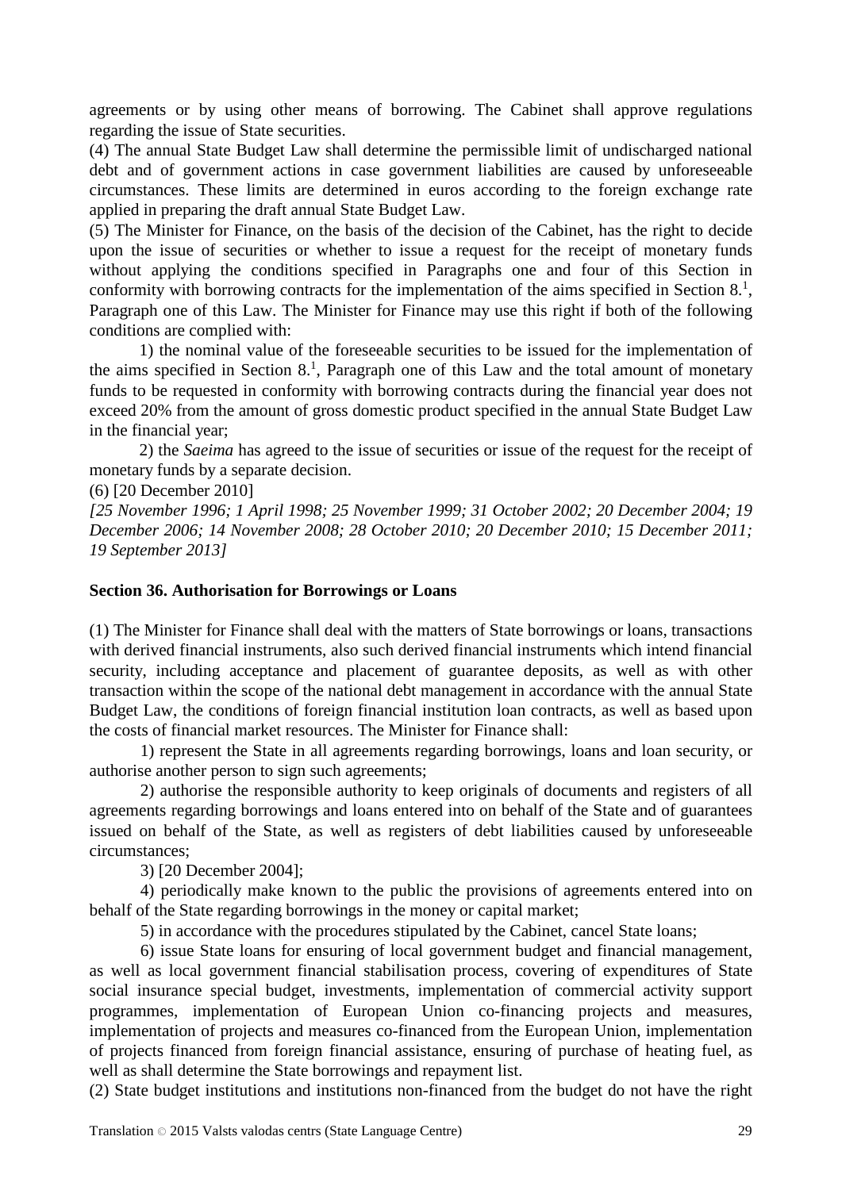agreements or by using other means of borrowing. The Cabinet shall approve regulations regarding the issue of State securities.

(4) The annual State Budget Law shall determine the permissible limit of undischarged national debt and of government actions in case government liabilities are caused by unforeseeable circumstances. These limits are determined in euros according to the foreign exchange rate applied in preparing the draft annual State Budget Law.

(5) The Minister for Finance, on the basis of the decision of the Cabinet, has the right to decide upon the issue of securities or whether to issue a request for the receipt of monetary funds without applying the conditions specified in Paragraphs one and four of this Section in conformity with borrowing contracts for the implementation of the aims specified in Section 8.[1], Paragraph one of this Law. The Minister for Finance may use this right if both of the following conditions are complied with:

1) the nominal value of the foreseeable securities to be issued for the implementation of the aims specified in Section 8.[1], Paragraph one of this Law and the total amount of monetary funds to be requested in conformity with borrowing contracts during the financial year does not exceed 20% from the amount of gross domestic product specified in the annual State Budget Law in the financial year;

2) the *Saeima* has agreed to the issue of securities or issue of the request for the receipt of monetary funds by a separate decision.

(6) [20 December 2010]

*[25 November 1996; 1 April 1998; 25 November 1999; 31 October 2002; 20 December 2004; 19 December 2006; 14 November 2008; 28 October 2010; 20 December 2010; 15 December 2011; 19 September 2013]*

**Section 36. Authorisation for Borrowings or Loans**

(1) The Minister for Finance shall deal with the matters of State borrowings or loans, transactions with derived financial instruments, also such derived financial instruments which intend financial security, including acceptance and placement of guarantee deposits, as well as with other transaction within the scope of the national debt management in accordance with the annual State Budget Law, the conditions of foreign financial institution loan contracts, as well as based upon the costs of financial market resources. The Minister for Finance shall:

1) represent the State in all agreements regarding borrowings, loans and loan security, or authorise another person to sign such agreements;

2) authorise the responsible authority to keep originals of documents and registers of all agreements regarding borrowings and loans entered into on behalf of the State and of guarantees issued on behalf of the State, as well as registers of debt liabilities caused by unforeseeable circumstances;

3) [20 December 2004];

4) periodically make known to the public the provisions of agreements entered into on behalf of the State regarding borrowings in the money or capital market;

5) in accordance with the procedures stipulated by the Cabinet, cancel State loans;

6) issue State loans for ensuring of local government budget and financial management, as well as local government financial stabilisation process, covering of expenditures of State social insurance special budget, investments, implementation of commercial activity support programmes, implementation of European Union co-financing projects and measures, implementation of projects and measures co-financed from the European Union, implementation of projects financed from foreign financial assistance, ensuring of purchase of heating fuel, as well as shall determine the State borrowings and repayment list.

(2) State budget institutions and institutions non-financed from the budget do not have the right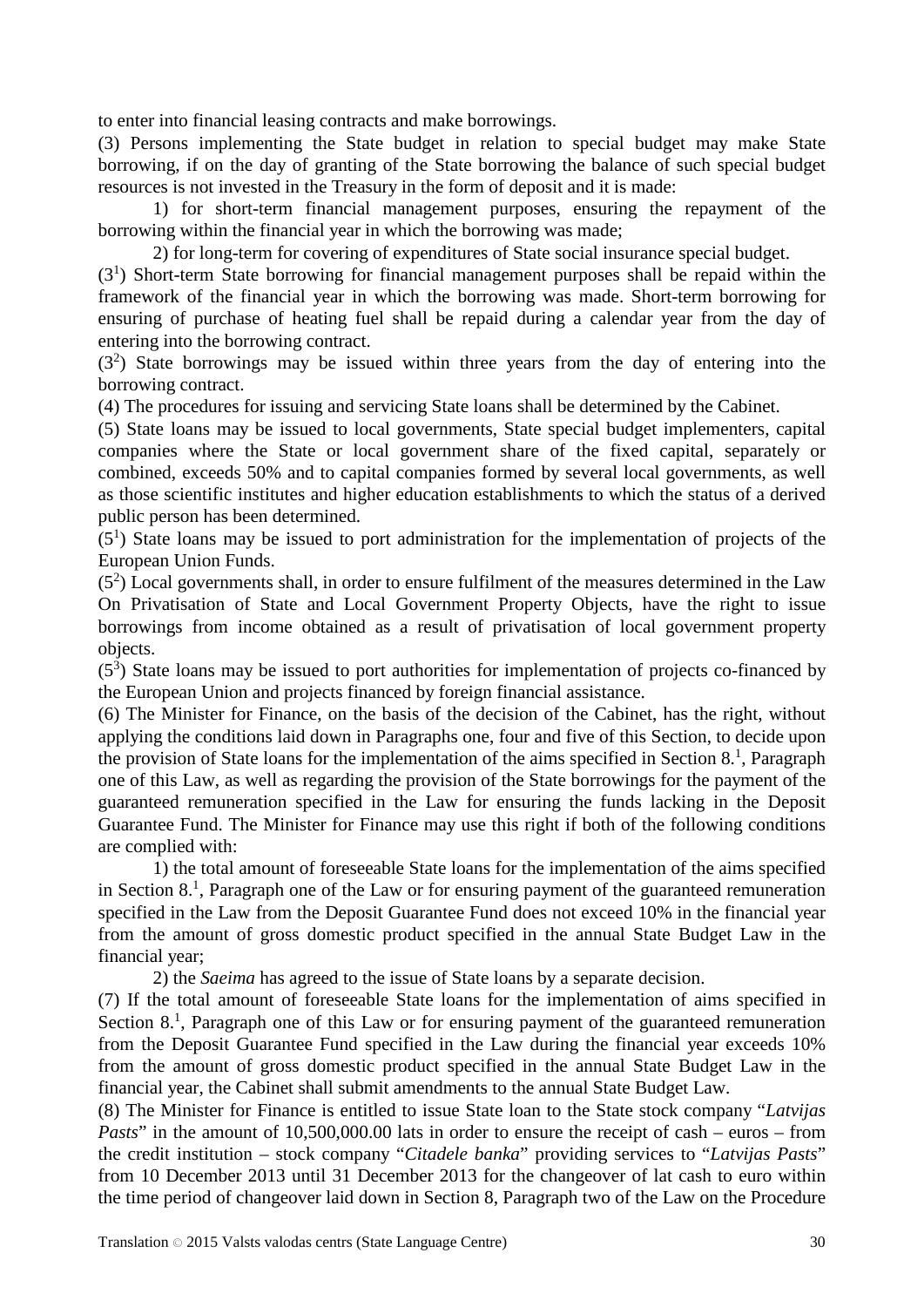to enter into financial leasing contracts and make borrowings.

(3) Persons implementing the State budget in relation to special budget may make State borrowing, if on the day of granting of the State borrowing the balance of such special budget resources is not invested in the Treasury in the form of deposit and it is made:

1) for short-term financial management purposes, ensuring the repayment of the borrowing within the financial year in which the borrowing was made;

2) for long-term for covering of expenditures of State social insurance special budget.

(3[1]) Short-term State borrowing for financial management purposes shall be repaid within the framework of the financial year in which the borrowing was made. Short-term borrowing for ensuring of purchase of heating fuel shall be repaid during a calendar year from the day of entering into the borrowing contract.

(3[2]) State borrowings may be issued within three years from the day of entering into the borrowing contract.

(4) The procedures for issuing and servicing State loans shall be determined by the Cabinet.

(5) State loans may be issued to local governments, State special budget implementers, capital companies where the State or local government share of the fixed capital, separately or combined, exceeds 50% and to capital companies formed by several local governments, as well as those scientific institutes and higher education establishments to which the status of a derived public person has been determined.

(5[1]) State loans may be issued to port administration for the implementation of projects of the European Union Funds.

(5[2]) Local governments shall, in order to ensure fulfilment of the measures determined in the Law On Privatisation of State and Local Government Property Objects, have the right to issue borrowings from income obtained as a result of privatisation of local government property objects.

(5[3]) State loans may be issued to port authorities for implementation of projects co-financed by the European Union and projects financed by foreign financial assistance.

(6) The Minister for Finance, on the basis of the decision of the Cabinet, has the right, without applying the conditions laid down in Paragraphs one, four and five of this Section, to decide upon the provision of State loans for the implementation of the aims specified in Section 8.[1], Paragraph one of this Law, as well as regarding the provision of the State borrowings for the payment of the guaranteed remuneration specified in the Law for ensuring the funds lacking in the Deposit Guarantee Fund. The Minister for Finance may use this right if both of the following conditions are complied with:

1) the total amount of foreseeable State loans for the implementation of the aims specified in Section 8.[1], Paragraph one of the Law or for ensuring payment of the guaranteed remuneration specified in the Law from the Deposit Guarantee Fund does not exceed 10% in the financial year from the amount of gross domestic product specified in the annual State Budget Law in the financial year;

2) the *Saeima* has agreed to the issue of State loans by a separate decision.

(7) If the total amount of foreseeable State loans for the implementation of aims specified in Section 8.[1], Paragraph one of this Law or for ensuring payment of the guaranteed remuneration from the Deposit Guarantee Fund specified in the Law during the financial year exceeds 10% from the amount of gross domestic product specified in the annual State Budget Law in the financial year, the Cabinet shall submit amendments to the annual State Budget Law.

(8) The Minister for Finance is entitled to issue State loan to the State stock company "*Latvijas Pasts*" in the amount of 10,500,000.00 lats in order to ensure the receipt of cash – euros – from the credit institution – stock company "*Citadele banka*" providing services to "*Latvijas Pasts*" from 10 December 2013 until 31 December 2013 for the changeover of lat cash to euro within the time period of changeover laid down in Section 8, Paragraph two of the Law on the Procedure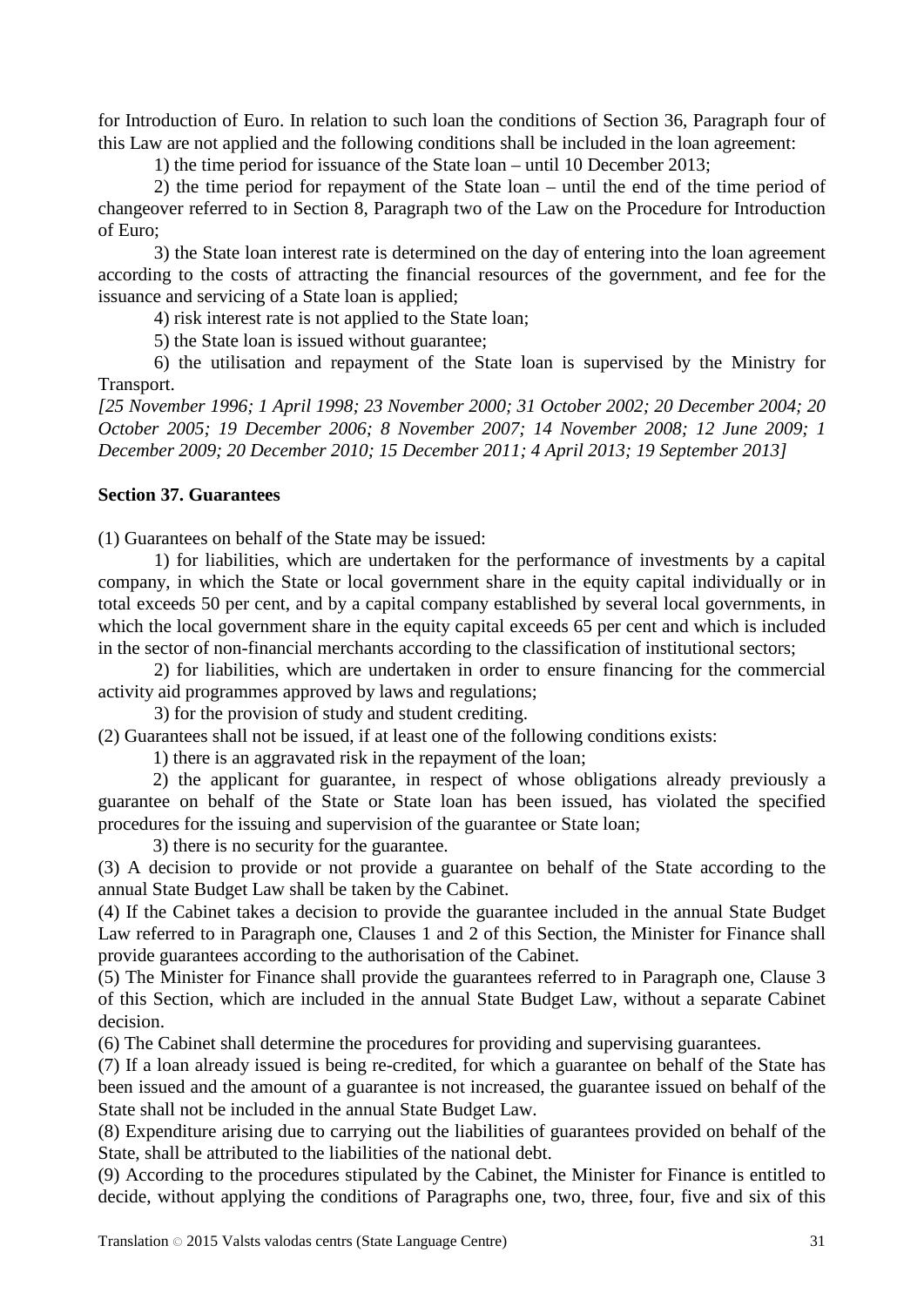for Introduction of Euro. In relation to such loan the conditions of Section 36, Paragraph four of this Law are not applied and the following conditions shall be included in the loan agreement:

1) the time period for issuance of the State loan – until 10 December 2013;

2) the time period for repayment of the State loan – until the end of the time period of changeover referred to in Section 8, Paragraph two of the Law on the Procedure for Introduction of Euro;

3) the State loan interest rate is determined on the day of entering into the loan agreement according to the costs of attracting the financial resources of the government, and fee for the issuance and servicing of a State loan is applied;

4) risk interest rate is not applied to the State loan;

5) the State loan is issued without guarantee;

6) the utilisation and repayment of the State loan is supervised by the Ministry for Transport.

*[25 November 1996; 1 April 1998; 23 November 2000; 31 October 2002; 20 December 2004; 20 October 2005; 19 December 2006; 8 November 2007; 14 November 2008; 12 June 2009; 1 December 2009; 20 December 2010; 15 December 2011; 4 April 2013; 19 September 2013]*

**Section 37. Guarantees**

(1) Guarantees on behalf of the State may be issued:

1) for liabilities, which are undertaken for the performance of investments by a capital company, in which the State or local government share in the equity capital individually or in total exceeds 50 per cent, and by a capital company established by several local governments, in which the local government share in the equity capital exceeds 65 per cent and which is included in the sector of non-financial merchants according to the classification of institutional sectors;

2) for liabilities, which are undertaken in order to ensure financing for the commercial activity aid programmes approved by laws and regulations;

3) for the provision of study and student crediting.

(2) Guarantees shall not be issued, if at least one of the following conditions exists:

1) there is an aggravated risk in the repayment of the loan;

2) the applicant for guarantee, in respect of whose obligations already previously a guarantee on behalf of the State or State loan has been issued, has violated the specified procedures for the issuing and supervision of the guarantee or State loan;

3) there is no security for the guarantee.

(3) A decision to provide or not provide a guarantee on behalf of the State according to the annual State Budget Law shall be taken by the Cabinet.

(4) If the Cabinet takes a decision to provide the guarantee included in the annual State Budget Law referred to in Paragraph one, Clauses 1 and 2 of this Section, the Minister for Finance shall provide guarantees according to the authorisation of the Cabinet.

(5) The Minister for Finance shall provide the guarantees referred to in Paragraph one, Clause 3 of this Section, which are included in the annual State Budget Law, without a separate Cabinet decision.

(6) The Cabinet shall determine the procedures for providing and supervising guarantees.

(7) If a loan already issued is being re-credited, for which a guarantee on behalf of the State has been issued and the amount of a guarantee is not increased, the guarantee issued on behalf of the State shall not be included in the annual State Budget Law.

(8) Expenditure arising due to carrying out the liabilities of guarantees provided on behalf of the State, shall be attributed to the liabilities of the national debt.

(9) According to the procedures stipulated by the Cabinet, the Minister for Finance is entitled to decide, without applying the conditions of Paragraphs one, two, three, four, five and six of this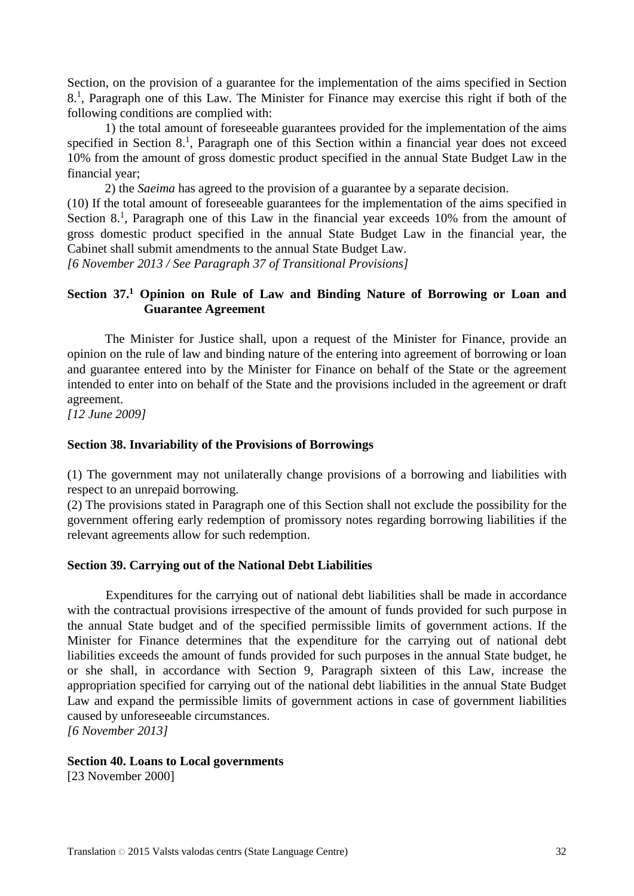Section, on the provision of a guarantee for the implementation of the aims specified in Section 8.[1], Paragraph one of this Law. The Minister for Finance may exercise this right if both of the following conditions are complied with:

1) the total amount of foreseeable guarantees provided for the implementation of the aims specified in Section 8.[1], Paragraph one of this Section within a financial year does not exceed 10% from the amount of gross domestic product specified in the annual State Budget Law in the financial year;

2) the *Saeima* has agreed to the provision of a guarantee by a separate decision.

(10) If the total amount of foreseeable guarantees for the implementation of the aims specified in Section 8.[1], Paragraph one of this Law in the financial year exceeds 10% from the amount of gross domestic product specified in the annual State Budget Law in the financial year, the Cabinet shall submit amendments to the annual State Budget Law.

*[6 November 2013 / See Paragraph 37 of Transitional Provisions]*

### Section 37.[1] Opinion on Rule of Law and Binding Nature of Borrowing or Loan and Guarantee Agreement

The Minister for Justice shall, upon a request of the Minister for Finance, provide an opinion on the rule of law and binding nature of the entering into agreement of borrowing or loan and guarantee entered into by the Minister for Finance on behalf of the State or the agreement intended to enter into on behalf of the State and the provisions included in the agreement or draft agreement.

*[12 June 2009]*

### Section 38. Invariability of the Provisions of Borrowings

(1) The government may not unilaterally change provisions of a borrowing and liabilities with respect to an unrepaid borrowing.

(2) The provisions stated in Paragraph one of this Section shall not exclude the possibility for the government offering early redemption of promissory notes regarding borrowing liabilities if the relevant agreements allow for such redemption.

### Section 39. Carrying out of the National Debt Liabilities

Expenditures for the carrying out of national debt liabilities shall be made in accordance with the contractual provisions irrespective of the amount of funds provided for such purpose in the annual State budget and of the specified permissible limits of government actions. If the Minister for Finance determines that the expenditure for the carrying out of national debt liabilities exceeds the amount of funds provided for such purposes in the annual State budget, he or she shall, in accordance with Section 9, Paragraph sixteen of this Law, increase the appropriation specified for carrying out of the national debt liabilities in the annual State Budget Law and expand the permissible limits of government actions in case of government liabilities caused by unforeseeable circumstances.

*[6 November 2013]*

### Section 40. Loans to Local governments

[23 November 2000]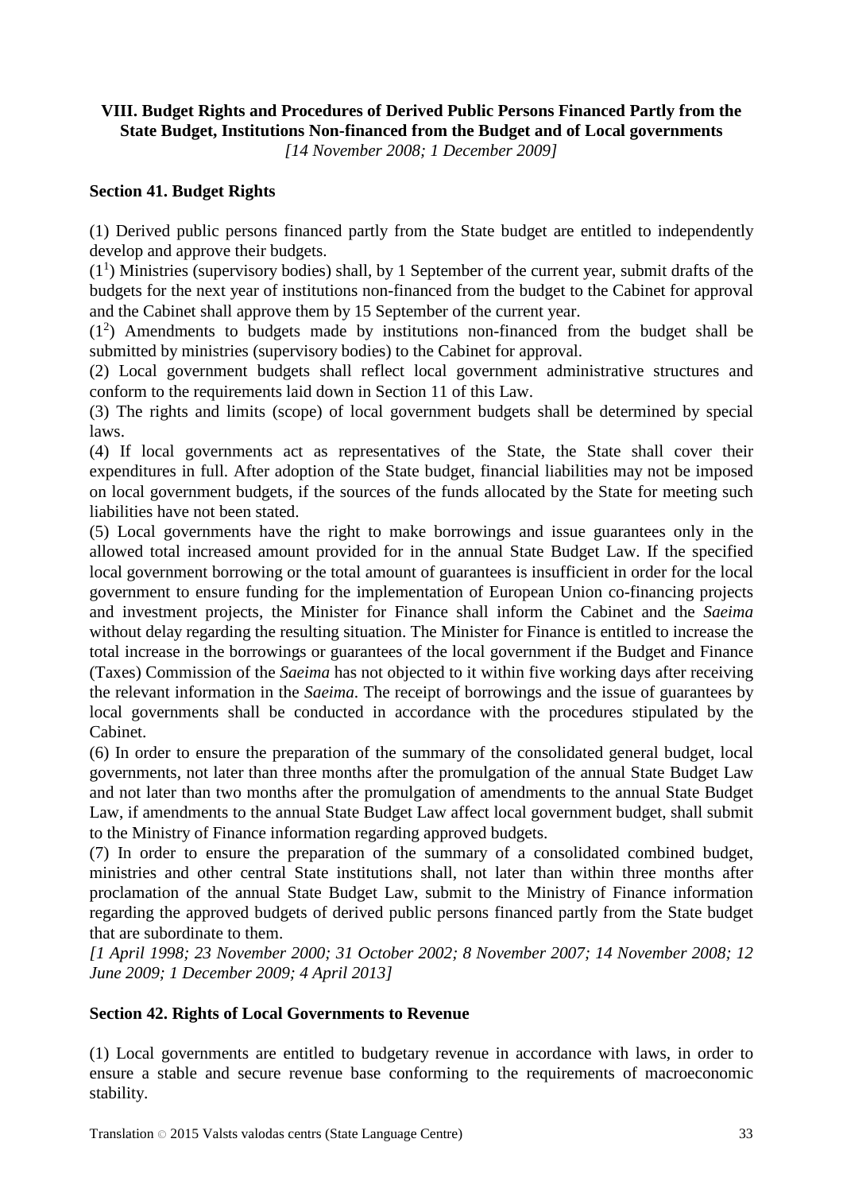## VIII. Budget Rights and Procedures of Derived Public Persons Financed Partly from the State Budget, Institutions Non-financed from the Budget and of Local governments

*[14 November 2008; 1 December 2009]*

### Section 41. Budget Rights

(1) Derived public persons financed partly from the State budget are entitled to independently develop and approve their budgets.

($1^1$) Ministries (supervisory bodies) shall, by 1 September of the current year, submit drafts of the budgets for the next year of institutions non-financed from the budget to the Cabinet for approval and the Cabinet shall approve them by 15 September of the current year.

($1^2$) Amendments to budgets made by institutions non-financed from the budget shall be submitted by ministries (supervisory bodies) to the Cabinet for approval.

(2) Local government budgets shall reflect local government administrative structures and conform to the requirements laid down in Section 11 of this Law.

(3) The rights and limits (scope) of local government budgets shall be determined by special laws.

(4) If local governments act as representatives of the State, the State shall cover their expenditures in full. After adoption of the State budget, financial liabilities may not be imposed on local government budgets, if the sources of the funds allocated by the State for meeting such liabilities have not been stated.

(5) Local governments have the right to make borrowings and issue guarantees only in the allowed total increased amount provided for in the annual State Budget Law. If the specified local government borrowing or the total amount of guarantees is insufficient in order for the local government to ensure funding for the implementation of European Union co-financing projects and investment projects, the Minister for Finance shall inform the Cabinet and the *Saeima* without delay regarding the resulting situation. The Minister for Finance is entitled to increase the total increase in the borrowings or guarantees of the local government if the Budget and Finance (Taxes) Commission of the *Saeima* has not objected to it within five working days after receiving the relevant information in the *Saeima*. The receipt of borrowings and the issue of guarantees by local governments shall be conducted in accordance with the procedures stipulated by the Cabinet.

(6) In order to ensure the preparation of the summary of the consolidated general budget, local governments, not later than three months after the promulgation of the annual State Budget Law and not later than two months after the promulgation of amendments to the annual State Budget Law, if amendments to the annual State Budget Law affect local government budget, shall submit to the Ministry of Finance information regarding approved budgets.

(7) In order to ensure the preparation of the summary of a consolidated combined budget, ministries and other central State institutions shall, not later than within three months after proclamation of the annual State Budget Law, submit to the Ministry of Finance information regarding the approved budgets of derived public persons financed partly from the State budget that are subordinate to them.

*[1 April 1998; 23 November 2000; 31 October 2002; 8 November 2007; 14 November 2008; 12 June 2009; 1 December 2009; 4 April 2013]*

### Section 42. Rights of Local Governments to Revenue

(1) Local governments are entitled to budgetary revenue in accordance with laws, in order to ensure a stable and secure revenue base conforming to the requirements of macroeconomic stability.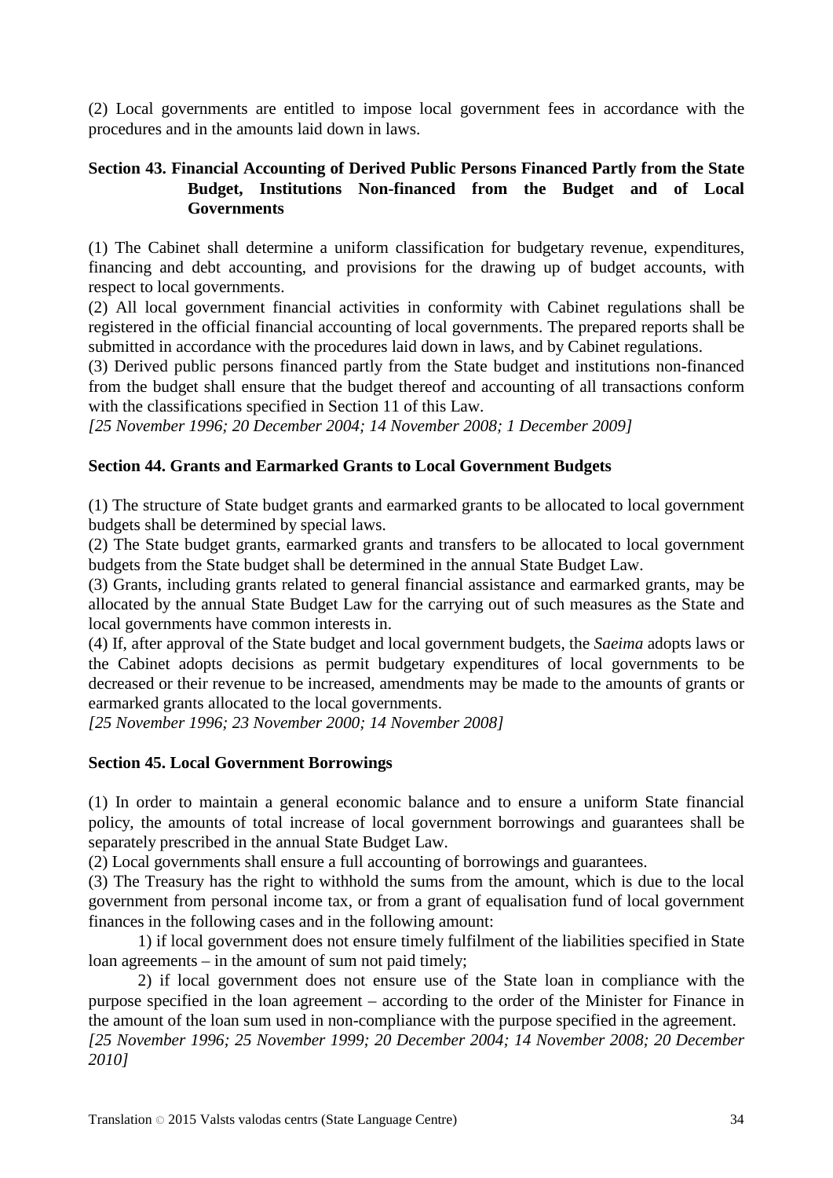(2) Local governments are entitled to impose local government fees in accordance with the procedures and in the amounts laid down in laws.

### Section 43. Financial Accounting of Derived Public Persons Financed Partly from the State Budget, Institutions Non-financed from the Budget and of Local Governments

(1) The Cabinet shall determine a uniform classification for budgetary revenue, expenditures, financing and debt accounting, and provisions for the drawing up of budget accounts, with respect to local governments.

(2) All local government financial activities in conformity with Cabinet regulations shall be registered in the official financial accounting of local governments. The prepared reports shall be submitted in accordance with the procedures laid down in laws, and by Cabinet regulations.

(3) Derived public persons financed partly from the State budget and institutions non-financed from the budget shall ensure that the budget thereof and accounting of all transactions conform with the classifications specified in Section 11 of this Law.

*[25 November 1996; 20 December 2004; 14 November 2008; 1 December 2009]*

### Section 44. Grants and Earmarked Grants to Local Government Budgets

(1) The structure of State budget grants and earmarked grants to be allocated to local government budgets shall be determined by special laws.

(2) The State budget grants, earmarked grants and transfers to be allocated to local government budgets from the State budget shall be determined in the annual State Budget Law.

(3) Grants, including grants related to general financial assistance and earmarked grants, may be allocated by the annual State Budget Law for the carrying out of such measures as the State and local governments have common interests in.

(4) If, after approval of the State budget and local government budgets, the *Saeima* adopts laws or the Cabinet adopts decisions as permit budgetary expenditures of local governments to be decreased or their revenue to be increased, amendments may be made to the amounts of grants or earmarked grants allocated to the local governments.

*[25 November 1996; 23 November 2000; 14 November 2008]*

### Section 45. Local Government Borrowings

(1) In order to maintain a general economic balance and to ensure a uniform State financial policy, the amounts of total increase of local government borrowings and guarantees shall be separately prescribed in the annual State Budget Law.

(2) Local governments shall ensure a full accounting of borrowings and guarantees.

(3) The Treasury has the right to withhold the sums from the amount, which is due to the local government from personal income tax, or from a grant of equalisation fund of local government finances in the following cases and in the following amount:

1) if local government does not ensure timely fulfilment of the liabilities specified in State loan agreements – in the amount of sum not paid timely;

2) if local government does not ensure use of the State loan in compliance with the purpose specified in the loan agreement – according to the order of the Minister for Finance in the amount of the loan sum used in non-compliance with the purpose specified in the agreement.

*[25 November 1996; 25 November 1999; 20 December 2004; 14 November 2008; 20 December 2010]*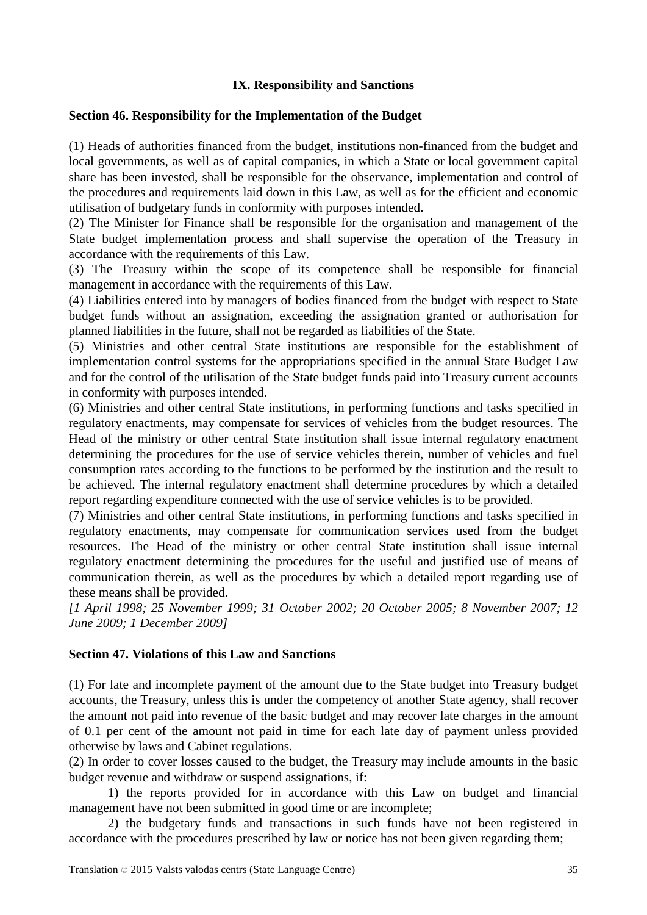## IX. Responsibility and Sanctions

### Section 46. Responsibility for the Implementation of the Budget

(1) Heads of authorities financed from the budget, institutions non-financed from the budget and local governments, as well as of capital companies, in which a State or local government capital share has been invested, shall be responsible for the observance, implementation and control of the procedures and requirements laid down in this Law, as well as for the efficient and economic utilisation of budgetary funds in conformity with purposes intended.
(2) The Minister for Finance shall be responsible for the organisation and management of the State budget implementation process and shall supervise the operation of the Treasury in accordance with the requirements of this Law.
(3) The Treasury within the scope of its competence shall be responsible for financial management in accordance with the requirements of this Law.
(4) Liabilities entered into by managers of bodies financed from the budget with respect to State budget funds without an assignation, exceeding the assignation granted or authorisation for planned liabilities in the future, shall not be regarded as liabilities of the State.
(5) Ministries and other central State institutions are responsible for the establishment of implementation control systems for the appropriations specified in the annual State Budget Law and for the control of the utilisation of the State budget funds paid into Treasury current accounts in conformity with purposes intended.
(6) Ministries and other central State institutions, in performing functions and tasks specified in regulatory enactments, may compensate for services of vehicles from the budget resources. The Head of the ministry or other central State institution shall issue internal regulatory enactment determining the procedures for the use of service vehicles therein, number of vehicles and fuel consumption rates according to the functions to be performed by the institution and the result to be achieved. The internal regulatory enactment shall determine procedures by which a detailed report regarding expenditure connected with the use of service vehicles is to be provided.
(7) Ministries and other central State institutions, in performing functions and tasks specified in regulatory enactments, may compensate for communication services used from the budget resources. The Head of the ministry or other central State institution shall issue internal regulatory enactment determining the procedures for the useful and justified use of means of communication therein, as well as the procedures by which a detailed report regarding use of these means shall be provided.
*[1 April 1998; 25 November 1999; 31 October 2002; 20 October 2005; 8 November 2007; 12 June 2009; 1 December 2009]*

### Section 47. Violations of this Law and Sanctions

(1) For late and incomplete payment of the amount due to the State budget into Treasury budget accounts, the Treasury, unless this is under the competency of another State agency, shall recover the amount not paid into revenue of the basic budget and may recover late charges in the amount of 0.1 per cent of the amount not paid in time for each late day of payment unless provided otherwise by laws and Cabinet regulations.
(2) In order to cover losses caused to the budget, the Treasury may include amounts in the basic budget revenue and withdraw or suspend assignations, if:

1) the reports provided for in accordance with this Law on budget and financial management have not been submitted in good time or are incomplete;

2) the budgetary funds and transactions in such funds have not been registered in accordance with the procedures prescribed by law or notice has not been given regarding them;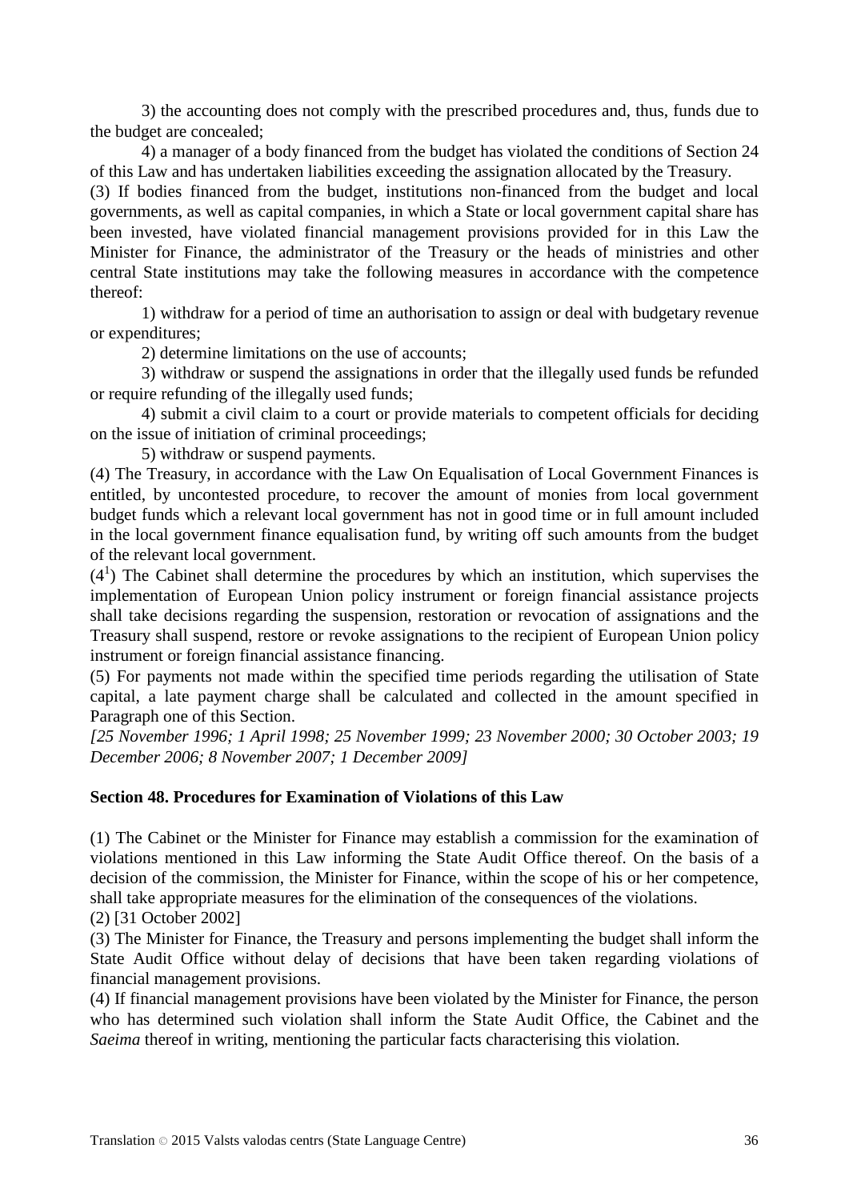3) the accounting does not comply with the prescribed procedures and, thus, funds due to the budget are concealed;

4) a manager of a body financed from the budget has violated the conditions of Section 24 of this Law and has undertaken liabilities exceeding the assignation allocated by the Treasury.

(3) If bodies financed from the budget, institutions non-financed from the budget and local governments, as well as capital companies, in which a State or local government capital share has been invested, have violated financial management provisions provided for in this Law the Minister for Finance, the administrator of the Treasury or the heads of ministries and other central State institutions may take the following measures in accordance with the competence thereof:

1) withdraw for a period of time an authorisation to assign or deal with budgetary revenue or expenditures;

2) determine limitations on the use of accounts;

3) withdraw or suspend the assignations in order that the illegally used funds be refunded or require refunding of the illegally used funds;

4) submit a civil claim to a court or provide materials to competent officials for deciding on the issue of initiation of criminal proceedings;

5) withdraw or suspend payments.

(4) The Treasury, in accordance with the Law On Equalisation of Local Government Finances is entitled, by uncontested procedure, to recover the amount of monies from local government budget funds which a relevant local government has not in good time or in full amount included in the local government finance equalisation fund, by writing off such amounts from the budget of the relevant local government.

($4^1$) The Cabinet shall determine the procedures by which an institution, which supervises the implementation of European Union policy instrument or foreign financial assistance projects shall take decisions regarding the suspension, restoration or revocation of assignations and the Treasury shall suspend, restore or revoke assignations to the recipient of European Union policy instrument or foreign financial assistance financing.

(5) For payments not made within the specified time periods regarding the utilisation of State capital, a late payment charge shall be calculated and collected in the amount specified in Paragraph one of this Section.

*[25 November 1996; 1 April 1998; 25 November 1999; 23 November 2000; 30 October 2003; 19 December 2006; 8 November 2007; 1 December 2009]*

**Section 48. Procedures for Examination of Violations of this Law**

(1) The Cabinet or the Minister for Finance may establish a commission for the examination of violations mentioned in this Law informing the State Audit Office thereof. On the basis of a decision of the commission, the Minister for Finance, within the scope of his or her competence, shall take appropriate measures for the elimination of the consequences of the violations.

(2) [31 October 2002]

(3) The Minister for Finance, the Treasury and persons implementing the budget shall inform the State Audit Office without delay of decisions that have been taken regarding violations of financial management provisions.

(4) If financial management provisions have been violated by the Minister for Finance, the person who has determined such violation shall inform the State Audit Office, the Cabinet and the *Saeima* thereof in writing, mentioning the particular facts characterising this violation.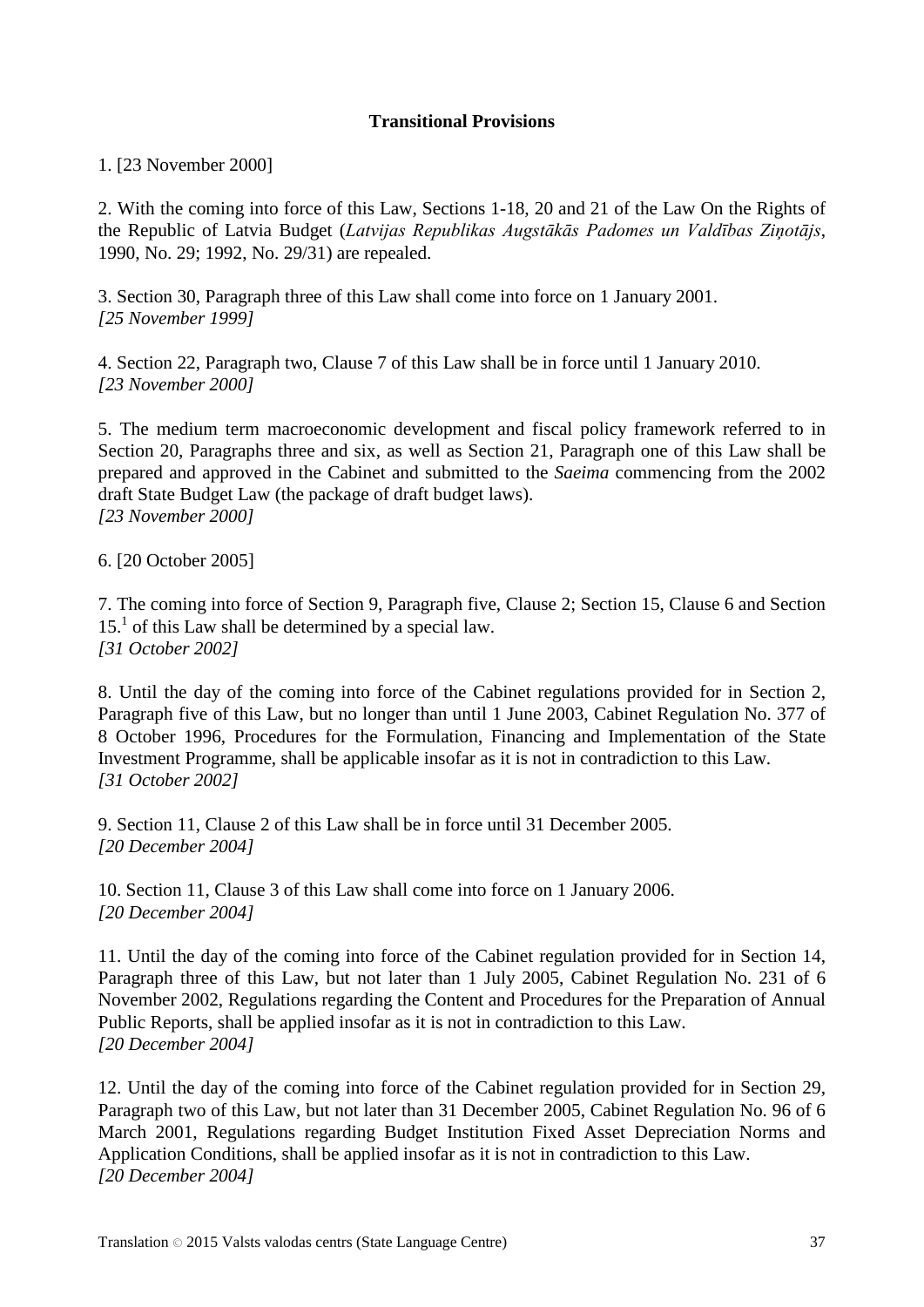**Transitional Provisions**

1. [23 November 2000]

2. With the coming into force of this Law, Sections 1-18, 20 and 21 of the Law On the Rights of the Republic of Latvia Budget (*Latvijas Republikas Augstākās Padomes un Valdības Ziņotājs*, 1990, No. 29; 1992, No. 29/31) are repealed.

3. Section 30, Paragraph three of this Law shall come into force on 1 January 2001.
*[25 November 1999]*

4. Section 22, Paragraph two, Clause 7 of this Law shall be in force until 1 January 2010.
*[23 November 2000]*

5. The medium term macroeconomic development and fiscal policy framework referred to in Section 20, Paragraphs three and six, as well as Section 21, Paragraph one of this Law shall be prepared and approved in the Cabinet and submitted to the *Saeima* commencing from the 2002 draft State Budget Law (the package of draft budget laws).
*[23 November 2000]*

6. [20 October 2005]

7. The coming into force of Section 9, Paragraph five, Clause 2; Section 15, Clause 6 and Section 15.[1] of this Law shall be determined by a special law.
*[31 October 2002]*

8. Until the day of the coming into force of the Cabinet regulations provided for in Section 2, Paragraph five of this Law, but no longer than until 1 June 2003, Cabinet Regulation No. 377 of 8 October 1996, Procedures for the Formulation, Financing and Implementation of the State Investment Programme, shall be applicable insofar as it is not in contradiction to this Law.
*[31 October 2002]*

9. Section 11, Clause 2 of this Law shall be in force until 31 December 2005.
*[20 December 2004]*

10. Section 11, Clause 3 of this Law shall come into force on 1 January 2006.
*[20 December 2004]*

11. Until the day of the coming into force of the Cabinet regulation provided for in Section 14, Paragraph three of this Law, but not later than 1 July 2005, Cabinet Regulation No. 231 of 6 November 2002, Regulations regarding the Content and Procedures for the Preparation of Annual Public Reports, shall be applied insofar as it is not in contradiction to this Law.
*[20 December 2004]*

12. Until the day of the coming into force of the Cabinet regulation provided for in Section 29, Paragraph two of this Law, but not later than 31 December 2005, Cabinet Regulation No. 96 of 6 March 2001, Regulations regarding Budget Institution Fixed Asset Depreciation Norms and Application Conditions, shall be applied insofar as it is not in contradiction to this Law.
*[20 December 2004]*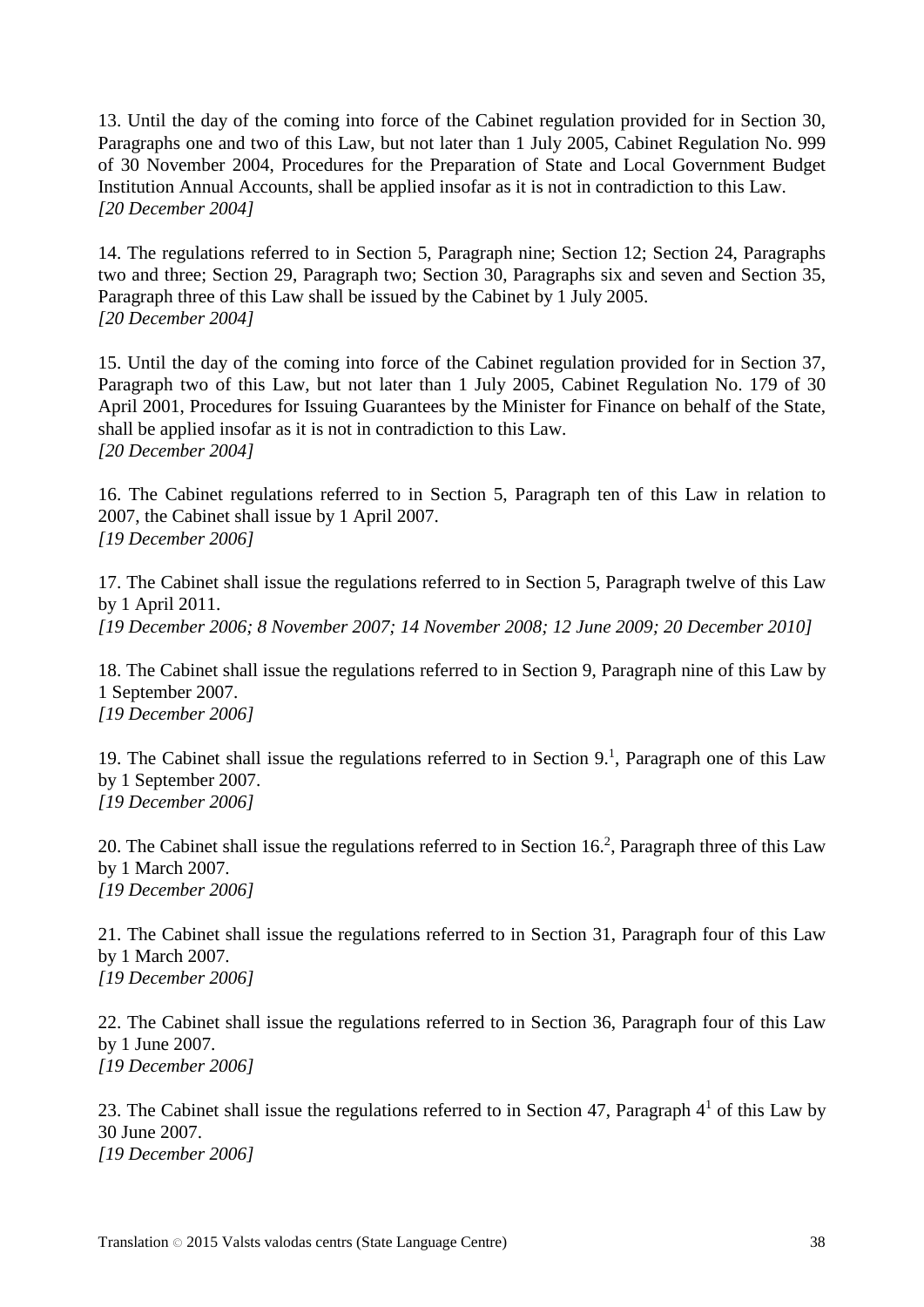13. Until the day of the coming into force of the Cabinet regulation provided for in Section 30, Paragraphs one and two of this Law, but not later than 1 July 2005, Cabinet Regulation No. 999 of 30 November 2004, Procedures for the Preparation of State and Local Government Budget Institution Annual Accounts, shall be applied insofar as it is not in contradiction to this Law.
*[20 December 2004]*

14. The regulations referred to in Section 5, Paragraph nine; Section 12; Section 24, Paragraphs two and three; Section 29, Paragraph two; Section 30, Paragraphs six and seven and Section 35, Paragraph three of this Law shall be issued by the Cabinet by 1 July 2005.
*[20 December 2004]*

15. Until the day of the coming into force of the Cabinet regulation provided for in Section 37, Paragraph two of this Law, but not later than 1 July 2005, Cabinet Regulation No. 179 of 30 April 2001, Procedures for Issuing Guarantees by the Minister for Finance on behalf of the State, shall be applied insofar as it is not in contradiction to this Law.
*[20 December 2004]*

16. The Cabinet regulations referred to in Section 5, Paragraph ten of this Law in relation to 2007, the Cabinet shall issue by 1 April 2007.
*[19 December 2006]*

17. The Cabinet shall issue the regulations referred to in Section 5, Paragraph twelve of this Law by 1 April 2011.
*[19 December 2006; 8 November 2007; 14 November 2008; 12 June 2009; 20 December 2010]*

18. The Cabinet shall issue the regulations referred to in Section 9, Paragraph nine of this Law by 1 September 2007.
*[19 December 2006]*

19. The Cabinet shall issue the regulations referred to in Section $9.^1$, Paragraph one of this Law by 1 September 2007.
*[19 December 2006]*

20. The Cabinet shall issue the regulations referred to in Section $16.^2$, Paragraph three of this Law by 1 March 2007.
*[19 December 2006]*

21. The Cabinet shall issue the regulations referred to in Section 31, Paragraph four of this Law by 1 March 2007.
*[19 December 2006]*

22. The Cabinet shall issue the regulations referred to in Section 36, Paragraph four of this Law by 1 June 2007.
*[19 December 2006]*

23. The Cabinet shall issue the regulations referred to in Section 47, Paragraph $4^1$ of this Law by 30 June 2007.
*[19 December 2006]*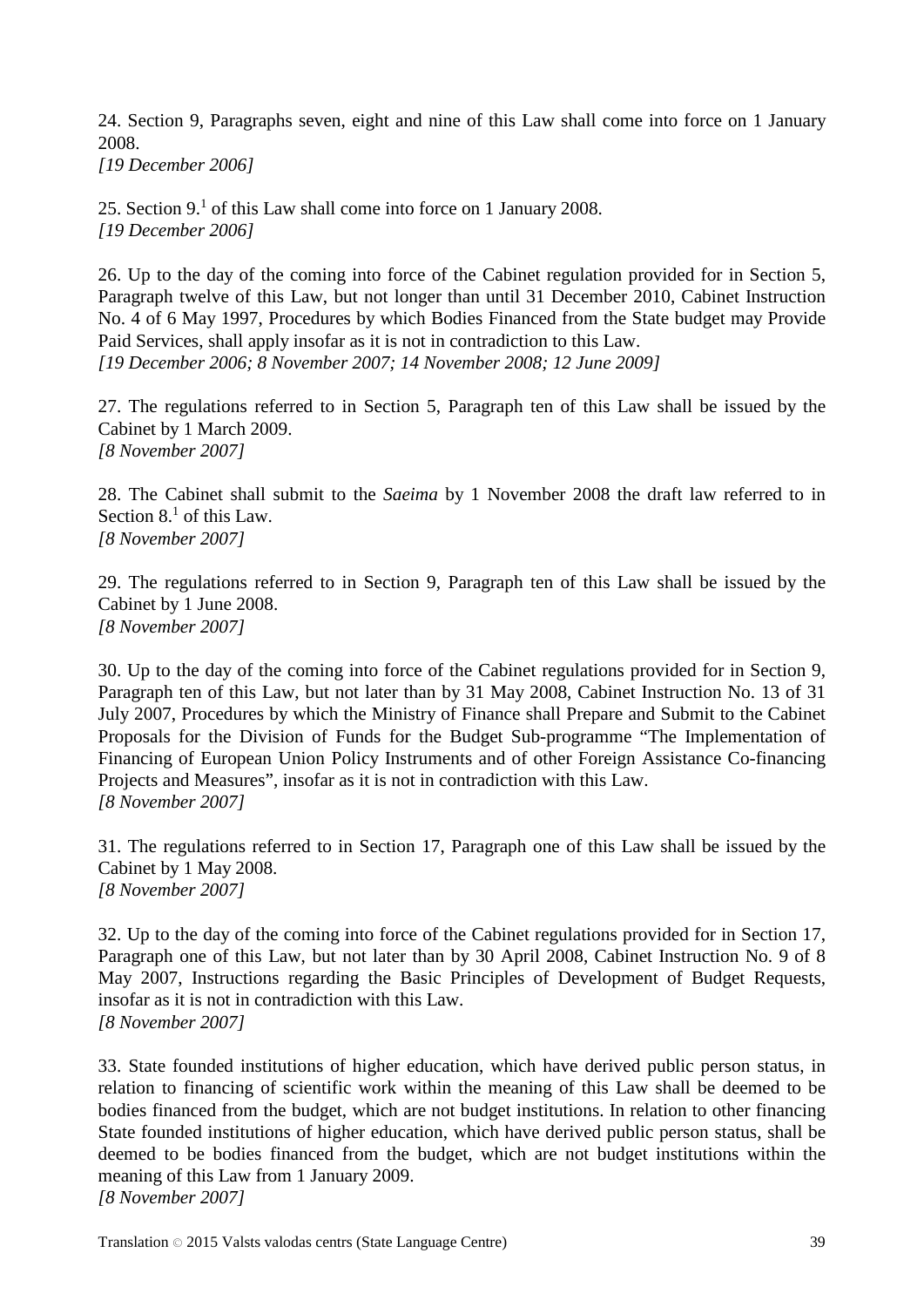24. Section 9, Paragraphs seven, eight and nine of this Law shall come into force on 1 January 2008.
*[19 December 2006]*

25. Section 9.[1] of this Law shall come into force on 1 January 2008.
*[19 December 2006]*

26. Up to the day of the coming into force of the Cabinet regulation provided for in Section 5, Paragraph twelve of this Law, but not longer than until 31 December 2010, Cabinet Instruction No. 4 of 6 May 1997, Procedures by which Bodies Financed from the State budget may Provide Paid Services, shall apply insofar as it is not in contradiction to this Law.
*[19 December 2006; 8 November 2007; 14 November 2008; 12 June 2009]*

27. The regulations referred to in Section 5, Paragraph ten of this Law shall be issued by the Cabinet by 1 March 2009.
*[8 November 2007]*

28. The Cabinet shall submit to the *Saeima* by 1 November 2008 the draft law referred to in Section 8.[1] of this Law.
*[8 November 2007]*

29. The regulations referred to in Section 9, Paragraph ten of this Law shall be issued by the Cabinet by 1 June 2008.
*[8 November 2007]*

30. Up to the day of the coming into force of the Cabinet regulations provided for in Section 9, Paragraph ten of this Law, but not later than by 31 May 2008, Cabinet Instruction No. 13 of 31 July 2007, Procedures by which the Ministry of Finance shall Prepare and Submit to the Cabinet Proposals for the Division of Funds for the Budget Sub-programme "The Implementation of Financing of European Union Policy Instruments and of other Foreign Assistance Co-financing Projects and Measures", insofar as it is not in contradiction with this Law.
*[8 November 2007]*

31. The regulations referred to in Section 17, Paragraph one of this Law shall be issued by the Cabinet by 1 May 2008.
*[8 November 2007]*

32. Up to the day of the coming into force of the Cabinet regulations provided for in Section 17, Paragraph one of this Law, but not later than by 30 April 2008, Cabinet Instruction No. 9 of 8 May 2007, Instructions regarding the Basic Principles of Development of Budget Requests, insofar as it is not in contradiction with this Law.
*[8 November 2007]*

33. State founded institutions of higher education, which have derived public person status, in relation to financing of scientific work within the meaning of this Law shall be deemed to be bodies financed from the budget, which are not budget institutions. In relation to other financing State founded institutions of higher education, which have derived public person status, shall be deemed to be bodies financed from the budget, which are not budget institutions within the meaning of this Law from 1 January 2009.
*[8 November 2007]*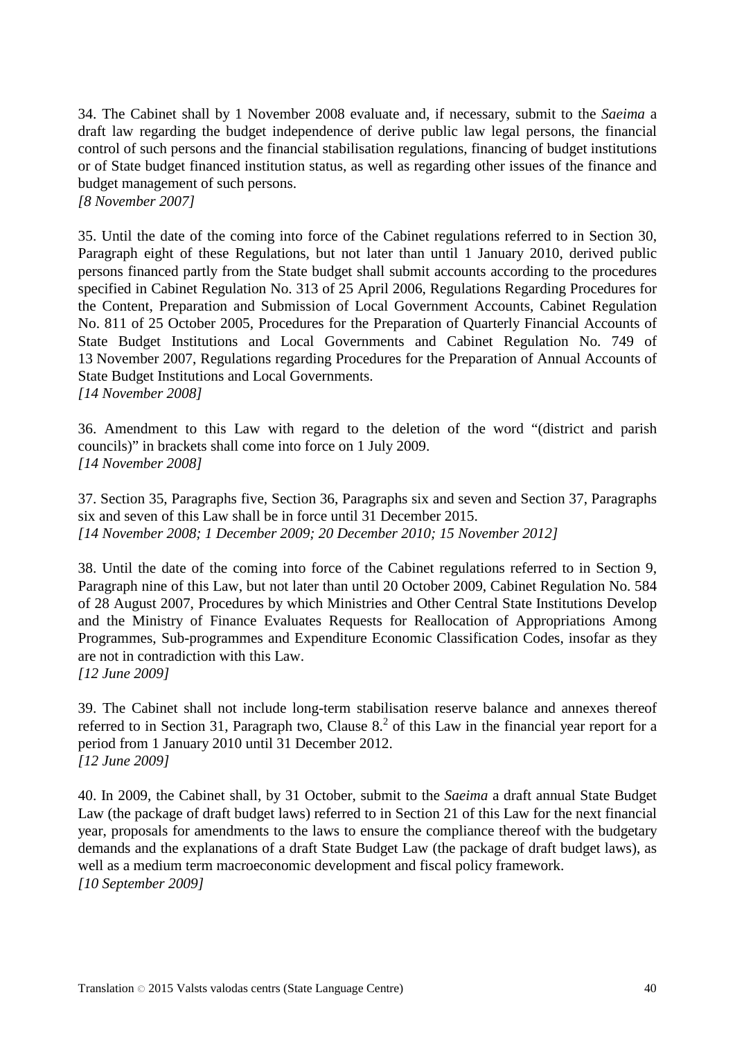34. The Cabinet shall by 1 November 2008 evaluate and, if necessary, submit to the *Saeima* a draft law regarding the budget independence of derive public law legal persons, the financial control of such persons and the financial stabilisation regulations, financing of budget institutions or of State budget financed institution status, as well as regarding other issues of the finance and budget management of such persons.
*[8 November 2007]*

35. Until the date of the coming into force of the Cabinet regulations referred to in Section 30, Paragraph eight of these Regulations, but not later than until 1 January 2010, derived public persons financed partly from the State budget shall submit accounts according to the procedures specified in Cabinet Regulation No. 313 of 25 April 2006, Regulations Regarding Procedures for the Content, Preparation and Submission of Local Government Accounts, Cabinet Regulation No. 811 of 25 October 2005, Procedures for the Preparation of Quarterly Financial Accounts of State Budget Institutions and Local Governments and Cabinet Regulation No. 749 of 13 November 2007, Regulations regarding Procedures for the Preparation of Annual Accounts of State Budget Institutions and Local Governments.
*[14 November 2008]*

36. Amendment to this Law with regard to the deletion of the word "(district and parish councils)" in brackets shall come into force on 1 July 2009.
*[14 November 2008]*

37. Section 35, Paragraphs five, Section 36, Paragraphs six and seven and Section 37, Paragraphs six and seven of this Law shall be in force until 31 December 2015.
*[14 November 2008; 1 December 2009; 20 December 2010; 15 November 2012]*

38. Until the date of the coming into force of the Cabinet regulations referred to in Section 9, Paragraph nine of this Law, but not later than until 20 October 2009, Cabinet Regulation No. 584 of 28 August 2007, Procedures by which Ministries and Other Central State Institutions Develop and the Ministry of Finance Evaluates Requests for Reallocation of Appropriations Among Programmes, Sub-programmes and Expenditure Economic Classification Codes, insofar as they are not in contradiction with this Law.
*[12 June 2009]*

39. The Cabinet shall not include long-term stabilisation reserve balance and annexes thereof referred to in Section 31, Paragraph two, Clause 8.[2] of this Law in the financial year report for a period from 1 January 2010 until 31 December 2012.
*[12 June 2009]*

40. In 2009, the Cabinet shall, by 31 October, submit to the *Saeima* a draft annual State Budget Law (the package of draft budget laws) referred to in Section 21 of this Law for the next financial year, proposals for amendments to the laws to ensure the compliance thereof with the budgetary demands and the explanations of a draft State Budget Law (the package of draft budget laws), as well as a medium term macroeconomic development and fiscal policy framework.
*[10 September 2009]*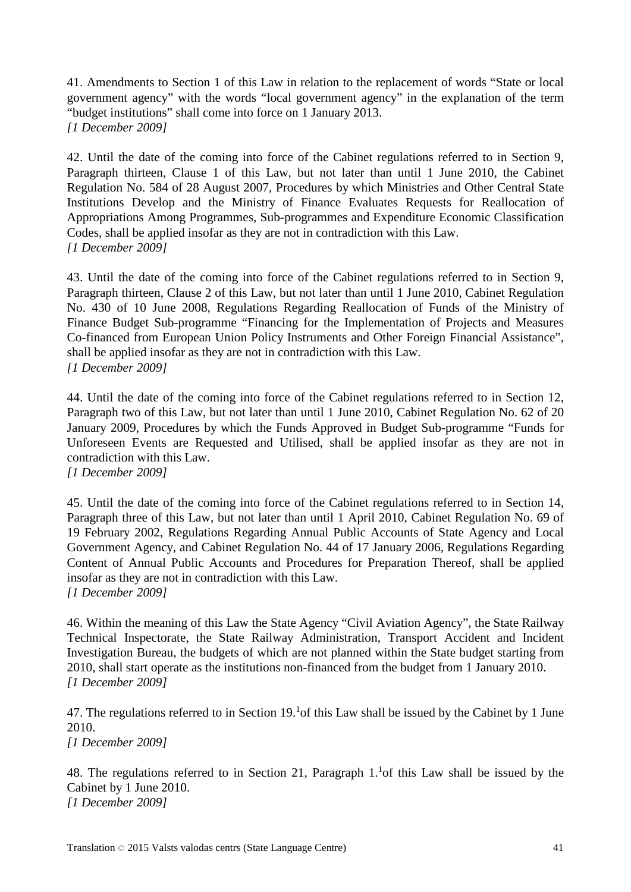41. Amendments to Section 1 of this Law in relation to the replacement of words “State or local government agency” with the words “local government agency” in the explanation of the term “budget institutions” shall come into force on 1 January 2013.
*[1 December 2009]*

42. Until the date of the coming into force of the Cabinet regulations referred to in Section 9, Paragraph thirteen, Clause 1 of this Law, but not later than until 1 June 2010, the Cabinet Regulation No. 584 of 28 August 2007, Procedures by which Ministries and Other Central State Institutions Develop and the Ministry of Finance Evaluates Requests for Reallocation of Appropriations Among Programmes, Sub-programmes and Expenditure Economic Classification Codes, shall be applied insofar as they are not in contradiction with this Law.
*[1 December 2009]*

43. Until the date of the coming into force of the Cabinet regulations referred to in Section 9, Paragraph thirteen, Clause 2 of this Law, but not later than until 1 June 2010, Cabinet Regulation No. 430 of 10 June 2008, Regulations Regarding Reallocation of Funds of the Ministry of Finance Budget Sub-programme “Financing for the Implementation of Projects and Measures Co-financed from European Union Policy Instruments and Other Foreign Financial Assistance”, shall be applied insofar as they are not in contradiction with this Law.
*[1 December 2009]*

44. Until the date of the coming into force of the Cabinet regulations referred to in Section 12, Paragraph two of this Law, but not later than until 1 June 2010, Cabinet Regulation No. 62 of 20 January 2009, Procedures by which the Funds Approved in Budget Sub-programme “Funds for Unforeseen Events are Requested and Utilised, shall be applied insofar as they are not in contradiction with this Law.
*[1 December 2009]*

45. Until the date of the coming into force of the Cabinet regulations referred to in Section 14, Paragraph three of this Law, but not later than until 1 April 2010, Cabinet Regulation No. 69 of 19 February 2002, Regulations Regarding Annual Public Accounts of State Agency and Local Government Agency, and Cabinet Regulation No. 44 of 17 January 2006, Regulations Regarding Content of Annual Public Accounts and Procedures for Preparation Thereof, shall be applied insofar as they are not in contradiction with this Law.
*[1 December 2009]*

46. Within the meaning of this Law the State Agency “Civil Aviation Agency”, the State Railway Technical Inspectorate, the State Railway Administration, Transport Accident and Incident Investigation Bureau, the budgets of which are not planned within the State budget starting from 2010, shall start operate as the institutions non-financed from the budget from 1 January 2010.
*[1 December 2009]*

47. The regulations referred to in Section 19.[1]of this Law shall be issued by the Cabinet by 1 June 2010.
*[1 December 2009]*

48. The regulations referred to in Section 21, Paragraph 1.[1]of this Law shall be issued by the Cabinet by 1 June 2010.
*[1 December 2009]*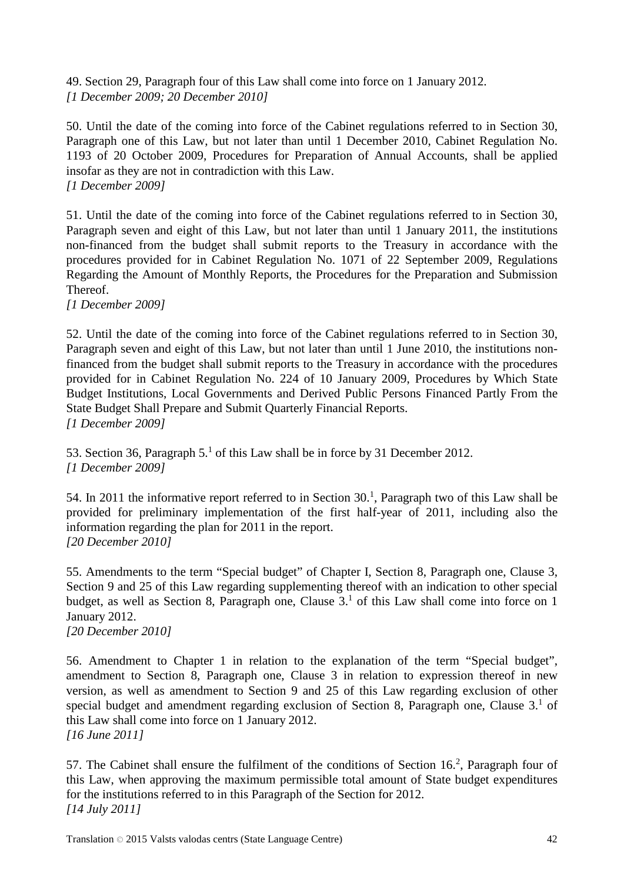49. Section 29, Paragraph four of this Law shall come into force on 1 January 2012.
*[1 December 2009; 20 December 2010]*

50. Until the date of the coming into force of the Cabinet regulations referred to in Section 30, Paragraph one of this Law, but not later than until 1 December 2010, Cabinet Regulation No. 1193 of 20 October 2009, Procedures for Preparation of Annual Accounts, shall be applied insofar as they are not in contradiction with this Law.
*[1 December 2009]*

51. Until the date of the coming into force of the Cabinet regulations referred to in Section 30, Paragraph seven and eight of this Law, but not later than until 1 January 2011, the institutions non-financed from the budget shall submit reports to the Treasury in accordance with the procedures provided for in Cabinet Regulation No. 1071 of 22 September 2009, Regulations Regarding the Amount of Monthly Reports, the Procedures for the Preparation and Submission Thereof.
*[1 December 2009]*

52. Until the date of the coming into force of the Cabinet regulations referred to in Section 30, Paragraph seven and eight of this Law, but not later than until 1 June 2010, the institutions non-financed from the budget shall submit reports to the Treasury in accordance with the procedures provided for in Cabinet Regulation No. 224 of 10 January 2009, Procedures by Which State Budget Institutions, Local Governments and Derived Public Persons Financed Partly From the State Budget Shall Prepare and Submit Quarterly Financial Reports.
*[1 December 2009]*

53. Section 36, Paragraph 5.[1] of this Law shall be in force by 31 December 2012.
*[1 December 2009]*

54. In 2011 the informative report referred to in Section 30.[1], Paragraph two of this Law shall be provided for preliminary implementation of the first half-year of 2011, including also the information regarding the plan for 2011 in the report.
*[20 December 2010]*

55. Amendments to the term "Special budget" of Chapter I, Section 8, Paragraph one, Clause 3, Section 9 and 25 of this Law regarding supplementing thereof with an indication to other special budget, as well as Section 8, Paragraph one, Clause 3.[1] of this Law shall come into force on 1 January 2012.
*[20 December 2010]*

56. Amendment to Chapter 1 in relation to the explanation of the term "Special budget", amendment to Section 8, Paragraph one, Clause 3 in relation to expression thereof in new version, as well as amendment to Section 9 and 25 of this Law regarding exclusion of other special budget and amendment regarding exclusion of Section 8, Paragraph one, Clause 3.[1] of this Law shall come into force on 1 January 2012.
*[16 June 2011]*

57. The Cabinet shall ensure the fulfilment of the conditions of Section 16.[2], Paragraph four of this Law, when approving the maximum permissible total amount of State budget expenditures for the institutions referred to in this Paragraph of the Section for 2012.
*[14 July 2011]*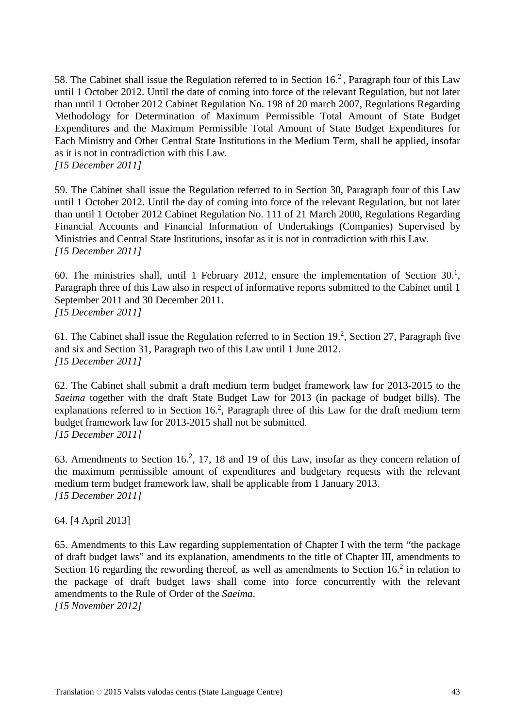58. The Cabinet shall issue the Regulation referred to in Section 16.[2] , Paragraph four of this Law until 1 October 2012. Until the date of coming into force of the relevant Regulation, but not later than until 1 October 2012 Cabinet Regulation No. 198 of 20 march 2007, Regulations Regarding Methodology for Determination of Maximum Permissible Total Amount of State Budget Expenditures and the Maximum Permissible Total Amount of State Budget Expenditures for Each Ministry and Other Central State Institutions in the Medium Term, shall be applied, insofar as it is not in contradiction with this Law.
*[15 December 2011]*

59. The Cabinet shall issue the Regulation referred to in Section 30, Paragraph four of this Law until 1 October 2012. Until the day of coming into force of the relevant Regulation, but not later than until 1 October 2012 Cabinet Regulation No. 111 of 21 March 2000, Regulations Regarding Financial Accounts and Financial Information of Undertakings (Companies) Supervised by Ministries and Central State Institutions, insofar as it is not in contradiction with this Law.
*[15 December 2011]*

60. The ministries shall, until 1 February 2012, ensure the implementation of Section 30.[1], Paragraph three of this Law also in respect of informative reports submitted to the Cabinet until 1 September 2011 and 30 December 2011.
*[15 December 2011]*

61. The Cabinet shall issue the Regulation referred to in Section 19.[2], Section 27, Paragraph five and six and Section 31, Paragraph two of this Law until 1 June 2012.
*[15 December 2011]*

62. The Cabinet shall submit a draft medium term budget framework law for 2013-2015 to the *Saeima* together with the draft State Budget Law for 2013 (in package of budget bills). The explanations referred to in Section 16.[2], Paragraph three of this Law for the draft medium term budget framework law for 2013-2015 shall not be submitted.
*[15 December 2011]*

63. Amendments to Section 16.[2], 17, 18 and 19 of this Law, insofar as they concern relation of the maximum permissible amount of expenditures and budgetary requests with the relevant medium term budget framework law, shall be applicable from 1 January 2013.
*[15 December 2011]*

64. [4 April 2013]

65. Amendments to this Law regarding supplementation of Chapter I with the term "the package of draft budget laws" and its explanation, amendments to the title of Chapter III, amendments to Section 16 regarding the rewording thereof, as well as amendments to Section 16.[2] in relation to the package of draft budget laws shall come into force concurrently with the relevant amendments to the Rule of Order of the *Saeima*.
*[15 November 2012]*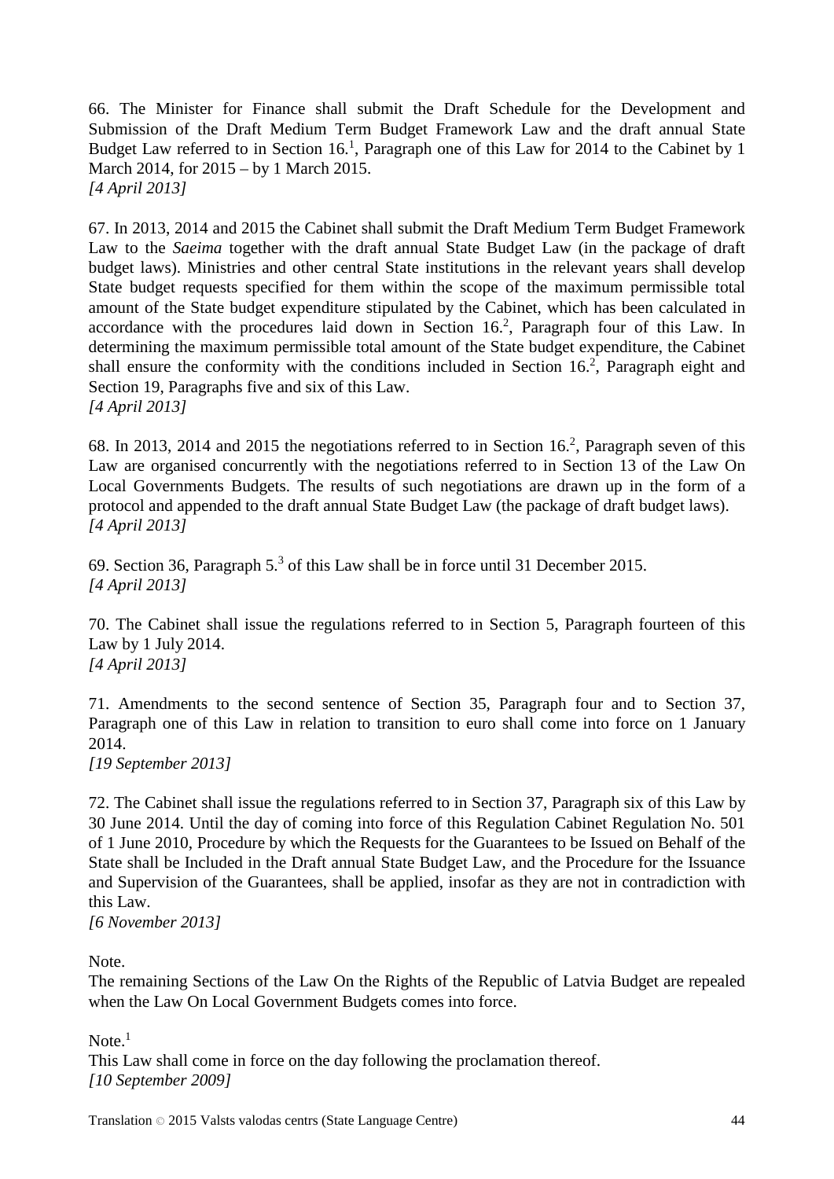66. The Minister for Finance shall submit the Draft Schedule for the Development and Submission of the Draft Medium Term Budget Framework Law and the draft annual State Budget Law referred to in Section 16.[1], Paragraph one of this Law for 2014 to the Cabinet by 1 March 2014, for 2015 – by 1 March 2015.
*[4 April 2013]*

67. In 2013, 2014 and 2015 the Cabinet shall submit the Draft Medium Term Budget Framework Law to the *Saeima* together with the draft annual State Budget Law (in the package of draft budget laws). Ministries and other central State institutions in the relevant years shall develop State budget requests specified for them within the scope of the maximum permissible total amount of the State budget expenditure stipulated by the Cabinet, which has been calculated in accordance with the procedures laid down in Section 16.[2], Paragraph four of this Law. In determining the maximum permissible total amount of the State budget expenditure, the Cabinet shall ensure the conformity with the conditions included in Section 16.[2], Paragraph eight and Section 19, Paragraphs five and six of this Law.
*[4 April 2013]*

68. In 2013, 2014 and 2015 the negotiations referred to in Section 16.[2], Paragraph seven of this Law are organised concurrently with the negotiations referred to in Section 13 of the Law On Local Governments Budgets. The results of such negotiations are drawn up in the form of a protocol and appended to the draft annual State Budget Law (the package of draft budget laws).
*[4 April 2013]*

69. Section 36, Paragraph 5.[3] of this Law shall be in force until 31 December 2015.
*[4 April 2013]*

70. The Cabinet shall issue the regulations referred to in Section 5, Paragraph fourteen of this Law by 1 July 2014.
*[4 April 2013]*

71. Amendments to the second sentence of Section 35, Paragraph four and to Section 37, Paragraph one of this Law in relation to transition to euro shall come into force on 1 January 2014.
*[19 September 2013]*

72. The Cabinet shall issue the regulations referred to in Section 37, Paragraph six of this Law by 30 June 2014. Until the day of coming into force of this Regulation Cabinet Regulation No. 501 of 1 June 2010, Procedure by which the Requests for the Guarantees to be Issued on Behalf of the State shall be Included in the Draft annual State Budget Law, and the Procedure for the Issuance and Supervision of the Guarantees, shall be applied, insofar as they are not in contradiction with this Law.
*[6 November 2013]*

Note.
The remaining Sections of the Law On the Rights of the Republic of Latvia Budget are repealed when the Law On Local Government Budgets comes into force.

Note.[1]
This Law shall come in force on the day following the proclamation thereof.
*[10 September 2009]*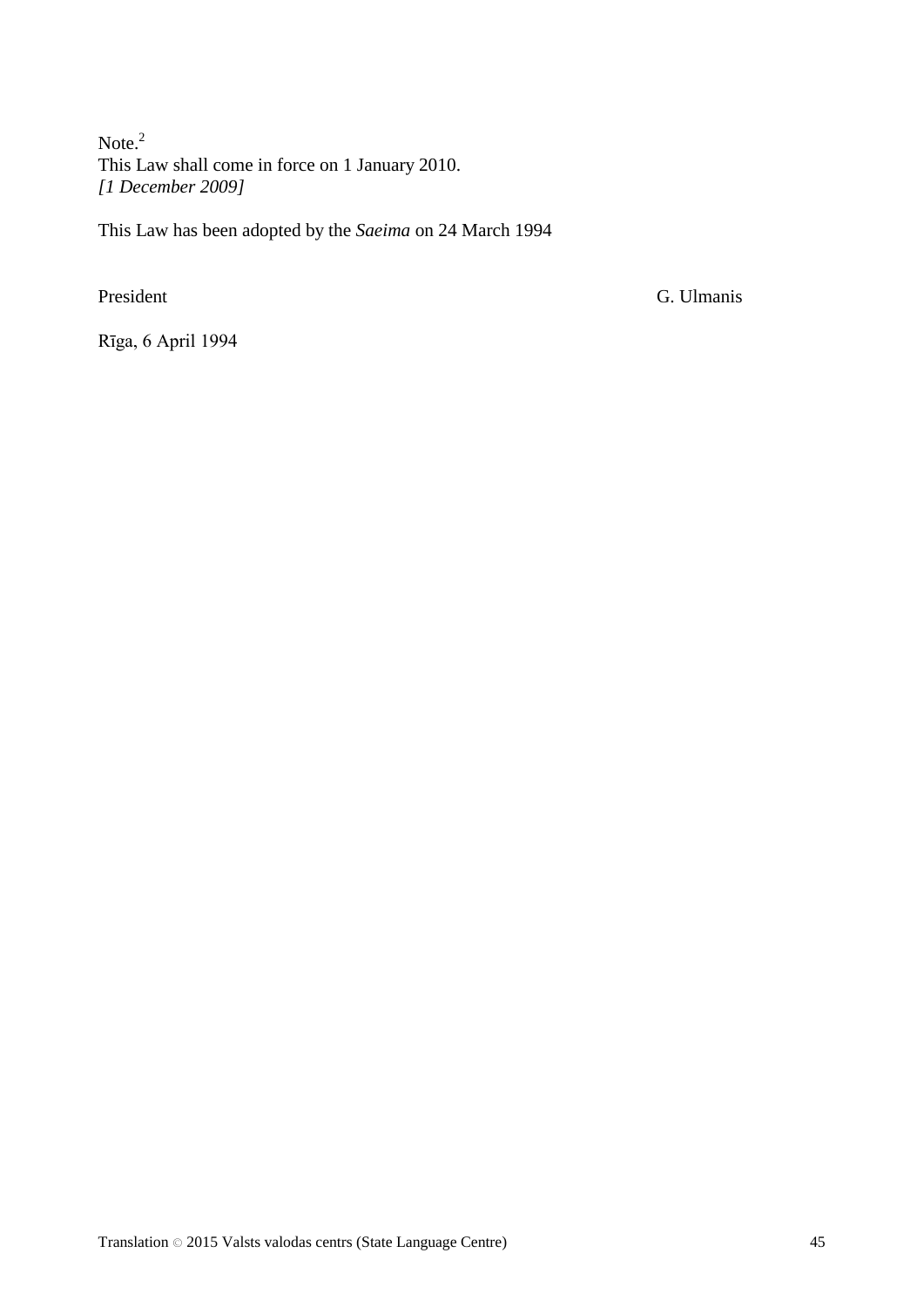Note.[2]
This Law shall come in force on 1 January 2010.
*[1 December 2009]*

This Law has been adopted by the *Saeima* on 24 March 1994

President G. Ulmanis

Rīga, 6 April 1994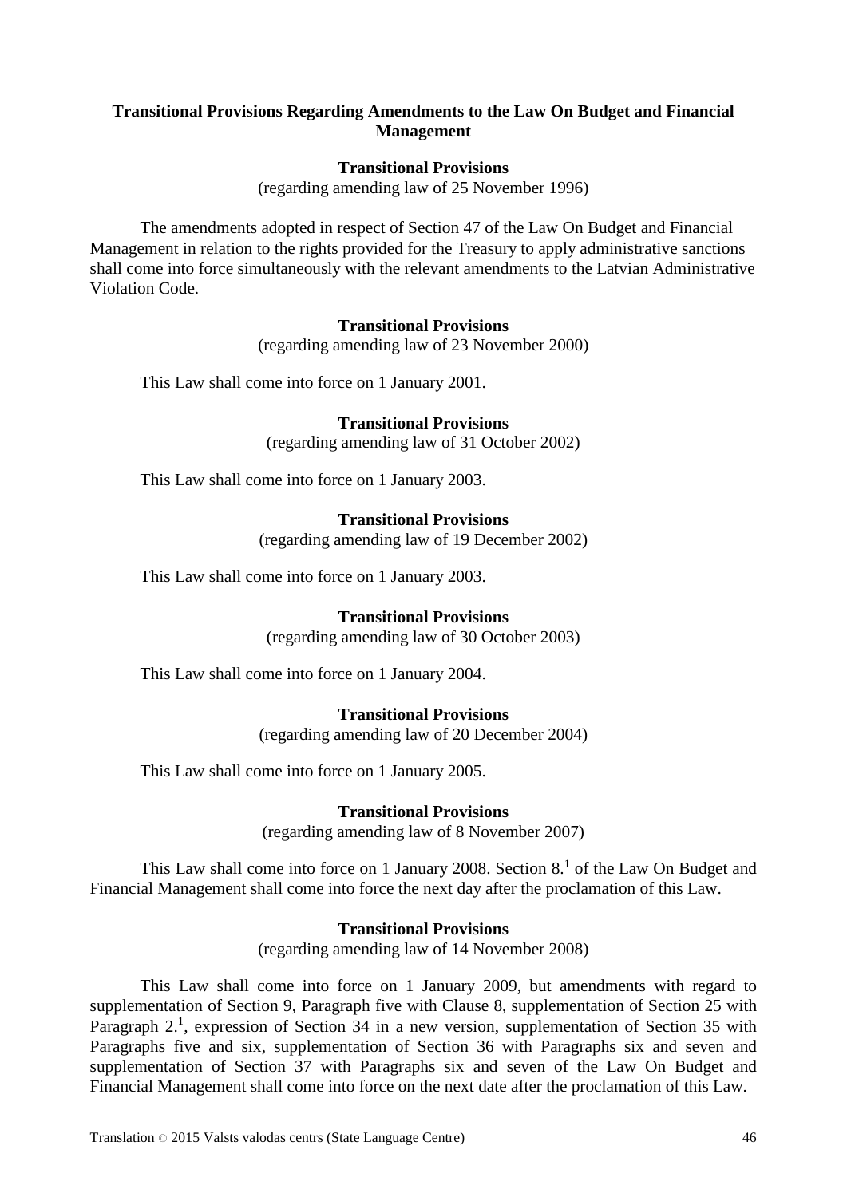**Transitional Provisions Regarding Amendments to the Law On Budget and Financial Management**

**Transitional Provisions**
(regarding amending law of 25 November 1996)

The amendments adopted in respect of Section 47 of the Law On Budget and Financial Management in relation to the rights provided for the Treasury to apply administrative sanctions shall come into force simultaneously with the relevant amendments to the Latvian Administrative Violation Code.

**Transitional Provisions**
(regarding amending law of 23 November 2000)

This Law shall come into force on 1 January 2001.

**Transitional Provisions**
(regarding amending law of 31 October 2002)

This Law shall come into force on 1 January 2003.

**Transitional Provisions**
(regarding amending law of 19 December 2002)

This Law shall come into force on 1 January 2003.

**Transitional Provisions**
(regarding amending law of 30 October 2003)

This Law shall come into force on 1 January 2004.

**Transitional Provisions**
(regarding amending law of 20 December 2004)

This Law shall come into force on 1 January 2005.

**Transitional Provisions**
(regarding amending law of 8 November 2007)

This Law shall come into force on 1 January 2008. Section 8.[1] of the Law On Budget and Financial Management shall come into force the next day after the proclamation of this Law.

**Transitional Provisions**
(regarding amending law of 14 November 2008)

This Law shall come into force on 1 January 2009, but amendments with regard to supplementation of Section 9, Paragraph five with Clause 8, supplementation of Section 25 with Paragraph 2.[1], expression of Section 34 in a new version, supplementation of Section 35 with Paragraphs five and six, supplementation of Section 36 with Paragraphs six and seven and supplementation of Section 37 with Paragraphs six and seven of the Law On Budget and Financial Management shall come into force on the next date after the proclamation of this Law.